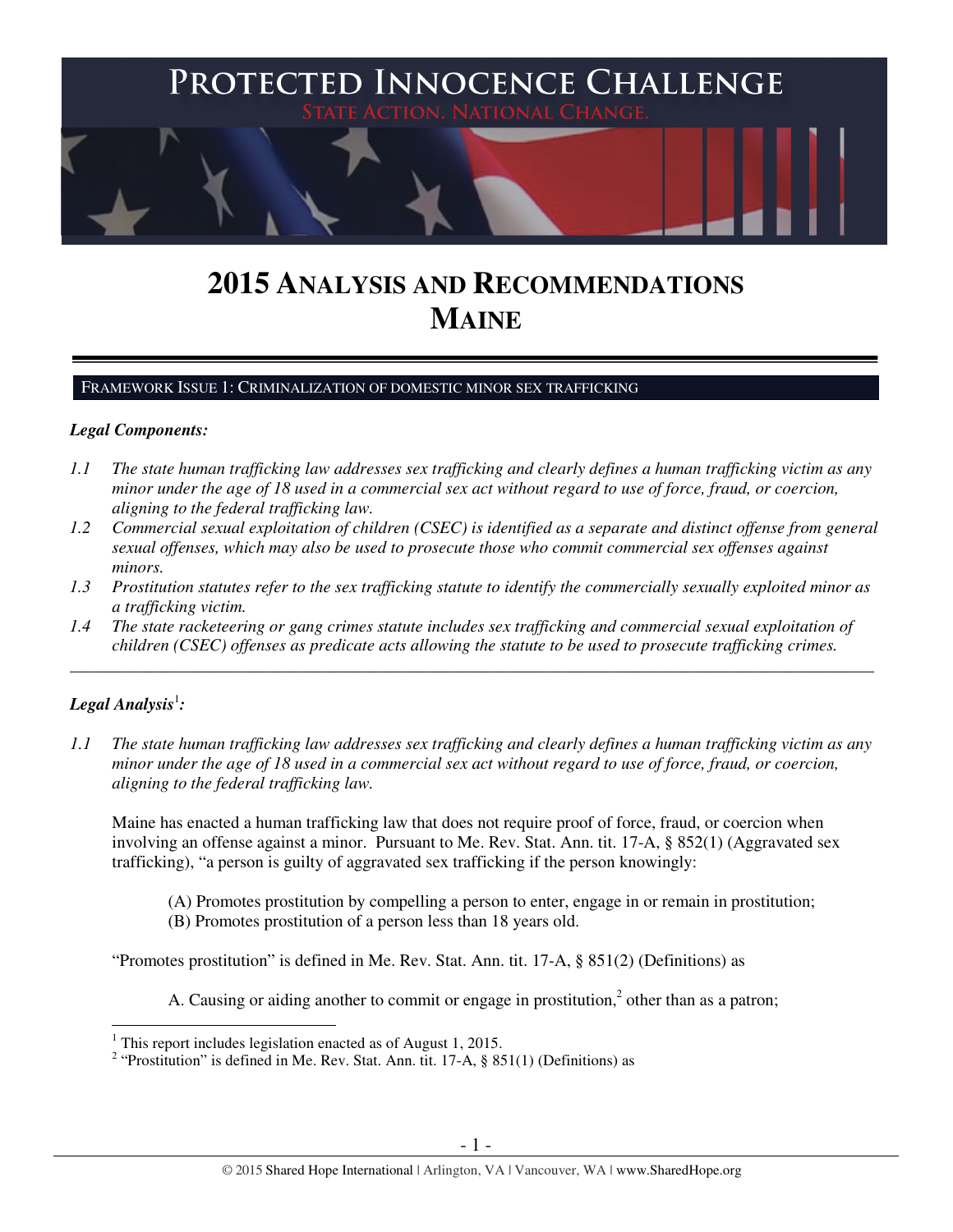# PROTECTED INNOCENCE CHALLENGE

STATE ACTION. NATIONAL CHANGE.

# 2015 ANALYSIS AND RECOMMENDATIONS
# MAINE

## FRAMEWORK ISSUE 1: CRIMINALIZATION OF DOMESTIC MINOR SEX TRAFFICKING

***Legal Components:***

*1.1 The state human trafficking law addresses sex trafficking and clearly defines a human trafficking victim as any minor under the age of 18 used in a commercial sex act without regard to use of force, fraud, or coercion, aligning to the federal trafficking law.*

*1.2 Commercial sexual exploitation of children (CSEC) is identified as a separate and distinct offense from general sexual offenses, which may also be used to prosecute those who commit commercial sex offenses against minors.*

*1.3 Prostitution statutes refer to the sex trafficking statute to identify the commercially sexually exploited minor as a trafficking victim.*

*1.4 The state racketeering or gang crimes statute includes sex trafficking and commercial sexual exploitation of children (CSEC) offenses as predicate acts allowing the statute to be used to prosecute trafficking crimes.*

---

***Legal Analysis***[1]***:***

*1.1 The state human trafficking law addresses sex trafficking and clearly defines a human trafficking victim as any minor under the age of 18 used in a commercial sex act without regard to use of force, fraud, or coercion, aligning to the federal trafficking law.*

Maine has enacted a human trafficking law that does not require proof of force, fraud, or coercion when involving an offense against a minor. Pursuant to Me. Rev. Stat. Ann. tit. 17-A, § 852(1) (Aggravated sex trafficking), "a person is guilty of aggravated sex trafficking if the person knowingly:

(A) Promotes prostitution by compelling a person to enter, engage in or remain in prostitution;
(B) Promotes prostitution of a person less than 18 years old.

"Promotes prostitution" is defined in Me. Rev. Stat. Ann. tit. 17-A, § 851(2) (Definitions) as

A. Causing or aiding another to commit or engage in prostitution,[2] other than as a patron;

---

[1] This report includes legislation enacted as of August 1, 2015.

[2] "Prostitution" is defined in Me. Rev. Stat. Ann. tit. 17-A, § 851(1) (Definitions) as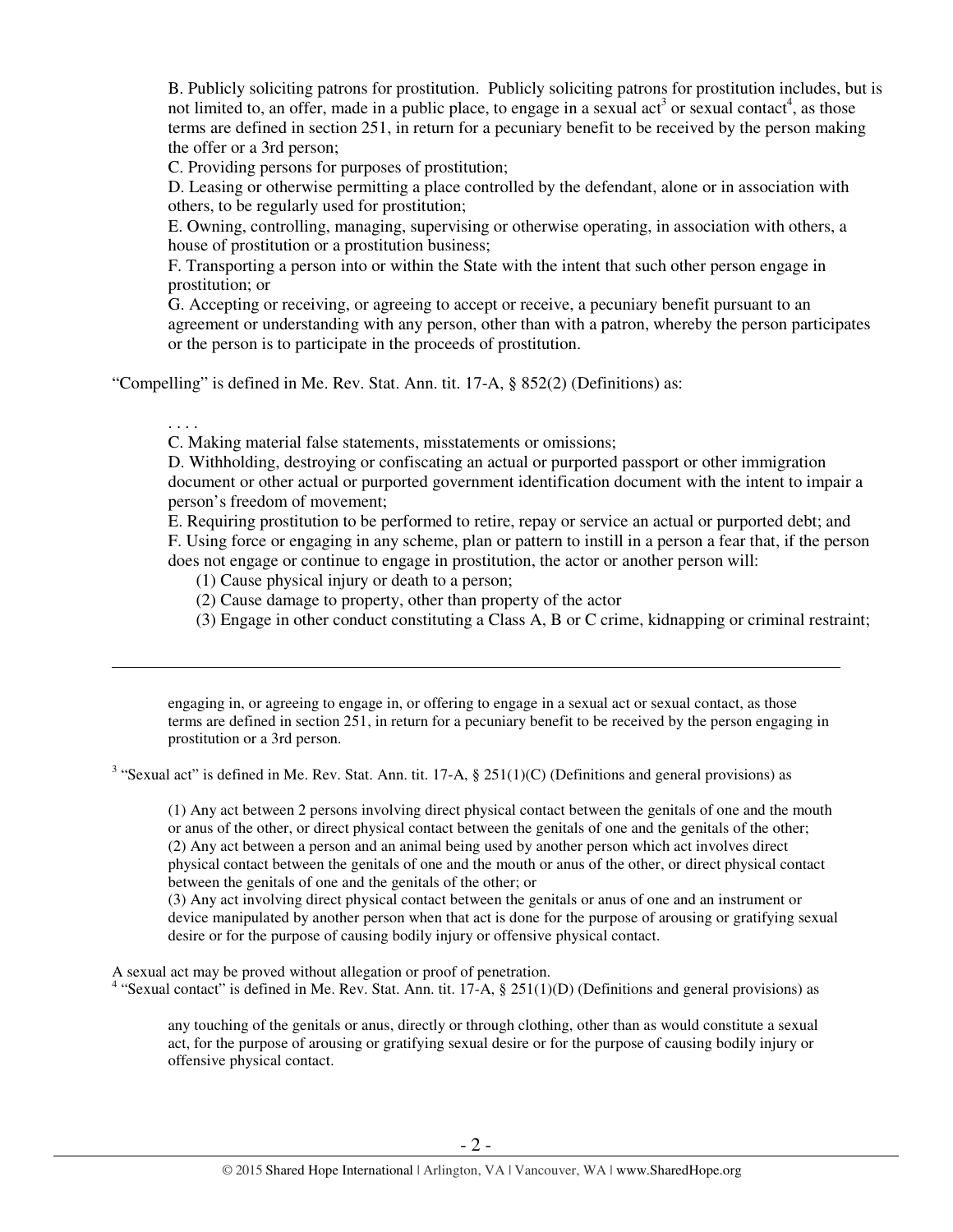B. Publicly soliciting patrons for prostitution. Publicly soliciting patrons for prostitution includes, but is not limited to, an offer, made in a public place, to engage in a sexual act[3] or sexual contact[4], as those terms are defined in section 251, in return for a pecuniary benefit to be received by the person making the offer or a 3rd person;

C. Providing persons for purposes of prostitution;

D. Leasing or otherwise permitting a place controlled by the defendant, alone or in association with others, to be regularly used for prostitution;

E. Owning, controlling, managing, supervising or otherwise operating, in association with others, a house of prostitution or a prostitution business;

F. Transporting a person into or within the State with the intent that such other person engage in prostitution; or

G. Accepting or receiving, or agreeing to accept or receive, a pecuniary benefit pursuant to an agreement or understanding with any person, other than with a patron, whereby the person participates or the person is to participate in the proceeds of prostitution.

"Compelling" is defined in Me. Rev. Stat. Ann. tit. 17-A, § 852(2) (Definitions) as:

> . . . .
>
> C. Making material false statements, misstatements or omissions;
>
> D. Withholding, destroying or confiscating an actual or purported passport or other immigration document or other actual or purported government identification document with the intent to impair a person's freedom of movement;
>
> E. Requiring prostitution to be performed to retire, repay or service an actual or purported debt; and
>
> F. Using force or engaging in any scheme, plan or pattern to instill in a person a fear that, if the person does not engage or continue to engage in prostitution, the actor or another person will:
>
> (1) Cause physical injury or death to a person;
>
> (2) Cause damage to property, other than property of the actor
>
> (3) Engage in other conduct constituting a Class A, B or C crime, kidnapping or criminal restraint;

---

engaging in, or agreeing to engage in, or offering to engage in a sexual act or sexual contact, as those terms are defined in section 251, in return for a pecuniary benefit to be received by the person engaging in prostitution or a 3rd person.

[3] "Sexual act" is defined in Me. Rev. Stat. Ann. tit. 17-A, § 251(1)(C) (Definitions and general provisions) as

> (1) Any act between 2 persons involving direct physical contact between the genitals of one and the mouth or anus of the other, or direct physical contact between the genitals of one and the genitals of the other;
>
> (2) Any act between a person and an animal being used by another person which act involves direct physical contact between the genitals of one and the mouth or anus of the other, or direct physical contact between the genitals of one and the genitals of the other; or
>
> (3) Any act involving direct physical contact between the genitals or anus of one and an instrument or device manipulated by another person when that act is done for the purpose of arousing or gratifying sexual desire or for the purpose of causing bodily injury or offensive physical contact.

A sexual act may be proved without allegation or proof of penetration.

[4] "Sexual contact" is defined in Me. Rev. Stat. Ann. tit. 17-A, § 251(1)(D) (Definitions and general provisions) as

> any touching of the genitals or anus, directly or through clothing, other than as would constitute a sexual act, for the purpose of arousing or gratifying sexual desire or for the purpose of causing bodily injury or offensive physical contact.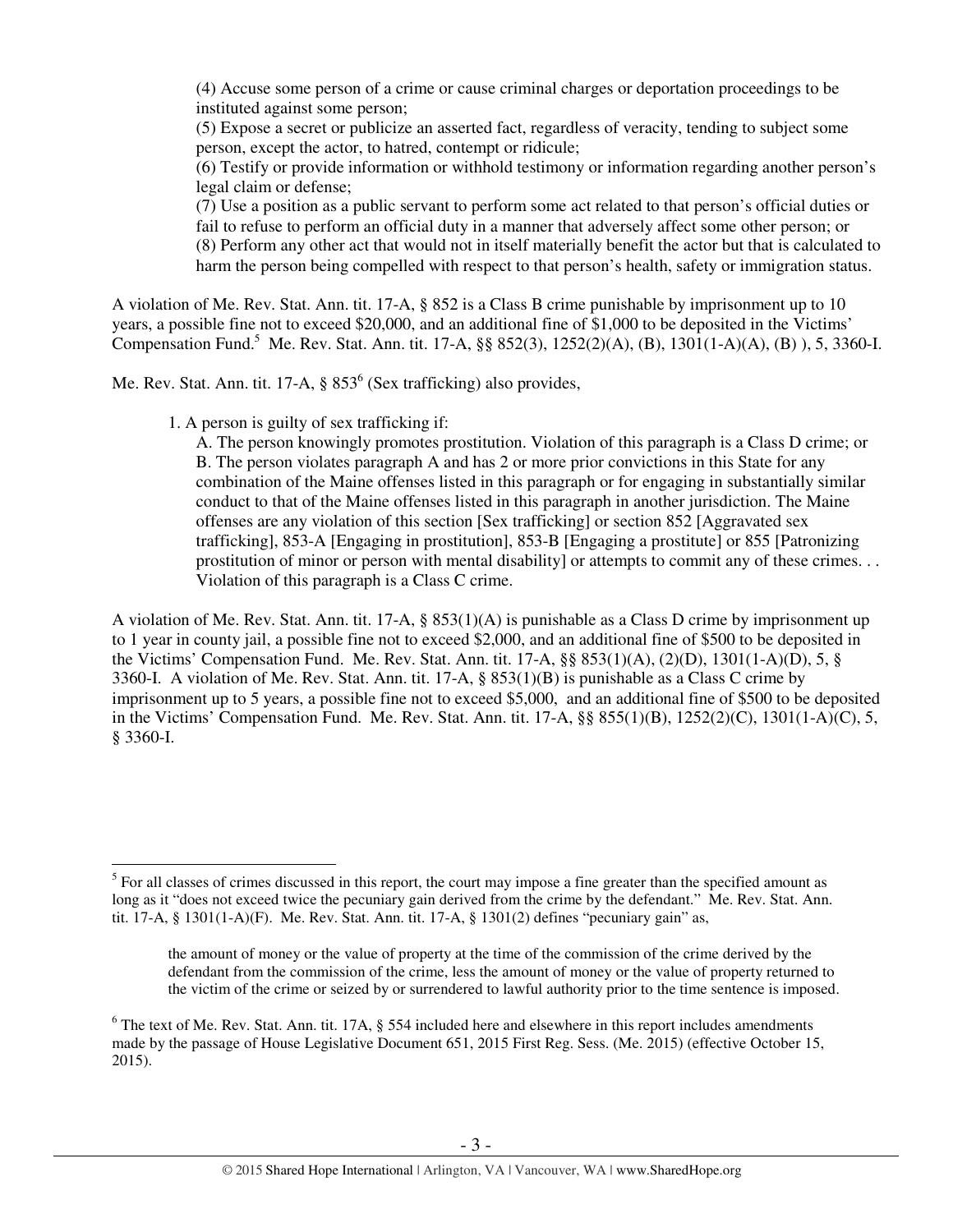> (4) Accuse some person of a crime or cause criminal charges or deportation proceedings to be instituted against some person;
> (5) Expose a secret or publicize an asserted fact, regardless of veracity, tending to subject some person, except the actor, to hatred, contempt or ridicule;
> (6) Testify or provide information or withhold testimony or information regarding another person's legal claim or defense;
> (7) Use a position as a public servant to perform some act related to that person's official duties or fail to refuse to perform an official duty in a manner that adversely affect some other person; or
> (8) Perform any other act that would not in itself materially benefit the actor but that is calculated to harm the person being compelled with respect to that person's health, safety or immigration status.

A violation of Me. Rev. Stat. Ann. tit. 17-A, § 852 is a Class B crime punishable by imprisonment up to 10 years, a possible fine not to exceed $20,000, and an additional fine of $1,000 to be deposited in the Victims' Compensation Fund.[5] Me. Rev. Stat. Ann. tit. 17-A, §§ 852(3), 1252(2)(A), (B), 1301(1-A)(A), (B) ), 5, 3360-I.

Me. Rev. Stat. Ann. tit. 17-A, § 853[6] (Sex trafficking) also provides,

> 1. A person is guilty of sex trafficking if:
>
> A. The person knowingly promotes prostitution. Violation of this paragraph is a Class D crime; or
>
> B. The person violates paragraph A and has 2 or more prior convictions in this State for any combination of the Maine offenses listed in this paragraph or for engaging in substantially similar conduct to that of the Maine offenses listed in this paragraph in another jurisdiction. The Maine offenses are any violation of this section [Sex trafficking] or section 852 [Aggravated sex trafficking], 853-A [Engaging in prostitution], 853-B [Engaging a prostitute] or 855 [Patronizing prostitution of minor or person with mental disability] or attempts to commit any of these crimes. . . Violation of this paragraph is a Class C crime.

A violation of Me. Rev. Stat. Ann. tit. 17-A, § 853(1)(A) is punishable as a Class D crime by imprisonment up to 1 year in county jail, a possible fine not to exceed $2,000, and an additional fine of $500 to be deposited in the Victims' Compensation Fund. Me. Rev. Stat. Ann. tit. 17-A, §§ 853(1)(A), (2)(D), 1301(1-A)(D), 5, § 3360-I. A violation of Me. Rev. Stat. Ann. tit. 17-A, § 853(1)(B) is punishable as a Class C crime by imprisonment up to 5 years, a possible fine not to exceed $5,000, and an additional fine of $500 to be deposited in the Victims' Compensation Fund. Me. Rev. Stat. Ann. tit. 17-A, §§ 855(1)(B), 1252(2)(C), 1301(1-A)(C), 5, § 3360-I.

---

[5] For all classes of crimes discussed in this report, the court may impose a fine greater than the specified amount as long as it "does not exceed twice the pecuniary gain derived from the crime by the defendant." Me. Rev. Stat. Ann. tit. 17-A, § 1301(1-A)(F). Me. Rev. Stat. Ann. tit. 17-A, § 1301(2) defines "pecuniary gain" as,

> the amount of money or the value of property at the time of the commission of the crime derived by the defendant from the commission of the crime, less the amount of money or the value of property returned to the victim of the crime or seized by or surrendered to lawful authority prior to the time sentence is imposed.

[6] The text of Me. Rev. Stat. Ann. tit. 17A, § 554 included here and elsewhere in this report includes amendments made by the passage of House Legislative Document 651, 2015 First Reg. Sess. (Me. 2015) (effective October 15, 2015).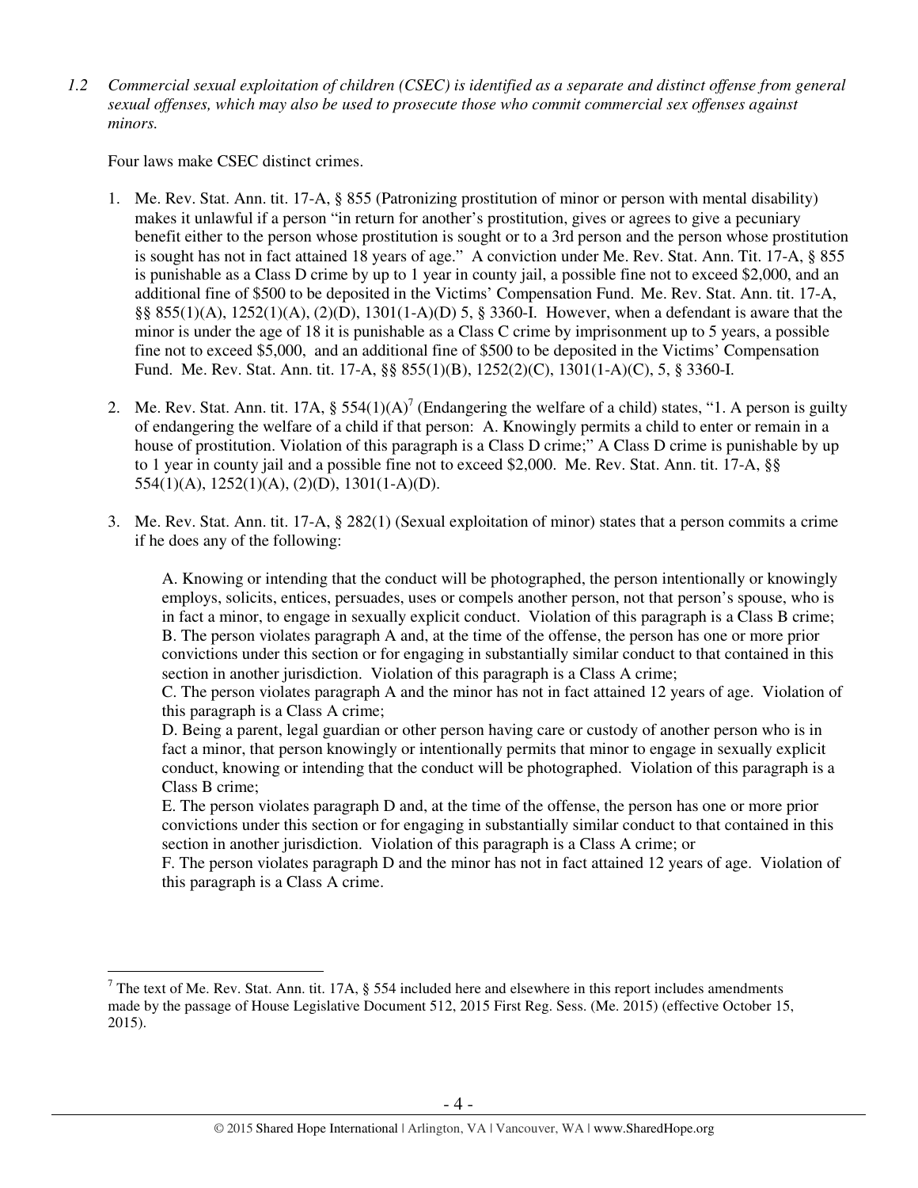*1.2 Commercial sexual exploitation of children (CSEC) is identified as a separate and distinct offense from general sexual offenses, which may also be used to prosecute those who commit commercial sex offenses against minors.*

Four laws make CSEC distinct crimes.

1. Me. Rev. Stat. Ann. tit. 17-A, § 855 (Patronizing prostitution of minor or person with mental disability) makes it unlawful if a person "in return for another's prostitution, gives or agrees to give a pecuniary benefit either to the person whose prostitution is sought or to a 3rd person and the person whose prostitution is sought has not in fact attained 18 years of age." A conviction under Me. Rev. Stat. Ann. Tit. 17-A, § 855 is punishable as a Class D crime by up to 1 year in county jail, a possible fine not to exceed $2,000, and an additional fine of $500 to be deposited in the Victims' Compensation Fund. Me. Rev. Stat. Ann. tit. 17-A, §§ 855(1)(A), 1252(1)(A), (2)(D), 1301(1-A)(D) 5, § 3360-I. However, when a defendant is aware that the minor is under the age of 18 it is punishable as a Class C crime by imprisonment up to 5 years, a possible fine not to exceed $5,000, and an additional fine of $500 to be deposited in the Victims' Compensation Fund. Me. Rev. Stat. Ann. tit. 17-A, §§ 855(1)(B), 1252(2)(C), 1301(1-A)(C), 5, § 3360-I.

2. Me. Rev. Stat. Ann. tit. 17A, § 554(1)(A)[7] (Endangering the welfare of a child) states, "1. A person is guilty of endangering the welfare of a child if that person: A. Knowingly permits a child to enter or remain in a house of prostitution. Violation of this paragraph is a Class D crime;" A Class D crime is punishable by up to 1 year in county jail and a possible fine not to exceed $2,000. Me. Rev. Stat. Ann. tit. 17-A, §§ 554(1)(A), 1252(1)(A), (2)(D), 1301(1-A)(D).

3. Me. Rev. Stat. Ann. tit. 17-A, § 282(1) (Sexual exploitation of minor) states that a person commits a crime if he does any of the following:

   A. Knowing or intending that the conduct will be photographed, the person intentionally or knowingly employs, solicits, entices, persuades, uses or compels another person, not that person's spouse, who is in fact a minor, to engage in sexually explicit conduct. Violation of this paragraph is a Class B crime;
   B. The person violates paragraph A and, at the time of the offense, the person has one or more prior convictions under this section or for engaging in substantially similar conduct to that contained in this section in another jurisdiction. Violation of this paragraph is a Class A crime;
   C. The person violates paragraph A and the minor has not in fact attained 12 years of age. Violation of this paragraph is a Class A crime;
   D. Being a parent, legal guardian or other person having care or custody of another person who is in fact a minor, that person knowingly or intentionally permits that minor to engage in sexually explicit conduct, knowing or intending that the conduct will be photographed. Violation of this paragraph is a Class B crime;
   E. The person violates paragraph D and, at the time of the offense, the person has one or more prior convictions under this section or for engaging in substantially similar conduct to that contained in this section in another jurisdiction. Violation of this paragraph is a Class A crime; or
   F. The person violates paragraph D and the minor has not in fact attained 12 years of age. Violation of this paragraph is a Class A crime.

---

[7] The text of Me. Rev. Stat. Ann. tit. 17A, § 554 included here and elsewhere in this report includes amendments made by the passage of House Legislative Document 512, 2015 First Reg. Sess. (Me. 2015) (effective October 15, 2015).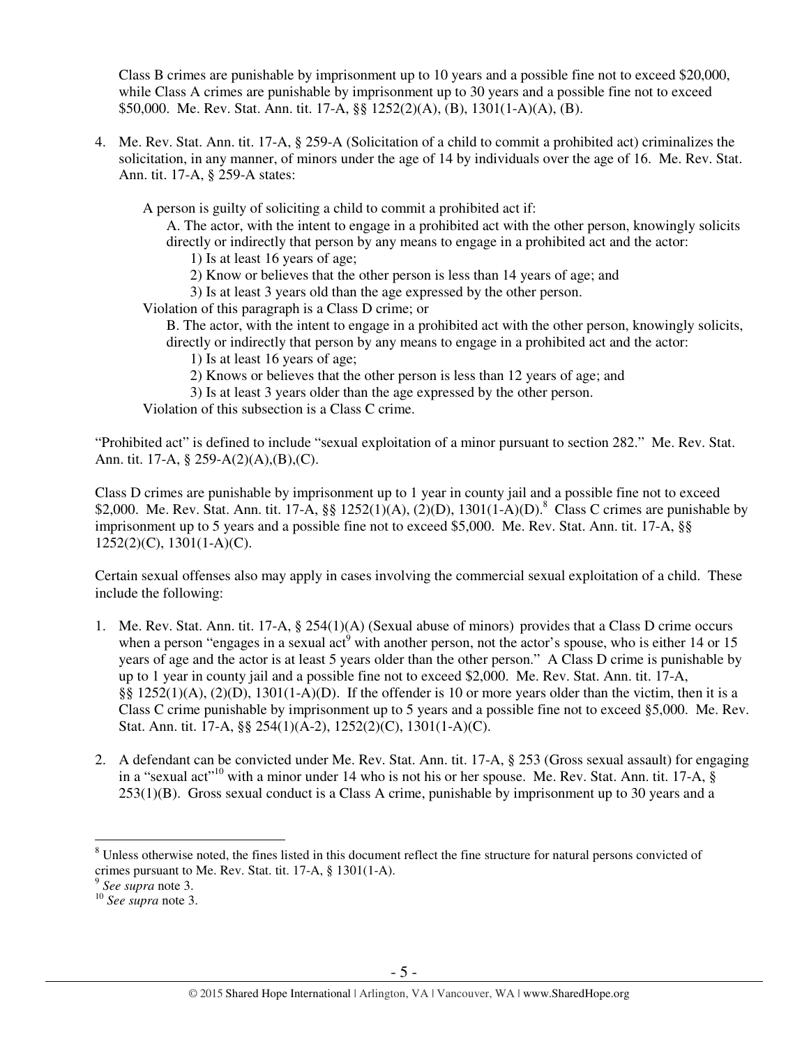Class B crimes are punishable by imprisonment up to 10 years and a possible fine not to exceed $20,000, while Class A crimes are punishable by imprisonment up to 30 years and a possible fine not to exceed $50,000. Me. Rev. Stat. Ann. tit. 17-A, §§ 1252(2)(A), (B), 1301(1-A)(A), (B).

4. Me. Rev. Stat. Ann. tit. 17-A, § 259-A (Solicitation of a child to commit a prohibited act) criminalizes the solicitation, in any manner, of minors under the age of 14 by individuals over the age of 16. Me. Rev. Stat. Ann. tit. 17-A, § 259-A states:

   A person is guilty of soliciting a child to commit a prohibited act if:
   
   A. The actor, with the intent to engage in a prohibited act with the other person, knowingly solicits directly or indirectly that person by any means to engage in a prohibited act and the actor:
   
   1) Is at least 16 years of age;
   
   2) Know or believes that the other person is less than 14 years of age; and
   
   3) Is at least 3 years old than the age expressed by the other person.
   
   Violation of this paragraph is a Class D crime; or
   
   B. The actor, with the intent to engage in a prohibited act with the other person, knowingly solicits, directly or indirectly that person by any means to engage in a prohibited act and the actor:
   
   1) Is at least 16 years of age;
   
   2) Knows or believes that the other person is less than 12 years of age; and
   
   3) Is at least 3 years older than the age expressed by the other person.
   
   Violation of this subsection is a Class C crime.

"Prohibited act" is defined to include "sexual exploitation of a minor pursuant to section 282." Me. Rev. Stat. Ann. tit. 17-A, § 259-A(2)(A),(B),(C).

Class D crimes are punishable by imprisonment up to 1 year in county jail and a possible fine not to exceed $2,000. Me. Rev. Stat. Ann. tit. 17-A, §§ 1252(1)(A), (2)(D), 1301(1-A)(D).[8] Class C crimes are punishable by imprisonment up to 5 years and a possible fine not to exceed $5,000. Me. Rev. Stat. Ann. tit. 17-A, §§ 1252(2)(C), 1301(1-A)(C).

Certain sexual offenses also may apply in cases involving the commercial sexual exploitation of a child. These include the following:

1. Me. Rev. Stat. Ann. tit. 17-A, § 254(1)(A) (Sexual abuse of minors) provides that a Class D crime occurs when a person "engages in a sexual act[9] with another person, not the actor's spouse, who is either 14 or 15 years of age and the actor is at least 5 years older than the other person." A Class D crime is punishable by up to 1 year in county jail and a possible fine not to exceed $2,000. Me. Rev. Stat. Ann. tit. 17-A, §§ 1252(1)(A), (2)(D), 1301(1-A)(D). If the offender is 10 or more years older than the victim, then it is a Class C crime punishable by imprisonment up to 5 years and a possible fine not to exceed §5,000. Me. Rev. Stat. Ann. tit. 17-A, §§ 254(1)(A-2), 1252(2)(C), 1301(1-A)(C).

2. A defendant can be convicted under Me. Rev. Stat. Ann. tit. 17-A, § 253 (Gross sexual assault) for engaging in a "sexual act"[10] with a minor under 14 who is not his or her spouse. Me. Rev. Stat. Ann. tit. 17-A, § 253(1)(B). Gross sexual conduct is a Class A crime, punishable by imprisonment up to 30 years and a

---

[8] Unless otherwise noted, the fines listed in this document reflect the fine structure for natural persons convicted of crimes pursuant to Me. Rev. Stat. tit. 17-A, § 1301(1-A).

[9] *See supra* note 3.

[10] *See supra* note 3.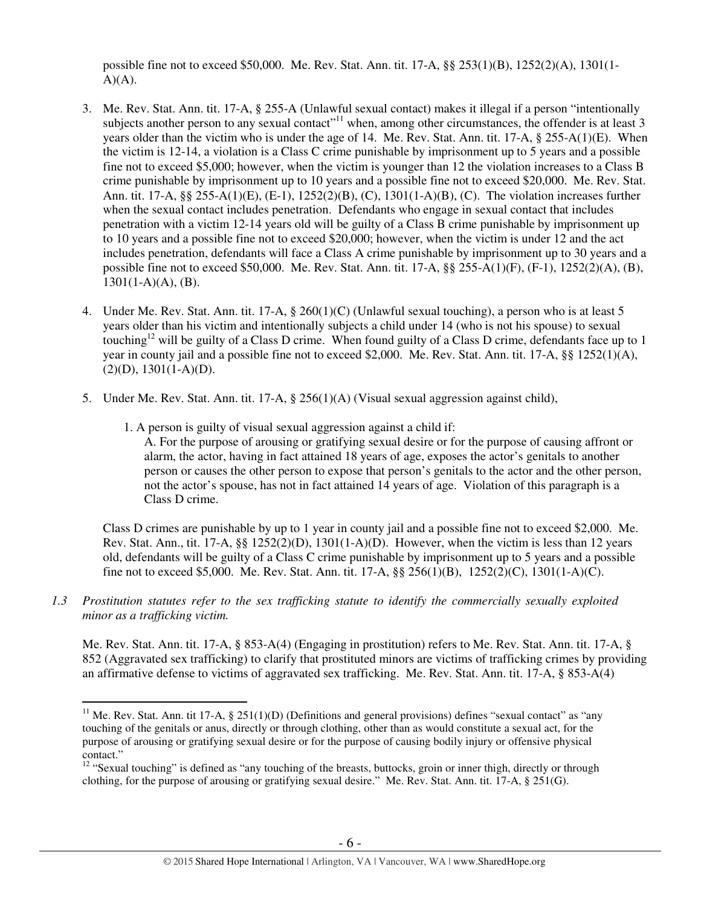possible fine not to exceed $50,000. Me. Rev. Stat. Ann. tit. 17-A, §§ 253(1)(B), 1252(2)(A), 1301(1-A)(A).

3. Me. Rev. Stat. Ann. tit. 17-A, § 255-A (Unlawful sexual contact) makes it illegal if a person "intentionally subjects another person to any sexual contact"[11] when, among other circumstances, the offender is at least 3 years older than the victim who is under the age of 14. Me. Rev. Stat. Ann. tit. 17-A, § 255-A(1)(E). When the victim is 12-14, a violation is a Class C crime punishable by imprisonment up to 5 years and a possible fine not to exceed $5,000; however, when the victim is younger than 12 the violation increases to a Class B crime punishable by imprisonment up to 10 years and a possible fine not to exceed $20,000. Me. Rev. Stat. Ann. tit. 17-A, §§ 255-A(1)(E), (E-1), 1252(2)(B), (C), 1301(1-A)(B), (C). The violation increases further when the sexual contact includes penetration. Defendants who engage in sexual contact that includes penetration with a victim 12-14 years old will be guilty of a Class B crime punishable by imprisonment up to 10 years and a possible fine not to exceed $20,000; however, when the victim is under 12 and the act includes penetration, defendants will face a Class A crime punishable by imprisonment up to 30 years and a possible fine not to exceed $50,000. Me. Rev. Stat. Ann. tit. 17-A, §§ 255-A(1)(F), (F-1), 1252(2)(A), (B), 1301(1-A)(A), (B).

4. Under Me. Rev. Stat. Ann. tit. 17-A, § 260(1)(C) (Unlawful sexual touching), a person who is at least 5 years older than his victim and intentionally subjects a child under 14 (who is not his spouse) to sexual touching[12] will be guilty of a Class D crime. When found guilty of a Class D crime, defendants face up to 1 year in county jail and a possible fine not to exceed $2,000. Me. Rev. Stat. Ann. tit. 17-A, §§ 1252(1)(A), (2)(D), 1301(1-A)(D).

5. Under Me. Rev. Stat. Ann. tit. 17-A, § 256(1)(A) (Visual sexual aggression against child),

   1. A person is guilty of visual sexual aggression against a child if:
      A. For the purpose of arousing or gratifying sexual desire or for the purpose of causing affront or alarm, the actor, having in fact attained 18 years of age, exposes the actor's genitals to another person or causes the other person to expose that person's genitals to the actor and the other person, not the actor's spouse, has not in fact attained 14 years of age. Violation of this paragraph is a Class D crime.

   Class D crimes are punishable by up to 1 year in county jail and a possible fine not to exceed $2,000. Me. Rev. Stat. Ann., tit. 17-A, §§ 1252(2)(D), 1301(1-A)(D). However, when the victim is less than 12 years old, defendants will be guilty of a Class C crime punishable by imprisonment up to 5 years and a possible fine not to exceed $5,000. Me. Rev. Stat. Ann. tit. 17-A, §§ 256(1)(B), 1252(2)(C), 1301(1-A)(C).

*1.3 Prostitution statutes refer to the sex trafficking statute to identify the commercially sexually exploited minor as a trafficking victim.*

Me. Rev. Stat. Ann. tit. 17-A, § 853-A(4) (Engaging in prostitution) refers to Me. Rev. Stat. Ann. tit. 17-A, § 852 (Aggravated sex trafficking) to clarify that prostituted minors are victims of trafficking crimes by providing an affirmative defense to victims of aggravated sex trafficking. Me. Rev. Stat. Ann. tit. 17-A, § 853-A(4)

---

[11] Me. Rev. Stat. Ann. tit 17-A, § 251(1)(D) (Definitions and general provisions) defines "sexual contact" as "any touching of the genitals or anus, directly or through clothing, other than as would constitute a sexual act, for the purpose of arousing or gratifying sexual desire or for the purpose of causing bodily injury or offensive physical contact."

[12] "Sexual touching" is defined as "any touching of the breasts, buttocks, groin or inner thigh, directly or through clothing, for the purpose of arousing or gratifying sexual desire." Me. Rev. Stat. Ann. tit. 17-A, § 251(G).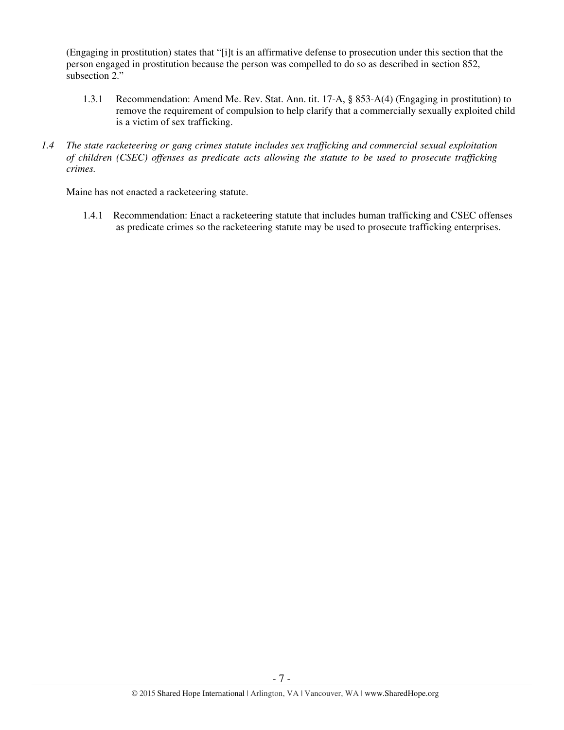(Engaging in prostitution) states that "[i]t is an affirmative defense to prosecution under this section that the person engaged in prostitution because the person was compelled to do so as described in section 852, subsection 2."

1.3.1 Recommendation: Amend Me. Rev. Stat. Ann. tit. 17-A, § 853-A(4) (Engaging in prostitution) to remove the requirement of compulsion to help clarify that a commercially sexually exploited child is a victim of sex trafficking.

*1.4 The state racketeering or gang crimes statute includes sex trafficking and commercial sexual exploitation of children (CSEC) offenses as predicate acts allowing the statute to be used to prosecute trafficking crimes.*

Maine has not enacted a racketeering statute.

1.4.1 Recommendation: Enact a racketeering statute that includes human trafficking and CSEC offenses as predicate crimes so the racketeering statute may be used to prosecute trafficking enterprises.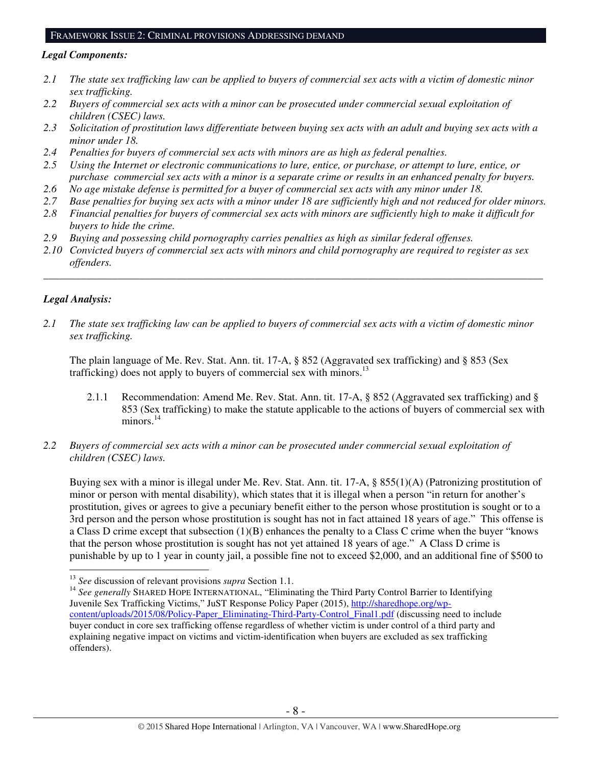## FRAMEWORK ISSUE 2: CRIMINAL PROVISIONS ADDRESSING DEMAND

***Legal Components:***

*2.1 The state sex trafficking law can be applied to buyers of commercial sex acts with a victim of domestic minor sex trafficking.*
*2.2 Buyers of commercial sex acts with a minor can be prosecuted under commercial sexual exploitation of children (CSEC) laws.*
*2.3 Solicitation of prostitution laws differentiate between buying sex acts with an adult and buying sex acts with a minor under 18.*
*2.4 Penalties for buyers of commercial sex acts with minors are as high as federal penalties.*
*2.5 Using the Internet or electronic communications to lure, entice, or purchase, or attempt to lure, entice, or purchase commercial sex acts with a minor is a separate crime or results in an enhanced penalty for buyers.*
*2.6 No age mistake defense is permitted for a buyer of commercial sex acts with any minor under 18.*
*2.7 Base penalties for buying sex acts with a minor under 18 are sufficiently high and not reduced for older minors.*
*2.8 Financial penalties for buyers of commercial sex acts with minors are sufficiently high to make it difficult for buyers to hide the crime.*
*2.9 Buying and possessing child pornography carries penalties as high as similar federal offenses.*
*2.10 Convicted buyers of commercial sex acts with minors and child pornography are required to register as sex offenders.*

---

***Legal Analysis:***

*2.1 The state sex trafficking law can be applied to buyers of commercial sex acts with a victim of domestic minor sex trafficking.*

The plain language of Me. Rev. Stat. Ann. tit. 17-A, § 852 (Aggravated sex trafficking) and § 853 (Sex trafficking) does not apply to buyers of commercial sex with minors.[13]

2.1.1 Recommendation: Amend Me. Rev. Stat. Ann. tit. 17-A, § 852 (Aggravated sex trafficking) and § 853 (Sex trafficking) to make the statute applicable to the actions of buyers of commercial sex with minors.[14]

*2.2 Buyers of commercial sex acts with a minor can be prosecuted under commercial sexual exploitation of children (CSEC) laws.*

Buying sex with a minor is illegal under Me. Rev. Stat. Ann. tit. 17-A, § 855(1)(A) (Patronizing prostitution of minor or person with mental disability), which states that it is illegal when a person "in return for another's prostitution, gives or agrees to give a pecuniary benefit either to the person whose prostitution is sought or to a 3rd person and the person whose prostitution is sought has not in fact attained 18 years of age." This offense is a Class D crime except that subsection (1)(B) enhances the penalty to a Class C crime when the buyer "knows that the person whose prostitution is sought has not yet attained 18 years of age." A Class D crime is punishable by up to 1 year in county jail, a possible fine not to exceed $2,000, and an additional fine of $500 to

---

[13] *See* discussion of relevant provisions *supra* Section 1.1.

[14] *See generally* SHARED HOPE INTERNATIONAL, "Eliminating the Third Party Control Barrier to Identifying Juvenile Sex Trafficking Victims," JuST Response Policy Paper (2015), http://sharedhope.org/wp-content/uploads/2015/08/Policy-Paper_Eliminating-Third-Party-Control_Final1.pdf (discussing need to include buyer conduct in core sex trafficking offense regardless of whether victim is under control of a third party and explaining negative impact on victims and victim-identification when buyers are excluded as sex trafficking offenders).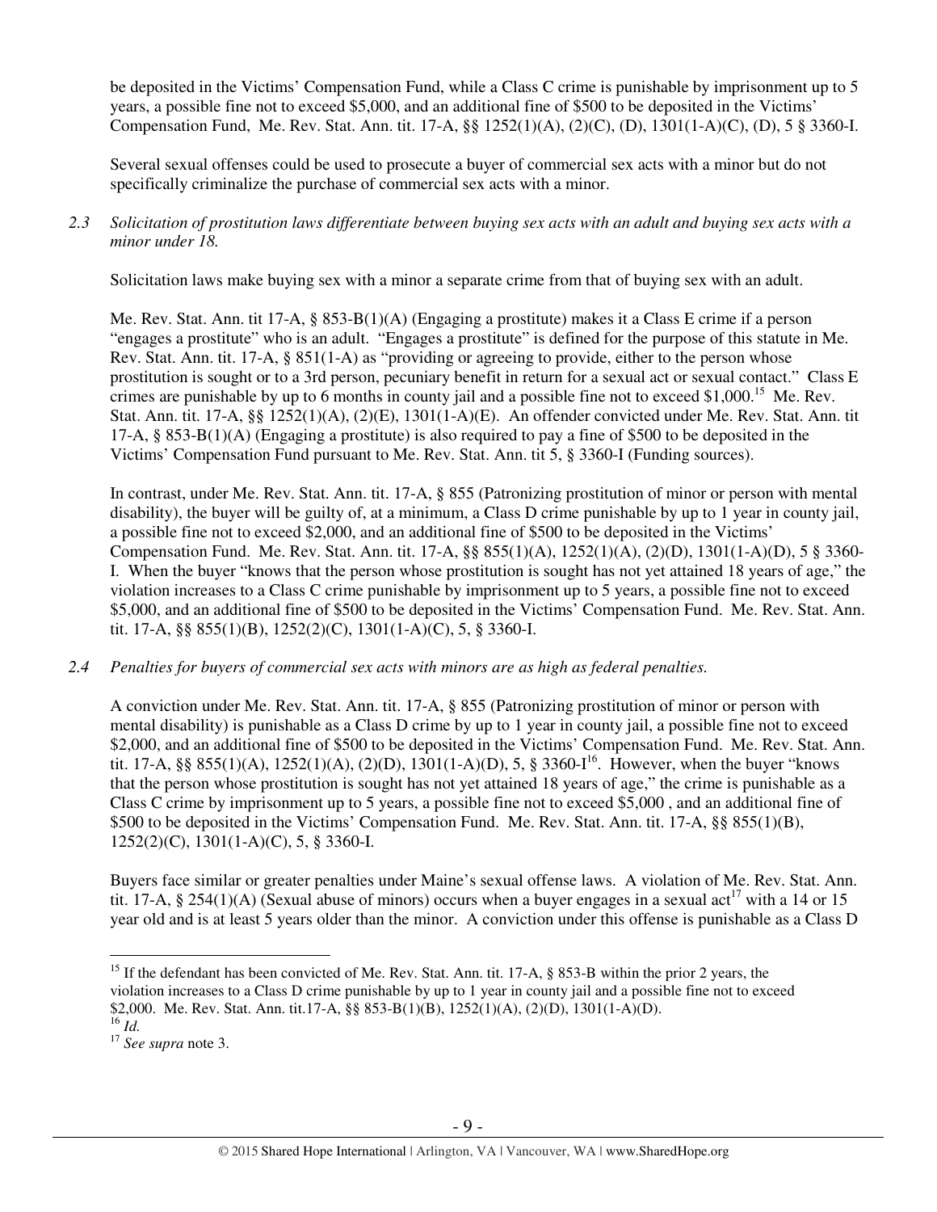be deposited in the Victims' Compensation Fund, while a Class C crime is punishable by imprisonment up to 5 years, a possible fine not to exceed $5,000, and an additional fine of $500 to be deposited in the Victims' Compensation Fund, Me. Rev. Stat. Ann. tit. 17-A, §§ 1252(1)(A), (2)(C), (D), 1301(1-A)(C), (D), 5 § 3360-I.

Several sexual offenses could be used to prosecute a buyer of commercial sex acts with a minor but do not specifically criminalize the purchase of commercial sex acts with a minor.

*2.3 Solicitation of prostitution laws differentiate between buying sex acts with an adult and buying sex acts with a minor under 18.*

Solicitation laws make buying sex with a minor a separate crime from that of buying sex with an adult.

Me. Rev. Stat. Ann. tit 17-A, § 853-B(1)(A) (Engaging a prostitute) makes it a Class E crime if a person "engages a prostitute" who is an adult. "Engages a prostitute" is defined for the purpose of this statute in Me. Rev. Stat. Ann. tit. 17-A, § 851(1-A) as "providing or agreeing to provide, either to the person whose prostitution is sought or to a 3rd person, pecuniary benefit in return for a sexual act or sexual contact." Class E crimes are punishable by up to 6 months in county jail and a possible fine not to exceed $1,000.[15] Me. Rev. Stat. Ann. tit. 17-A, §§ 1252(1)(A), (2)(E), 1301(1-A)(E). An offender convicted under Me. Rev. Stat. Ann. tit 17-A, § 853-B(1)(A) (Engaging a prostitute) is also required to pay a fine of $500 to be deposited in the Victims' Compensation Fund pursuant to Me. Rev. Stat. Ann. tit 5, § 3360-I (Funding sources).

In contrast, under Me. Rev. Stat. Ann. tit. 17-A, § 855 (Patronizing prostitution of minor or person with mental disability), the buyer will be guilty of, at a minimum, a Class D crime punishable by up to 1 year in county jail, a possible fine not to exceed $2,000, and an additional fine of $500 to be deposited in the Victims' Compensation Fund. Me. Rev. Stat. Ann. tit. 17-A, §§ 855(1)(A), 1252(1)(A), (2)(D), 1301(1-A)(D), 5 § 3360-I. When the buyer "knows that the person whose prostitution is sought has not yet attained 18 years of age," the violation increases to a Class C crime punishable by imprisonment up to 5 years, a possible fine not to exceed $5,000, and an additional fine of $500 to be deposited in the Victims' Compensation Fund. Me. Rev. Stat. Ann. tit. 17-A, §§ 855(1)(B), 1252(2)(C), 1301(1-A)(C), 5, § 3360-I.

*2.4 Penalties for buyers of commercial sex acts with minors are as high as federal penalties.*

A conviction under Me. Rev. Stat. Ann. tit. 17-A, § 855 (Patronizing prostitution of minor or person with mental disability) is punishable as a Class D crime by up to 1 year in county jail, a possible fine not to exceed $2,000, and an additional fine of $500 to be deposited in the Victims' Compensation Fund. Me. Rev. Stat. Ann. tit. 17-A, §§ 855(1)(A), 1252(1)(A), (2)(D), 1301(1-A)(D), 5, § 3360-I[16]. However, when the buyer "knows that the person whose prostitution is sought has not yet attained 18 years of age," the crime is punishable as a Class C crime by imprisonment up to 5 years, a possible fine not to exceed $5,000 , and an additional fine of $500 to be deposited in the Victims' Compensation Fund. Me. Rev. Stat. Ann. tit. 17-A, §§ 855(1)(B), 1252(2)(C), 1301(1-A)(C), 5, § 3360-I.

Buyers face similar or greater penalties under Maine's sexual offense laws. A violation of Me. Rev. Stat. Ann. tit. 17-A, § 254(1)(A) (Sexual abuse of minors) occurs when a buyer engages in a sexual act[17] with a 14 or 15 year old and is at least 5 years older than the minor. A conviction under this offense is punishable as a Class D

---

[15] If the defendant has been convicted of Me. Rev. Stat. Ann. tit. 17-A, § 853-B within the prior 2 years, the violation increases to a Class D crime punishable by up to 1 year in county jail and a possible fine not to exceed $2,000. Me. Rev. Stat. Ann. tit.17-A, §§ 853-B(1)(B), 1252(1)(A), (2)(D), 1301(1-A)(D).

[16] *Id.*

[17] *See supra* note 3.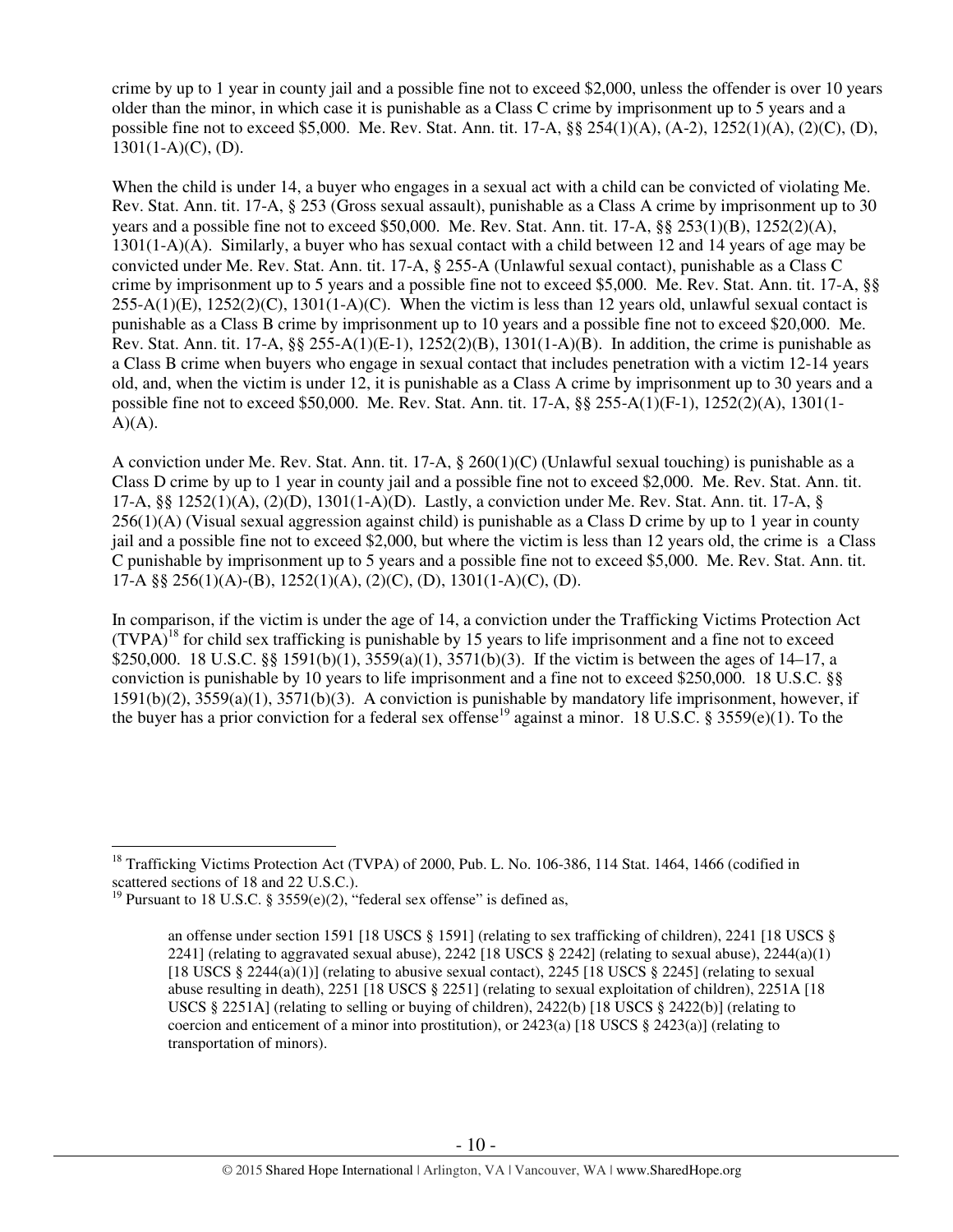crime by up to 1 year in county jail and a possible fine not to exceed $2,000, unless the offender is over 10 years older than the minor, in which case it is punishable as a Class C crime by imprisonment up to 5 years and a possible fine not to exceed $5,000. Me. Rev. Stat. Ann. tit. 17-A, §§ 254(1)(A), (A-2), 1252(1)(A), (2)(C), (D), 1301(1-A)(C), (D).

When the child is under 14, a buyer who engages in a sexual act with a child can be convicted of violating Me. Rev. Stat. Ann. tit. 17-A, § 253 (Gross sexual assault), punishable as a Class A crime by imprisonment up to 30 years and a possible fine not to exceed $50,000. Me. Rev. Stat. Ann. tit. 17-A, §§ 253(1)(B), 1252(2)(A), 1301(1-A)(A). Similarly, a buyer who has sexual contact with a child between 12 and 14 years of age may be convicted under Me. Rev. Stat. Ann. tit. 17-A, § 255-A (Unlawful sexual contact), punishable as a Class C crime by imprisonment up to 5 years and a possible fine not to exceed $5,000. Me. Rev. Stat. Ann. tit. 17-A, §§ 255-A(1)(E), 1252(2)(C), 1301(1-A)(C). When the victim is less than 12 years old, unlawful sexual contact is punishable as a Class B crime by imprisonment up to 10 years and a possible fine not to exceed $20,000. Me. Rev. Stat. Ann. tit. 17-A, §§ 255-A(1)(E-1), 1252(2)(B), 1301(1-A)(B). In addition, the crime is punishable as a Class B crime when buyers who engage in sexual contact that includes penetration with a victim 12-14 years old, and, when the victim is under 12, it is punishable as a Class A crime by imprisonment up to 30 years and a possible fine not to exceed $50,000. Me. Rev. Stat. Ann. tit. 17-A, §§ 255-A(1)(F-1), 1252(2)(A), 1301(1-A)(A).

A conviction under Me. Rev. Stat. Ann. tit. 17-A, § 260(1)(C) (Unlawful sexual touching) is punishable as a Class D crime by up to 1 year in county jail and a possible fine not to exceed $2,000. Me. Rev. Stat. Ann. tit. 17-A, §§ 1252(1)(A), (2)(D), 1301(1-A)(D). Lastly, a conviction under Me. Rev. Stat. Ann. tit. 17-A, § 256(1)(A) (Visual sexual aggression against child) is punishable as a Class D crime by up to 1 year in county jail and a possible fine not to exceed $2,000, but where the victim is less than 12 years old, the crime is a Class C punishable by imprisonment up to 5 years and a possible fine not to exceed $5,000. Me. Rev. Stat. Ann. tit. 17-A §§ 256(1)(A)-(B), 1252(1)(A), (2)(C), (D), 1301(1-A)(C), (D).

In comparison, if the victim is under the age of 14, a conviction under the Trafficking Victims Protection Act (TVPA)[18] for child sex trafficking is punishable by 15 years to life imprisonment and a fine not to exceed $250,000. 18 U.S.C. §§ 1591(b)(1), 3559(a)(1), 3571(b)(3). If the victim is between the ages of 14–17, a conviction is punishable by 10 years to life imprisonment and a fine not to exceed $250,000. 18 U.S.C. §§ 1591(b)(2), 3559(a)(1), 3571(b)(3). A conviction is punishable by mandatory life imprisonment, however, if the buyer has a prior conviction for a federal sex offense[19] against a minor. 18 U.S.C. § 3559(e)(1). To the

---

[18] Trafficking Victims Protection Act (TVPA) of 2000, Pub. L. No. 106-386, 114 Stat. 1464, 1466 (codified in scattered sections of 18 and 22 U.S.C.).

[19] Pursuant to 18 U.S.C. § 3559(e)(2), "federal sex offense" is defined as,

> an offense under section 1591 [18 USCS § 1591] (relating to sex trafficking of children), 2241 [18 USCS § 2241] (relating to aggravated sexual abuse), 2242 [18 USCS § 2242] (relating to sexual abuse), 2244(a)(1) [18 USCS § 2244(a)(1)] (relating to abusive sexual contact), 2245 [18 USCS § 2245] (relating to sexual abuse resulting in death), 2251 [18 USCS § 2251] (relating to sexual exploitation of children), 2251A [18 USCS § 2251A] (relating to selling or buying of children), 2422(b) [18 USCS § 2422(b)] (relating to coercion and enticement of a minor into prostitution), or 2423(a) [18 USCS § 2423(a)] (relating to transportation of minors).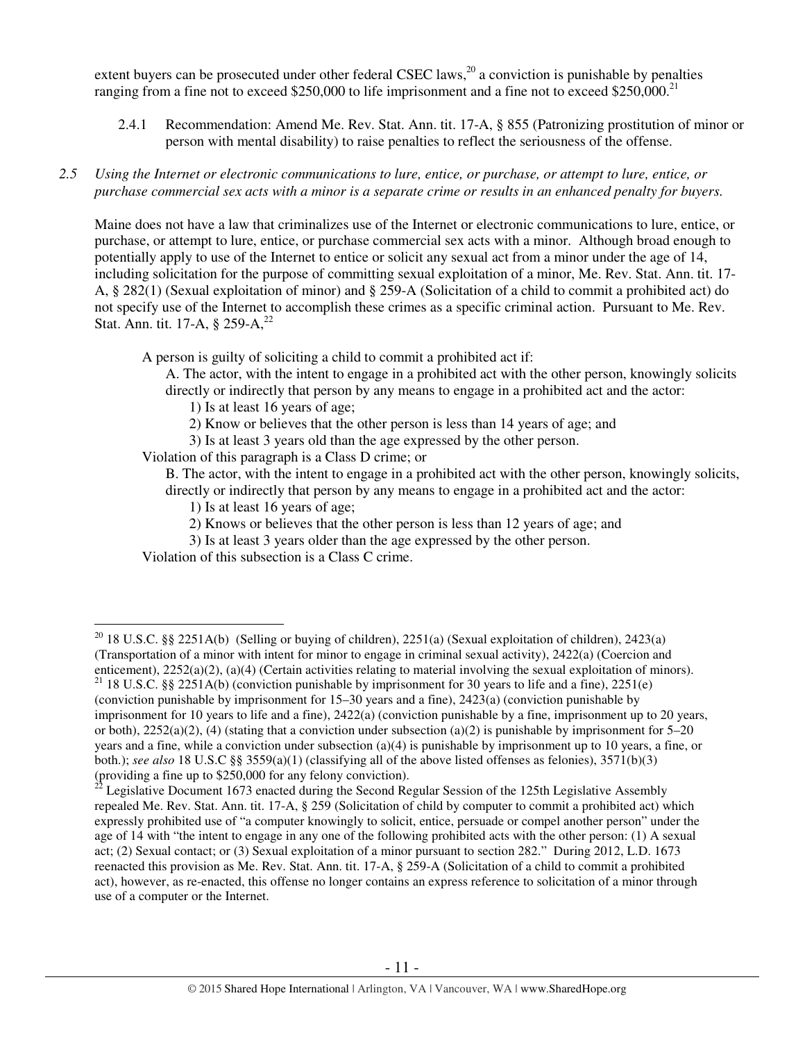extent buyers can be prosecuted under other federal CSEC laws,[20] a conviction is punishable by penalties ranging from a fine not to exceed $250,000 to life imprisonment and a fine not to exceed $250,000.[21]

2.4.1 Recommendation: Amend Me. Rev. Stat. Ann. tit. 17-A, § 855 (Patronizing prostitution of minor or person with mental disability) to raise penalties to reflect the seriousness of the offense.

*2.5 Using the Internet or electronic communications to lure, entice, or purchase, or attempt to lure, entice, or purchase commercial sex acts with a minor is a separate crime or results in an enhanced penalty for buyers.*

Maine does not have a law that criminalizes use of the Internet or electronic communications to lure, entice, or purchase, or attempt to lure, entice, or purchase commercial sex acts with a minor. Although broad enough to potentially apply to use of the Internet to entice or solicit any sexual act from a minor under the age of 14, including solicitation for the purpose of committing sexual exploitation of a minor, Me. Rev. Stat. Ann. tit. 17-A, § 282(1) (Sexual exploitation of minor) and § 259-A (Solicitation of a child to commit a prohibited act) do not specify use of the Internet to accomplish these crimes as a specific criminal action. Pursuant to Me. Rev. Stat. Ann. tit. 17-A, § 259-A,[22]

> A person is guilty of soliciting a child to commit a prohibited act if:
>
> A. The actor, with the intent to engage in a prohibited act with the other person, knowingly solicits directly or indirectly that person by any means to engage in a prohibited act and the actor:
>
> 1) Is at least 16 years of age;
>
> 2) Know or believes that the other person is less than 14 years of age; and
>
> 3) Is at least 3 years old than the age expressed by the other person.
>
> Violation of this paragraph is a Class D crime; or
>
> B. The actor, with the intent to engage in a prohibited act with the other person, knowingly solicits, directly or indirectly that person by any means to engage in a prohibited act and the actor:
>
> 1) Is at least 16 years of age;
>
> 2) Knows or believes that the other person is less than 12 years of age; and
>
> 3) Is at least 3 years older than the age expressed by the other person.
>
> Violation of this subsection is a Class C crime.

---

[20] 18 U.S.C. §§ 2251A(b) (Selling or buying of children), 2251(a) (Sexual exploitation of children), 2423(a) (Transportation of a minor with intent for minor to engage in criminal sexual activity), 2422(a) (Coercion and enticement), 2252(a)(2), (a)(4) (Certain activities relating to material involving the sexual exploitation of minors).

[21] 18 U.S.C. §§ 2251A(b) (conviction punishable by imprisonment for 30 years to life and a fine), 2251(e) (conviction punishable by imprisonment for 15–30 years and a fine), 2423(a) (conviction punishable by imprisonment for 10 years to life and a fine), 2422(a) (conviction punishable by a fine, imprisonment up to 20 years, or both), 2252(a)(2), (4) (stating that a conviction under subsection (a)(2) is punishable by imprisonment for 5–20 years and a fine, while a conviction under subsection (a)(4) is punishable by imprisonment up to 10 years, a fine, or both.); *see also* 18 U.S.C §§ 3559(a)(1) (classifying all of the above listed offenses as felonies), 3571(b)(3) (providing a fine up to $250,000 for any felony conviction).

[22] Legislative Document 1673 enacted during the Second Regular Session of the 125th Legislative Assembly repealed Me. Rev. Stat. Ann. tit. 17-A, § 259 (Solicitation of child by computer to commit a prohibited act) which expressly prohibited use of "a computer knowingly to solicit, entice, persuade or compel another person" under the age of 14 with "the intent to engage in any one of the following prohibited acts with the other person: (1) A sexual act; (2) Sexual contact; or (3) Sexual exploitation of a minor pursuant to section 282." During 2012, L.D. 1673 reenacted this provision as Me. Rev. Stat. Ann. tit. 17-A, § 259-A (Solicitation of a child to commit a prohibited act), however, as re-enacted, this offense no longer contains an express reference to solicitation of a minor through use of a computer or the Internet.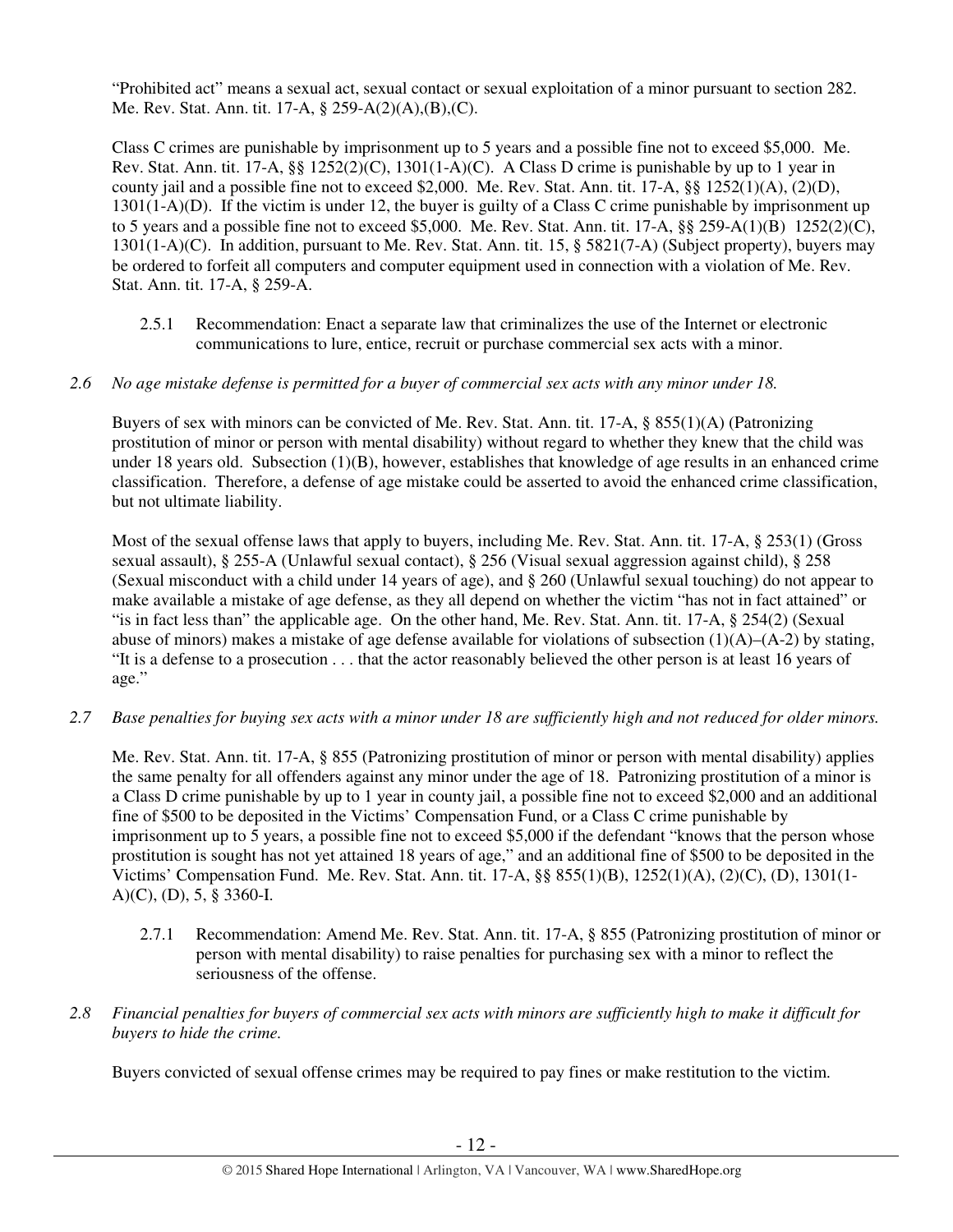"Prohibited act" means a sexual act, sexual contact or sexual exploitation of a minor pursuant to section 282. Me. Rev. Stat. Ann. tit. 17-A, § 259-A(2)(A),(B),(C).

Class C crimes are punishable by imprisonment up to 5 years and a possible fine not to exceed $5,000. Me. Rev. Stat. Ann. tit. 17-A, §§ 1252(2)(C), 1301(1-A)(C). A Class D crime is punishable by up to 1 year in county jail and a possible fine not to exceed $2,000. Me. Rev. Stat. Ann. tit. 17-A, §§ 1252(1)(A), (2)(D), 1301(1-A)(D). If the victim is under 12, the buyer is guilty of a Class C crime punishable by imprisonment up to 5 years and a possible fine not to exceed $5,000. Me. Rev. Stat. Ann. tit. 17-A, §§ 259-A(1)(B) 1252(2)(C), 1301(1-A)(C). In addition, pursuant to Me. Rev. Stat. Ann. tit. 15, § 5821(7-A) (Subject property), buyers may be ordered to forfeit all computers and computer equipment used in connection with a violation of Me. Rev. Stat. Ann. tit. 17-A, § 259-A.

2.5.1 Recommendation: Enact a separate law that criminalizes the use of the Internet or electronic communications to lure, entice, recruit or purchase commercial sex acts with a minor.

*2.6 No age mistake defense is permitted for a buyer of commercial sex acts with any minor under 18.*

Buyers of sex with minors can be convicted of Me. Rev. Stat. Ann. tit. 17-A, § 855(1)(A) (Patronizing prostitution of minor or person with mental disability) without regard to whether they knew that the child was under 18 years old. Subsection (1)(B), however, establishes that knowledge of age results in an enhanced crime classification. Therefore, a defense of age mistake could be asserted to avoid the enhanced crime classification, but not ultimate liability.

Most of the sexual offense laws that apply to buyers, including Me. Rev. Stat. Ann. tit. 17-A, § 253(1) (Gross sexual assault), § 255-A (Unlawful sexual contact), § 256 (Visual sexual aggression against child), § 258 (Sexual misconduct with a child under 14 years of age), and § 260 (Unlawful sexual touching) do not appear to make available a mistake of age defense, as they all depend on whether the victim "has not in fact attained" or "is in fact less than" the applicable age. On the other hand, Me. Rev. Stat. Ann. tit. 17-A, § 254(2) (Sexual abuse of minors) makes a mistake of age defense available for violations of subsection (1)(A)–(A-2) by stating, "It is a defense to a prosecution . . . that the actor reasonably believed the other person is at least 16 years of age."

*2.7 Base penalties for buying sex acts with a minor under 18 are sufficiently high and not reduced for older minors.*

Me. Rev. Stat. Ann. tit. 17-A, § 855 (Patronizing prostitution of minor or person with mental disability) applies the same penalty for all offenders against any minor under the age of 18. Patronizing prostitution of a minor is a Class D crime punishable by up to 1 year in county jail, a possible fine not to exceed $2,000 and an additional fine of $500 to be deposited in the Victims' Compensation Fund, or a Class C crime punishable by imprisonment up to 5 years, a possible fine not to exceed $5,000 if the defendant "knows that the person whose prostitution is sought has not yet attained 18 years of age," and an additional fine of $500 to be deposited in the Victims' Compensation Fund. Me. Rev. Stat. Ann. tit. 17-A, §§ 855(1)(B), 1252(1)(A), (2)(C), (D), 1301(1-A)(C), (D), 5, § 3360-I.

2.7.1 Recommendation: Amend Me. Rev. Stat. Ann. tit. 17-A, § 855 (Patronizing prostitution of minor or person with mental disability) to raise penalties for purchasing sex with a minor to reflect the seriousness of the offense.

*2.8 Financial penalties for buyers of commercial sex acts with minors are sufficiently high to make it difficult for buyers to hide the crime.*

Buyers convicted of sexual offense crimes may be required to pay fines or make restitution to the victim.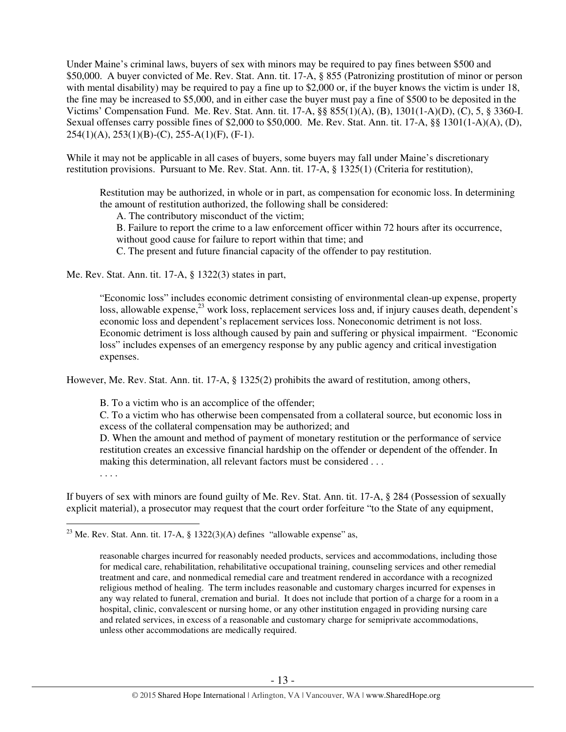Under Maine's criminal laws, buyers of sex with minors may be required to pay fines between $500 and $50,000. A buyer convicted of Me. Rev. Stat. Ann. tit. 17-A, § 855 (Patronizing prostitution of minor or person with mental disability) may be required to pay a fine up to $2,000 or, if the buyer knows the victim is under 18, the fine may be increased to $5,000, and in either case the buyer must pay a fine of $500 to be deposited in the Victims' Compensation Fund. Me. Rev. Stat. Ann. tit. 17-A, §§ 855(1)(A), (B), 1301(1-A)(D), (C), 5, § 3360-I. Sexual offenses carry possible fines of $2,000 to $50,000. Me. Rev. Stat. Ann. tit. 17-A, §§ 1301(1-A)(A), (D), 254(1)(A), 253(1)(B)-(C), 255-A(1)(F), (F-1).

While it may not be applicable in all cases of buyers, some buyers may fall under Maine's discretionary restitution provisions. Pursuant to Me. Rev. Stat. Ann. tit. 17-A, § 1325(1) (Criteria for restitution),

> Restitution may be authorized, in whole or in part, as compensation for economic loss. In determining the amount of restitution authorized, the following shall be considered:
>
> A. The contributory misconduct of the victim;
>
> B. Failure to report the crime to a law enforcement officer within 72 hours after its occurrence, without good cause for failure to report within that time; and
>
> C. The present and future financial capacity of the offender to pay restitution.

Me. Rev. Stat. Ann. tit. 17-A, § 1322(3) states in part,

> "Economic loss" includes economic detriment consisting of environmental clean-up expense, property loss, allowable expense,[23] work loss, replacement services loss and, if injury causes death, dependent's economic loss and dependent's replacement services loss. Noneconomic detriment is not loss. Economic detriment is loss although caused by pain and suffering or physical impairment. "Economic loss" includes expenses of an emergency response by any public agency and critical investigation expenses.

However, Me. Rev. Stat. Ann. tit. 17-A, § 1325(2) prohibits the award of restitution, among others,

> B. To a victim who is an accomplice of the offender;
>
> C. To a victim who has otherwise been compensated from a collateral source, but economic loss in excess of the collateral compensation may be authorized; and
>
> D. When the amount and method of payment of monetary restitution or the performance of service restitution creates an excessive financial hardship on the offender or dependent of the offender. In making this determination, all relevant factors must be considered . . .
>
> . . . .

If buyers of sex with minors are found guilty of Me. Rev. Stat. Ann. tit. 17-A, § 284 (Possession of sexually explicit material), a prosecutor may request that the court order forfeiture "to the State of any equipment,

---

[23] Me. Rev. Stat. Ann. tit. 17-A, § 1322(3)(A) defines "allowable expense" as,

> reasonable charges incurred for reasonably needed products, services and accommodations, including those for medical care, rehabilitation, rehabilitative occupational training, counseling services and other remedial treatment and care, and nonmedical remedial care and treatment rendered in accordance with a recognized religious method of healing. The term includes reasonable and customary charges incurred for expenses in any way related to funeral, cremation and burial. It does not include that portion of a charge for a room in a hospital, clinic, convalescent or nursing home, or any other institution engaged in providing nursing care and related services, in excess of a reasonable and customary charge for semiprivate accommodations, unless other accommodations are medically required.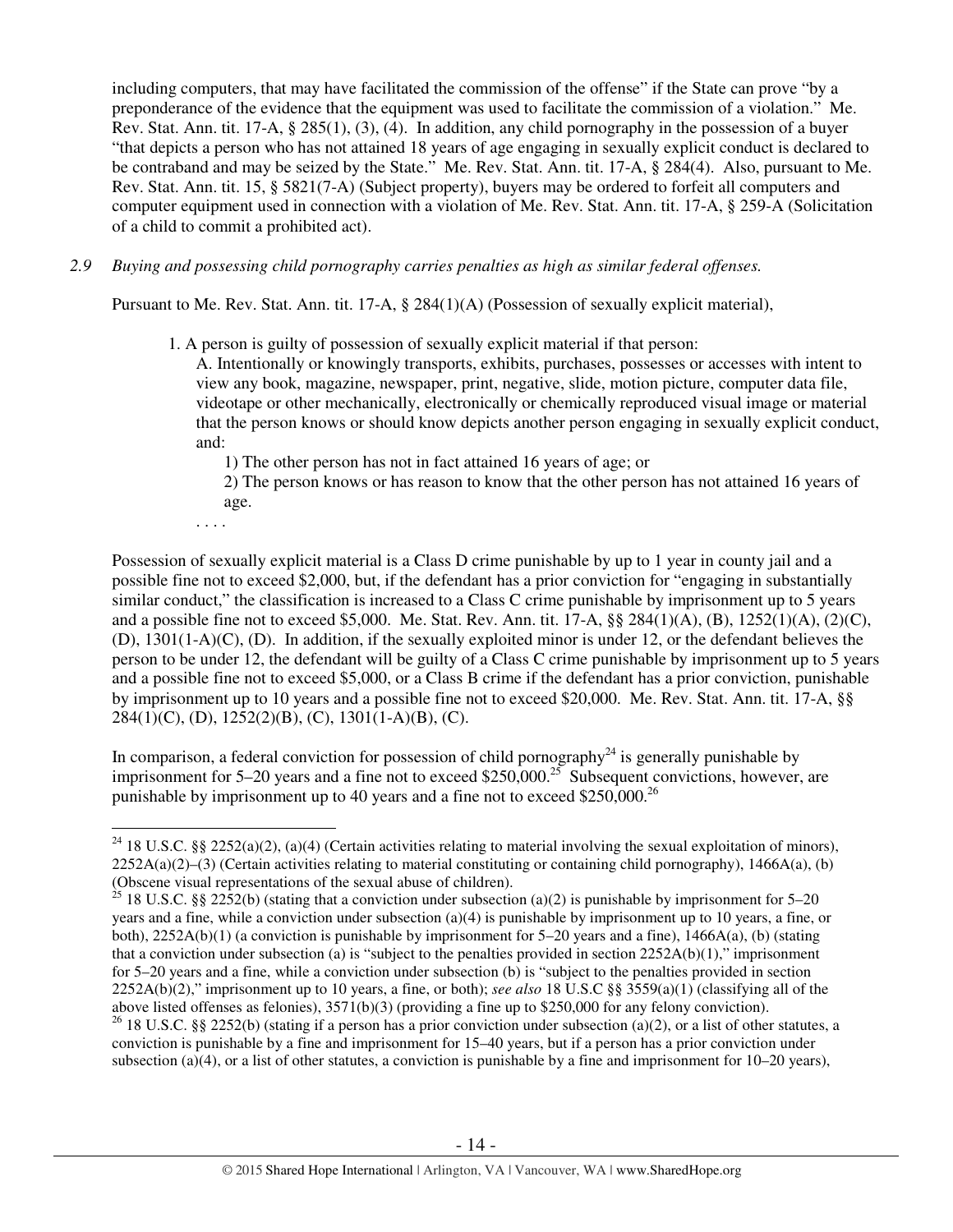including computers, that may have facilitated the commission of the offense" if the State can prove "by a preponderance of the evidence that the equipment was used to facilitate the commission of a violation." Me. Rev. Stat. Ann. tit. 17-A, § 285(1), (3), (4). In addition, any child pornography in the possession of a buyer "that depicts a person who has not attained 18 years of age engaging in sexually explicit conduct is declared to be contraband and may be seized by the State." Me. Rev. Stat. Ann. tit. 17-A, § 284(4). Also, pursuant to Me. Rev. Stat. Ann. tit. 15, § 5821(7-A) (Subject property), buyers may be ordered to forfeit all computers and computer equipment used in connection with a violation of Me. Rev. Stat. Ann. tit. 17-A, § 259-A (Solicitation of a child to commit a prohibited act).

*2.9 Buying and possessing child pornography carries penalties as high as similar federal offenses.*

Pursuant to Me. Rev. Stat. Ann. tit. 17-A, § 284(1)(A) (Possession of sexually explicit material),

> 1. A person is guilty of possession of sexually explicit material if that person:
>
> A. Intentionally or knowingly transports, exhibits, purchases, possesses or accesses with intent to view any book, magazine, newspaper, print, negative, slide, motion picture, computer data file, videotape or other mechanically, electronically or chemically reproduced visual image or material that the person knows or should know depicts another person engaging in sexually explicit conduct, and:
>
> 1) The other person has not in fact attained 16 years of age; or
>
> 2) The person knows or has reason to know that the other person has not attained 16 years of age.
>
> . . . .

Possession of sexually explicit material is a Class D crime punishable by up to 1 year in county jail and a possible fine not to exceed $2,000, but, if the defendant has a prior conviction for "engaging in substantially similar conduct," the classification is increased to a Class C crime punishable by imprisonment up to 5 years and a possible fine not to exceed $5,000. Me. Stat. Rev. Ann. tit. 17-A, §§ 284(1)(A), (B), 1252(1)(A), (2)(C), (D), 1301(1-A)(C), (D). In addition, if the sexually exploited minor is under 12, or the defendant believes the person to be under 12, the defendant will be guilty of a Class C crime punishable by imprisonment up to 5 years and a possible fine not to exceed $5,000, or a Class B crime if the defendant has a prior conviction, punishable by imprisonment up to 10 years and a possible fine not to exceed $20,000. Me. Rev. Stat. Ann. tit. 17-A, §§ 284(1)(C), (D), 1252(2)(B), (C), 1301(1-A)(B), (C).

In comparison, a federal conviction for possession of child pornography[24] is generally punishable by imprisonment for 5–20 years and a fine not to exceed $250,000.[25] Subsequent convictions, however, are punishable by imprisonment up to 40 years and a fine not to exceed $250,000.[26]

---

[24] 18 U.S.C. §§ 2252(a)(2), (a)(4) (Certain activities relating to material involving the sexual exploitation of minors), 2252A(a)(2)–(3) (Certain activities relating to material constituting or containing child pornography), 1466A(a), (b) (Obscene visual representations of the sexual abuse of children).

[25] 18 U.S.C. §§ 2252(b) (stating that a conviction under subsection (a)(2) is punishable by imprisonment for 5–20 years and a fine, while a conviction under subsection (a)(4) is punishable by imprisonment up to 10 years, a fine, or both), 2252A(b)(1) (a conviction is punishable by imprisonment for 5–20 years and a fine), 1466A(a), (b) (stating that a conviction under subsection (a) is "subject to the penalties provided in section 2252A(b)(1)," imprisonment for 5–20 years and a fine, while a conviction under subsection (b) is "subject to the penalties provided in section 2252A(b)(2)," imprisonment up to 10 years, a fine, or both); *see also* 18 U.S.C §§ 3559(a)(1) (classifying all of the above listed offenses as felonies), 3571(b)(3) (providing a fine up to $250,000 for any felony conviction).

[26] 18 U.S.C. §§ 2252(b) (stating if a person has a prior conviction under subsection (a)(2), or a list of other statutes, a conviction is punishable by a fine and imprisonment for 15–40 years, but if a person has a prior conviction under subsection (a)(4), or a list of other statutes, a conviction is punishable by a fine and imprisonment for 10–20 years),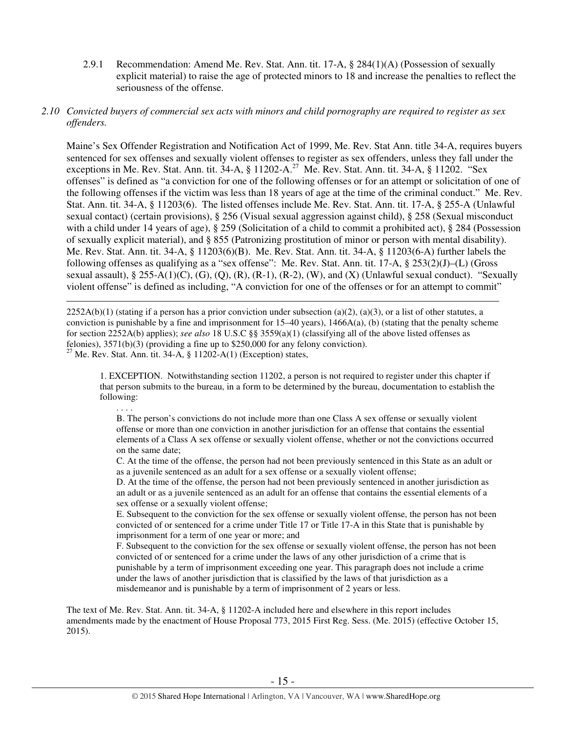2.9.1 Recommendation: Amend Me. Rev. Stat. Ann. tit. 17-A, § 284(1)(A) (Possession of sexually explicit material) to raise the age of protected minors to 18 and increase the penalties to reflect the seriousness of the offense.

*2.10 Convicted buyers of commercial sex acts with minors and child pornography are required to register as sex offenders.*

Maine's Sex Offender Registration and Notification Act of 1999, Me. Rev. Stat Ann. title 34-A, requires buyers sentenced for sex offenses and sexually violent offenses to register as sex offenders, unless they fall under the exceptions in Me. Rev. Stat. Ann. tit. 34-A, § 11202-A.[27] Me. Rev. Stat. Ann. tit. 34-A, § 11202. "Sex offenses" is defined as "a conviction for one of the following offenses or for an attempt or solicitation of one of the following offenses if the victim was less than 18 years of age at the time of the criminal conduct." Me. Rev. Stat. Ann. tit. 34-A, § 11203(6). The listed offenses include Me. Rev. Stat. Ann. tit. 17-A, § 255-A (Unlawful sexual contact) (certain provisions), § 256 (Visual sexual aggression against child), § 258 (Sexual misconduct with a child under 14 years of age), § 259 (Solicitation of a child to commit a prohibited act), § 284 (Possession of sexually explicit material), and § 855 (Patronizing prostitution of minor or person with mental disability). Me. Rev. Stat. Ann. tit. 34-A, § 11203(6)(B). Me. Rev. Stat. Ann. tit. 34-A, § 11203(6-A) further labels the following offenses as qualifying as a "sex offense": Me. Rev. Stat. Ann. tit. 17-A, § 253(2)(J)–(L) (Gross sexual assault), § 255-A(1)(C), (G), (Q), (R), (R-1), (R-2), (W), and (X) (Unlawful sexual conduct). "Sexually violent offense" is defined as including, "A conviction for one of the offenses or for an attempt to commit"

---

2252A(b)(1) (stating if a person has a prior conviction under subsection (a)(2), (a)(3), or a list of other statutes, a conviction is punishable by a fine and imprisonment for 15–40 years), 1466A(a), (b) (stating that the penalty scheme for section 2252A(b) applies); *see also* 18 U.S.C §§ 3559(a)(1) (classifying all of the above listed offenses as felonies), 3571(b)(3) (providing a fine up to $250,000 for any felony conviction).

[27] Me. Rev. Stat. Ann. tit. 34-A, § 11202-A(1) (Exception) states,

> 1. EXCEPTION. Notwithstanding section 11202, a person is not required to register under this chapter if that person submits to the bureau, in a form to be determined by the bureau, documentation to establish the following:
>
> . . . .
>
> B. The person's convictions do not include more than one Class A sex offense or sexually violent offense or more than one conviction in another jurisdiction for an offense that contains the essential elements of a Class A sex offense or sexually violent offense, whether or not the convictions occurred on the same date;
>
> C. At the time of the offense, the person had not been previously sentenced in this State as an adult or as a juvenile sentenced as an adult for a sex offense or a sexually violent offense;
>
> D. At the time of the offense, the person had not been previously sentenced in another jurisdiction as an adult or as a juvenile sentenced as an adult for an offense that contains the essential elements of a sex offense or a sexually violent offense;
>
> E. Subsequent to the conviction for the sex offense or sexually violent offense, the person has not been convicted of or sentenced for a crime under Title 17 or Title 17-A in this State that is punishable by imprisonment for a term of one year or more; and
>
> F. Subsequent to the conviction for the sex offense or sexually violent offense, the person has not been convicted of or sentenced for a crime under the laws of any other jurisdiction of a crime that is punishable by a term of imprisonment exceeding one year. This paragraph does not include a crime under the laws of another jurisdiction that is classified by the laws of that jurisdiction as a misdemeanor and is punishable by a term of imprisonment of 2 years or less.

The text of Me. Rev. Stat. Ann. tit. 34-A, § 11202-A included here and elsewhere in this report includes amendments made by the enactment of House Proposal 773, 2015 First Reg. Sess. (Me. 2015) (effective October 15, 2015).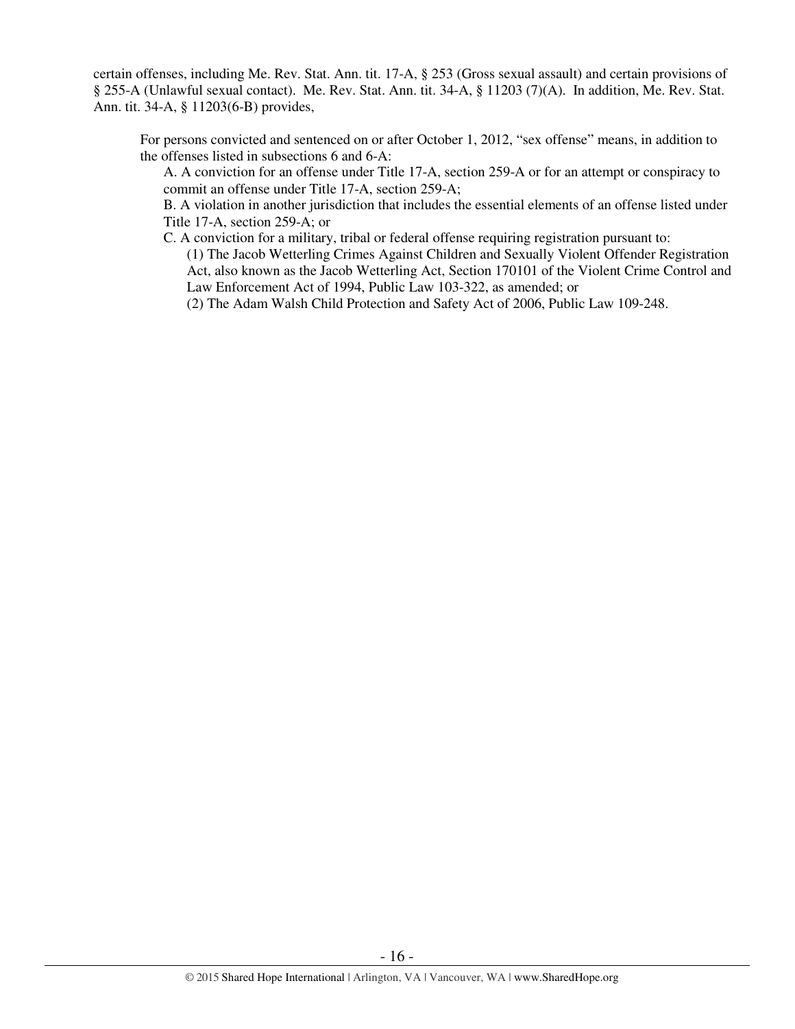certain offenses, including Me. Rev. Stat. Ann. tit. 17-A, § 253 (Gross sexual assault) and certain provisions of § 255-A (Unlawful sexual contact). Me. Rev. Stat. Ann. tit. 34-A, § 11203 (7)(A). In addition, Me. Rev. Stat. Ann. tit. 34-A, § 11203(6-B) provides,

> For persons convicted and sentenced on or after October 1, 2012, "sex offense" means, in addition to the offenses listed in subsections 6 and 6-A:
>
> A. A conviction for an offense under Title 17-A, section 259-A or for an attempt or conspiracy to commit an offense under Title 17-A, section 259-A;
>
> B. A violation in another jurisdiction that includes the essential elements of an offense listed under Title 17-A, section 259-A; or
>
> C. A conviction for a military, tribal or federal offense requiring registration pursuant to:
>
> (1) The Jacob Wetterling Crimes Against Children and Sexually Violent Offender Registration Act, also known as the Jacob Wetterling Act, Section 170101 of the Violent Crime Control and Law Enforcement Act of 1994, Public Law 103-322, as amended; or
>
> (2) The Adam Walsh Child Protection and Safety Act of 2006, Public Law 109-248.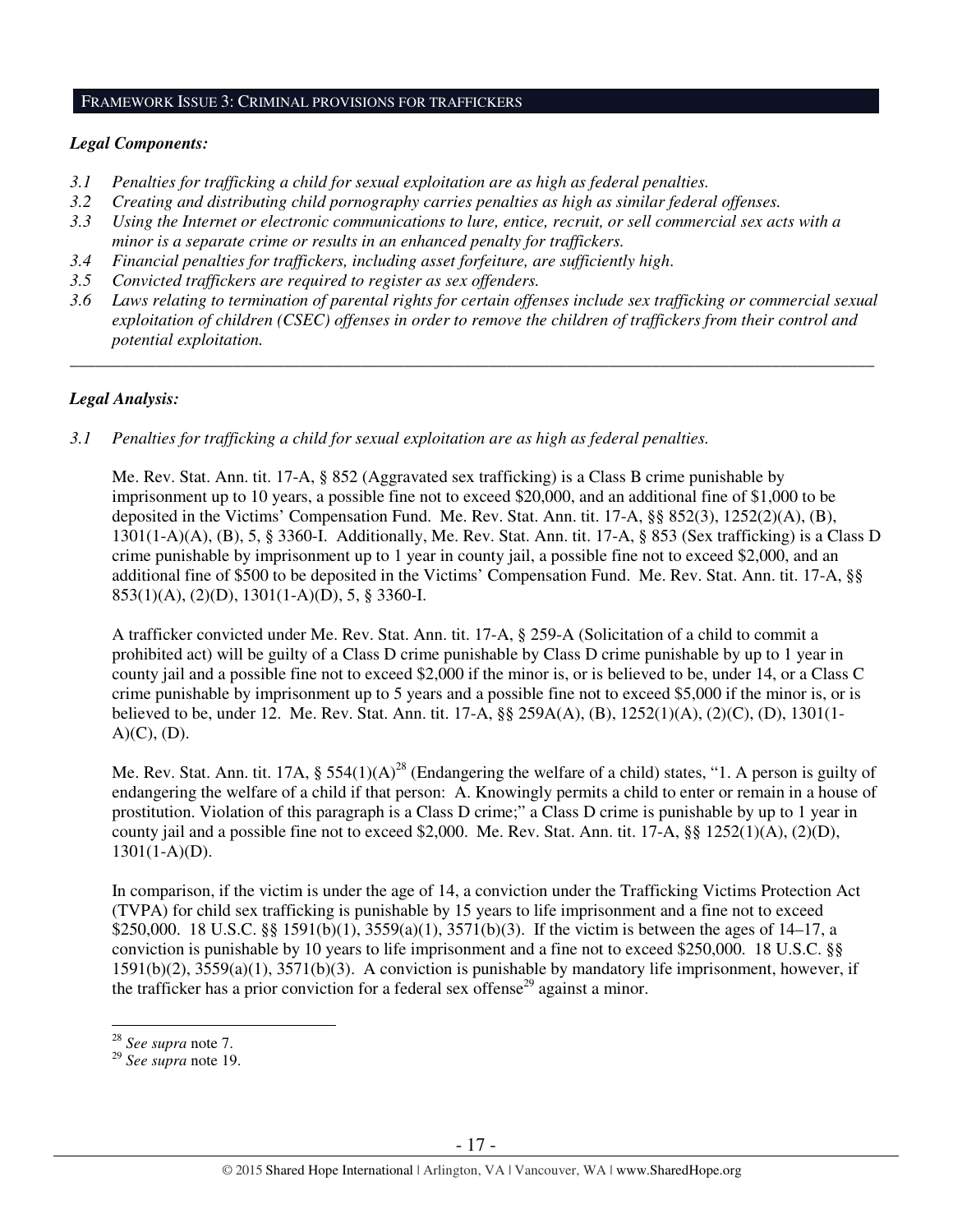## Framework Issue 3: Criminal provisions for traffickers

### *Legal Components:*

*3.1 Penalties for trafficking a child for sexual exploitation are as high as federal penalties.*
*3.2 Creating and distributing child pornography carries penalties as high as similar federal offenses.*
*3.3 Using the Internet or electronic communications to lure, entice, recruit, or sell commercial sex acts with a minor is a separate crime or results in an enhanced penalty for traffickers.*
*3.4 Financial penalties for traffickers, including asset forfeiture, are sufficiently high.*
*3.5 Convicted traffickers are required to register as sex offenders.*
*3.6 Laws relating to termination of parental rights for certain offenses include sex trafficking or commercial sexual exploitation of children (CSEC) offenses in order to remove the children of traffickers from their control and potential exploitation.*

---

### *Legal Analysis:*

*3.1 Penalties for trafficking a child for sexual exploitation are as high as federal penalties.*

Me. Rev. Stat. Ann. tit. 17-A, § 852 (Aggravated sex trafficking) is a Class B crime punishable by imprisonment up to 10 years, a possible fine not to exceed $20,000, and an additional fine of $1,000 to be deposited in the Victims' Compensation Fund. Me. Rev. Stat. Ann. tit. 17-A, §§ 852(3), 1252(2)(A), (B), 1301(1-A)(A), (B), 5, § 3360-I. Additionally, Me. Rev. Stat. Ann. tit. 17-A, § 853 (Sex trafficking) is a Class D crime punishable by imprisonment up to 1 year in county jail, a possible fine not to exceed $2,000, and an additional fine of $500 to be deposited in the Victims' Compensation Fund. Me. Rev. Stat. Ann. tit. 17-A, §§ 853(1)(A), (2)(D), 1301(1-A)(D), 5, § 3360-I.

A trafficker convicted under Me. Rev. Stat. Ann. tit. 17-A, § 259-A (Solicitation of a child to commit a prohibited act) will be guilty of a Class D crime punishable by Class D crime punishable by up to 1 year in county jail and a possible fine not to exceed $2,000 if the minor is, or is believed to be, under 14, or a Class C crime punishable by imprisonment up to 5 years and a possible fine not to exceed $5,000 if the minor is, or is believed to be, under 12. Me. Rev. Stat. Ann. tit. 17-A, §§ 259A(A), (B), 1252(1)(A), (2)(C), (D), 1301(1-A)(C), (D).

Me. Rev. Stat. Ann. tit. 17A, § 554(1)(A)[28] (Endangering the welfare of a child) states, "1. A person is guilty of endangering the welfare of a child if that person: A. Knowingly permits a child to enter or remain in a house of prostitution. Violation of this paragraph is a Class D crime;" a Class D crime is punishable by up to 1 year in county jail and a possible fine not to exceed $2,000. Me. Rev. Stat. Ann. tit. 17-A, §§ 1252(1)(A), (2)(D), 1301(1-A)(D).

In comparison, if the victim is under the age of 14, a conviction under the Trafficking Victims Protection Act (TVPA) for child sex trafficking is punishable by 15 years to life imprisonment and a fine not to exceed $250,000. 18 U.S.C. §§ 1591(b)(1), 3559(a)(1), 3571(b)(3). If the victim is between the ages of 14–17, a conviction is punishable by 10 years to life imprisonment and a fine not to exceed $250,000. 18 U.S.C. §§ 1591(b)(2), 3559(a)(1), 3571(b)(3). A conviction is punishable by mandatory life imprisonment, however, if the trafficker has a prior conviction for a federal sex offense[29] against a minor.

---

[28] *See supra* note 7.
[29] *See supra* note 19.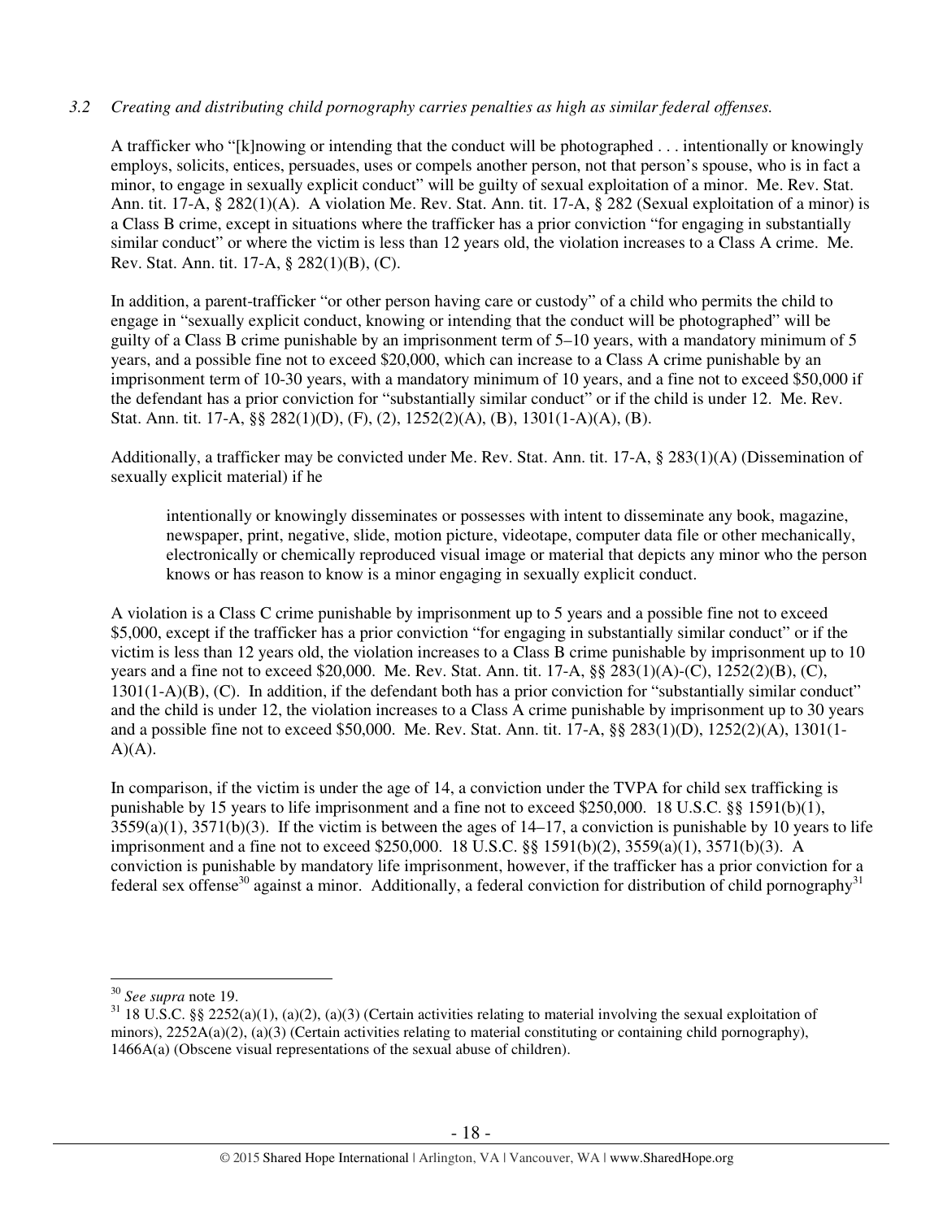*3.2 Creating and distributing child pornography carries penalties as high as similar federal offenses.*

A trafficker who "[k]nowing or intending that the conduct will be photographed . . . intentionally or knowingly employs, solicits, entices, persuades, uses or compels another person, not that person's spouse, who is in fact a minor, to engage in sexually explicit conduct" will be guilty of sexual exploitation of a minor. Me. Rev. Stat. Ann. tit. 17-A, § 282(1)(A). A violation Me. Rev. Stat. Ann. tit. 17-A, § 282 (Sexual exploitation of a minor) is a Class B crime, except in situations where the trafficker has a prior conviction "for engaging in substantially similar conduct" or where the victim is less than 12 years old, the violation increases to a Class A crime. Me. Rev. Stat. Ann. tit. 17-A, § 282(1)(B), (C).

In addition, a parent-trafficker "or other person having care or custody" of a child who permits the child to engage in "sexually explicit conduct, knowing or intending that the conduct will be photographed" will be guilty of a Class B crime punishable by an imprisonment term of 5–10 years, with a mandatory minimum of 5 years, and a possible fine not to exceed $20,000, which can increase to a Class A crime punishable by an imprisonment term of 10-30 years, with a mandatory minimum of 10 years, and a fine not to exceed $50,000 if the defendant has a prior conviction for "substantially similar conduct" or if the child is under 12. Me. Rev. Stat. Ann. tit. 17-A, §§ 282(1)(D), (F), (2), 1252(2)(A), (B), 1301(1-A)(A), (B).

Additionally, a trafficker may be convicted under Me. Rev. Stat. Ann. tit. 17-A, § 283(1)(A) (Dissemination of sexually explicit material) if he

> intentionally or knowingly disseminates or possesses with intent to disseminate any book, magazine, newspaper, print, negative, slide, motion picture, videotape, computer data file or other mechanically, electronically or chemically reproduced visual image or material that depicts any minor who the person knows or has reason to know is a minor engaging in sexually explicit conduct.

A violation is a Class C crime punishable by imprisonment up to 5 years and a possible fine not to exceed $5,000, except if the trafficker has a prior conviction "for engaging in substantially similar conduct" or if the victim is less than 12 years old, the violation increases to a Class B crime punishable by imprisonment up to 10 years and a fine not to exceed $20,000. Me. Rev. Stat. Ann. tit. 17-A, §§ 283(1)(A)-(C), 1252(2)(B), (C), 1301(1-A)(B), (C). In addition, if the defendant both has a prior conviction for "substantially similar conduct" and the child is under 12, the violation increases to a Class A crime punishable by imprisonment up to 30 years and a possible fine not to exceed $50,000. Me. Rev. Stat. Ann. tit. 17-A, §§ 283(1)(D), 1252(2)(A), 1301(1-A)(A).

In comparison, if the victim is under the age of 14, a conviction under the TVPA for child sex trafficking is punishable by 15 years to life imprisonment and a fine not to exceed $250,000. 18 U.S.C. §§ 1591(b)(1), 3559(a)(1), 3571(b)(3). If the victim is between the ages of 14–17, a conviction is punishable by 10 years to life imprisonment and a fine not to exceed $250,000. 18 U.S.C. §§ 1591(b)(2), 3559(a)(1), 3571(b)(3). A conviction is punishable by mandatory life imprisonment, however, if the trafficker has a prior conviction for a federal sex offense[30] against a minor. Additionally, a federal conviction for distribution of child pornography[31]

---

[30] *See supra* note 19.

[31] 18 U.S.C. §§ 2252(a)(1), (a)(2), (a)(3) (Certain activities relating to material involving the sexual exploitation of minors), 2252A(a)(2), (a)(3) (Certain activities relating to material constituting or containing child pornography), 1466A(a) (Obscene visual representations of the sexual abuse of children).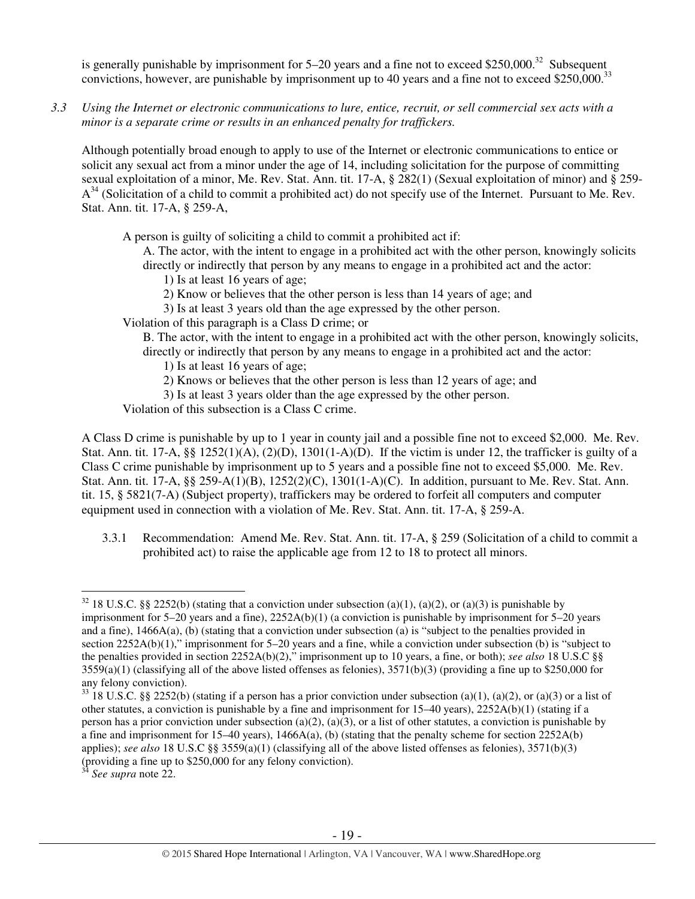is generally punishable by imprisonment for 5–20 years and a fine not to exceed $250,000.[32] Subsequent convictions, however, are punishable by imprisonment up to 40 years and a fine not to exceed $250,000.[33]

*3.3 Using the Internet or electronic communications to lure, entice, recruit, or sell commercial sex acts with a minor is a separate crime or results in an enhanced penalty for traffickers.*

Although potentially broad enough to apply to use of the Internet or electronic communications to entice or solicit any sexual act from a minor under the age of 14, including solicitation for the purpose of committing sexual exploitation of a minor, Me. Rev. Stat. Ann. tit. 17-A, § 282(1) (Sexual exploitation of minor) and § 259-A[34] (Solicitation of a child to commit a prohibited act) do not specify use of the Internet. Pursuant to Me. Rev. Stat. Ann. tit. 17-A, § 259-A,

> A person is guilty of soliciting a child to commit a prohibited act if:
>
> A. The actor, with the intent to engage in a prohibited act with the other person, knowingly solicits directly or indirectly that person by any means to engage in a prohibited act and the actor:
>
> 1) Is at least 16 years of age;
>
> 2) Know or believes that the other person is less than 14 years of age; and
>
> 3) Is at least 3 years old than the age expressed by the other person.
>
> Violation of this paragraph is a Class D crime; or
>
> B. The actor, with the intent to engage in a prohibited act with the other person, knowingly solicits, directly or indirectly that person by any means to engage in a prohibited act and the actor:
>
> 1) Is at least 16 years of age;
>
> 2) Knows or believes that the other person is less than 12 years of age; and
>
> 3) Is at least 3 years older than the age expressed by the other person.
>
> Violation of this subsection is a Class C crime.

A Class D crime is punishable by up to 1 year in county jail and a possible fine not to exceed $2,000. Me. Rev. Stat. Ann. tit. 17-A, §§ 1252(1)(A), (2)(D), 1301(1-A)(D). If the victim is under 12, the trafficker is guilty of a Class C crime punishable by imprisonment up to 5 years and a possible fine not to exceed $5,000. Me. Rev. Stat. Ann. tit. 17-A, §§ 259-A(1)(B), 1252(2)(C), 1301(1-A)(C). In addition, pursuant to Me. Rev. Stat. Ann. tit. 15, § 5821(7-A) (Subject property), traffickers may be ordered to forfeit all computers and computer equipment used in connection with a violation of Me. Rev. Stat. Ann. tit. 17-A, § 259-A.

3.3.1 Recommendation: Amend Me. Rev. Stat. Ann. tit. 17-A, § 259 (Solicitation of a child to commit a prohibited act) to raise the applicable age from 12 to 18 to protect all minors.

---

[32] 18 U.S.C. §§ 2252(b) (stating that a conviction under subsection (a)(1), (a)(2), or (a)(3) is punishable by imprisonment for 5–20 years and a fine), 2252A(b)(1) (a conviction is punishable by imprisonment for 5–20 years and a fine), 1466A(a), (b) (stating that a conviction under subsection (a) is "subject to the penalties provided in section 2252A(b)(1)," imprisonment for 5–20 years and a fine, while a conviction under subsection (b) is "subject to the penalties provided in section 2252A(b)(2)," imprisonment up to 10 years, a fine, or both); *see also* 18 U.S.C §§ 3559(a)(1) (classifying all of the above listed offenses as felonies), 3571(b)(3) (providing a fine up to $250,000 for any felony conviction).

[33] 18 U.S.C. §§ 2252(b) (stating if a person has a prior conviction under subsection (a)(1), (a)(2), or (a)(3) or a list of other statutes, a conviction is punishable by a fine and imprisonment for 15–40 years), 2252A(b)(1) (stating if a person has a prior conviction under subsection (a)(2), (a)(3), or a list of other statutes, a conviction is punishable by a fine and imprisonment for 15–40 years), 1466A(a), (b) (stating that the penalty scheme for section 2252A(b) applies); *see also* 18 U.S.C §§ 3559(a)(1) (classifying all of the above listed offenses as felonies), 3571(b)(3) (providing a fine up to $250,000 for any felony conviction).

[34] *See supra* note 22.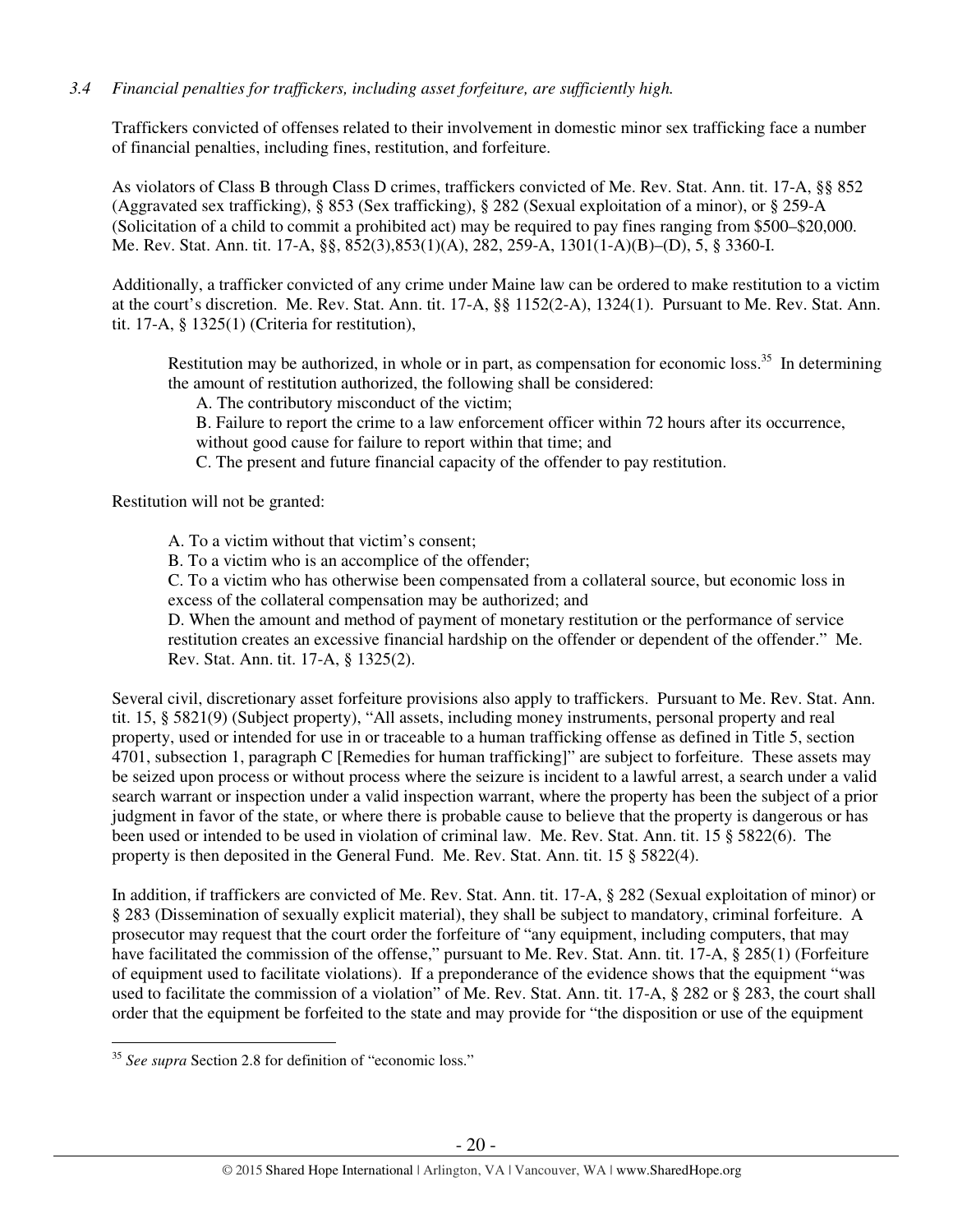*3.4 Financial penalties for traffickers, including asset forfeiture, are sufficiently high.*

Traffickers convicted of offenses related to their involvement in domestic minor sex trafficking face a number of financial penalties, including fines, restitution, and forfeiture.

As violators of Class B through Class D crimes, traffickers convicted of Me. Rev. Stat. Ann. tit. 17-A, §§ 852 (Aggravated sex trafficking), § 853 (Sex trafficking), § 282 (Sexual exploitation of a minor), or § 259-A (Solicitation of a child to commit a prohibited act) may be required to pay fines ranging from $500–$20,000. Me. Rev. Stat. Ann. tit. 17-A, §§, 852(3),853(1)(A), 282, 259-A, 1301(1-A)(B)–(D), 5, § 3360-I.

Additionally, a trafficker convicted of any crime under Maine law can be ordered to make restitution to a victim at the court's discretion. Me. Rev. Stat. Ann. tit. 17-A, §§ 1152(2-A), 1324(1). Pursuant to Me. Rev. Stat. Ann. tit. 17-A, § 1325(1) (Criteria for restitution),

> Restitution may be authorized, in whole or in part, as compensation for economic loss.[35] In determining the amount of restitution authorized, the following shall be considered:
>
> A. The contributory misconduct of the victim;
>
> B. Failure to report the crime to a law enforcement officer within 72 hours after its occurrence, without good cause for failure to report within that time; and
>
> C. The present and future financial capacity of the offender to pay restitution.

Restitution will not be granted:

> A. To a victim without that victim's consent;
>
> B. To a victim who is an accomplice of the offender;
>
> C. To a victim who has otherwise been compensated from a collateral source, but economic loss in excess of the collateral compensation may be authorized; and
>
> D. When the amount and method of payment of monetary restitution or the performance of service restitution creates an excessive financial hardship on the offender or dependent of the offender." Me. Rev. Stat. Ann. tit. 17-A, § 1325(2).

Several civil, discretionary asset forfeiture provisions also apply to traffickers. Pursuant to Me. Rev. Stat. Ann. tit. 15, § 5821(9) (Subject property), "All assets, including money instruments, personal property and real property, used or intended for use in or traceable to a human trafficking offense as defined in Title 5, section 4701, subsection 1, paragraph C [Remedies for human trafficking]" are subject to forfeiture. These assets may be seized upon process or without process where the seizure is incident to a lawful arrest, a search under a valid search warrant or inspection under a valid inspection warrant, where the property has been the subject of a prior judgment in favor of the state, or where there is probable cause to believe that the property is dangerous or has been used or intended to be used in violation of criminal law. Me. Rev. Stat. Ann. tit. 15 § 5822(6). The property is then deposited in the General Fund. Me. Rev. Stat. Ann. tit. 15 § 5822(4).

In addition, if traffickers are convicted of Me. Rev. Stat. Ann. tit. 17-A, § 282 (Sexual exploitation of minor) or § 283 (Dissemination of sexually explicit material), they shall be subject to mandatory, criminal forfeiture. A prosecutor may request that the court order the forfeiture of "any equipment, including computers, that may have facilitated the commission of the offense," pursuant to Me. Rev. Stat. Ann. tit. 17-A, § 285(1) (Forfeiture of equipment used to facilitate violations). If a preponderance of the evidence shows that the equipment "was used to facilitate the commission of a violation" of Me. Rev. Stat. Ann. tit. 17-A, § 282 or § 283, the court shall order that the equipment be forfeited to the state and may provide for "the disposition or use of the equipment

---

[35] *See supra* Section 2.8 for definition of "economic loss."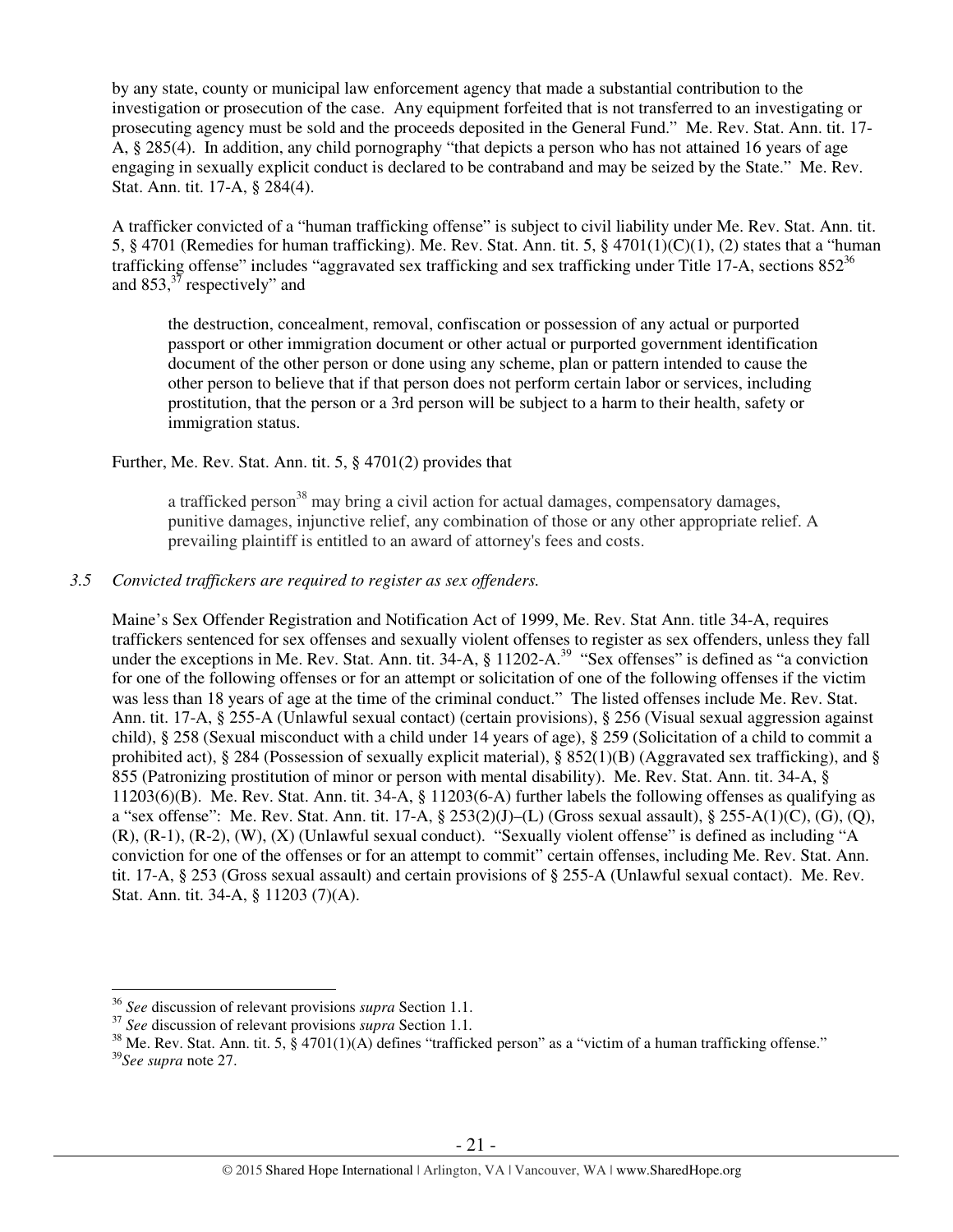by any state, county or municipal law enforcement agency that made a substantial contribution to the investigation or prosecution of the case. Any equipment forfeited that is not transferred to an investigating or prosecuting agency must be sold and the proceeds deposited in the General Fund." Me. Rev. Stat. Ann. tit. 17-A, § 285(4). In addition, any child pornography "that depicts a person who has not attained 16 years of age engaging in sexually explicit conduct is declared to be contraband and may be seized by the State." Me. Rev. Stat. Ann. tit. 17-A, § 284(4).

A trafficker convicted of a "human trafficking offense" is subject to civil liability under Me. Rev. Stat. Ann. tit. 5, § 4701 (Remedies for human trafficking). Me. Rev. Stat. Ann. tit. 5, § 4701(1)(C)(1), (2) states that a "human trafficking offense" includes "aggravated sex trafficking and sex trafficking under Title 17-A, sections 852[36] and 853,[37] respectively" and

> the destruction, concealment, removal, confiscation or possession of any actual or purported passport or other immigration document or other actual or purported government identification document of the other person or done using any scheme, plan or pattern intended to cause the other person to believe that if that person does not perform certain labor or services, including prostitution, that the person or a 3rd person will be subject to a harm to their health, safety or immigration status.

Further, Me. Rev. Stat. Ann. tit. 5, § 4701(2) provides that

> a trafficked person[38] may bring a civil action for actual damages, compensatory damages, punitive damages, injunctive relief, any combination of those or any other appropriate relief. A prevailing plaintiff is entitled to an award of attorney's fees and costs.

*3.5 Convicted traffickers are required to register as sex offenders.*

Maine's Sex Offender Registration and Notification Act of 1999, Me. Rev Stat Ann title 34-A, requires traffickers sentenced for sex offenses and sexually violent offenses to register as sex offenders, unless they fall under the exceptions in Me. Rev. Stat. Ann. tit. 34-A, § 11202-A.[39] "Sex offenses" is defined as "a conviction for one of the following offenses or for an attempt or solicitation of one of the following offenses if the victim was less than 18 years of age at the time of the criminal conduct." The listed offenses include Me. Rev. Stat. Ann. tit. 17-A, § 255-A (Unlawful sexual contact) (certain provisions), § 256 (Visual sexual aggression against child), § 258 (Sexual misconduct with a child under 14 years of age), § 259 (Solicitation of a child to commit a prohibited act), § 284 (Possession of sexually explicit material), § 852(1)(B) (Aggravated sex trafficking), and § 855 (Patronizing prostitution of minor or person with mental disability). Me. Rev. Stat. Ann. tit. 34-A, § 11203(6)(B). Me. Rev. Stat. Ann. tit. 34-A, § 11203(6-A) further labels the following offenses as qualifying as a "sex offense": Me. Rev. Stat. Ann. tit. 17-A, § 253(2)(J)–(L) (Gross sexual assault), § 255-A(1)(C), (G), (Q), (R), (R-1), (R-2), (W), (X) (Unlawful sexual conduct). "Sexually violent offense" is defined as including "A conviction for one of the offenses or for an attempt to commit" certain offenses, including Me. Rev. Stat. Ann. tit. 17-A, § 253 (Gross sexual assault) and certain provisions of § 255-A (Unlawful sexual contact). Me. Rev. Stat. Ann. tit. 34-A, § 11203 (7)(A).

---

[36] *See* discussion of relevant provisions *supra* Section 1.1.

[37] *See* discussion of relevant provisions *supra* Section 1.1.

[38] Me. Rev. Stat. Ann. tit. 5, § 4701(1)(A) defines "trafficked person" as a "victim of a human trafficking offense."

[39] *See supra* note 27.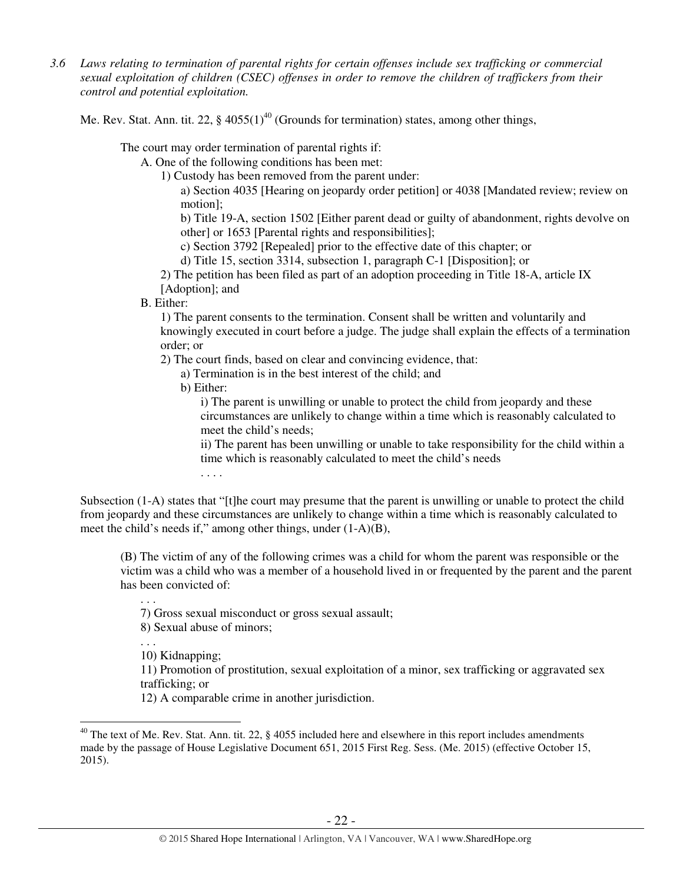*3.6 Laws relating to termination of parental rights for certain offenses include sex trafficking or commercial sexual exploitation of children (CSEC) offenses in order to remove the children of traffickers from their control and potential exploitation.*

Me. Rev. Stat. Ann. tit. 22, § 4055(1)[40] (Grounds for termination) states, among other things,

> The court may order termination of parental rights if:
>
> A. One of the following conditions has been met:
>
> 1) Custody has been removed from the parent under:
>
> a) Section 4035 [Hearing on jeopardy order petition] or 4038 [Mandated review; review on motion];
>
> b) Title 19-A, section 1502 [Either parent dead or guilty of abandonment, rights devolve on other] or 1653 [Parental rights and responsibilities];
>
> c) Section 3792 [Repealed] prior to the effective date of this chapter; or
>
> d) Title 15, section 3314, subsection 1, paragraph C-1 [Disposition]; or
>
> 2) The petition has been filed as part of an adoption proceeding in Title 18-A, article IX [Adoption]; and
>
> B. Either:
>
> 1) The parent consents to the termination. Consent shall be written and voluntarily and knowingly executed in court before a judge. The judge shall explain the effects of a termination order; or
>
> 2) The court finds, based on clear and convincing evidence, that:
>
> a) Termination is in the best interest of the child; and
>
> b) Either:
>
> i) The parent is unwilling or unable to protect the child from jeopardy and these circumstances are unlikely to change within a time which is reasonably calculated to meet the child's needs;
>
> ii) The parent has been unwilling or unable to take responsibility for the child within a time which is reasonably calculated to meet the child's needs
>
> . . . .

Subsection (1-A) states that "[t]he court may presume that the parent is unwilling or unable to protect the child from jeopardy and these circumstances are unlikely to change within a time which is reasonably calculated to meet the child's needs if," among other things, under (1-A)(B),

> (B) The victim of any of the following crimes was a child for whom the parent was responsible or the victim was a child who was a member of a household lived in or frequented by the parent and the parent has been convicted of:
>
> . . .
>
> 7) Gross sexual misconduct or gross sexual assault;
>
> 8) Sexual abuse of minors;
>
> . . .
>
> 10) Kidnapping;
>
> 11) Promotion of prostitution, sexual exploitation of a minor, sex trafficking or aggravated sex trafficking; or
>
> 12) A comparable crime in another jurisdiction.

---

[40] The text of Me. Rev. Stat. Ann. tit. 22, § 4055 included here and elsewhere in this report includes amendments made by the passage of House Legislative Document 651, 2015 First Reg. Sess. (Me. 2015) (effective October 15, 2015).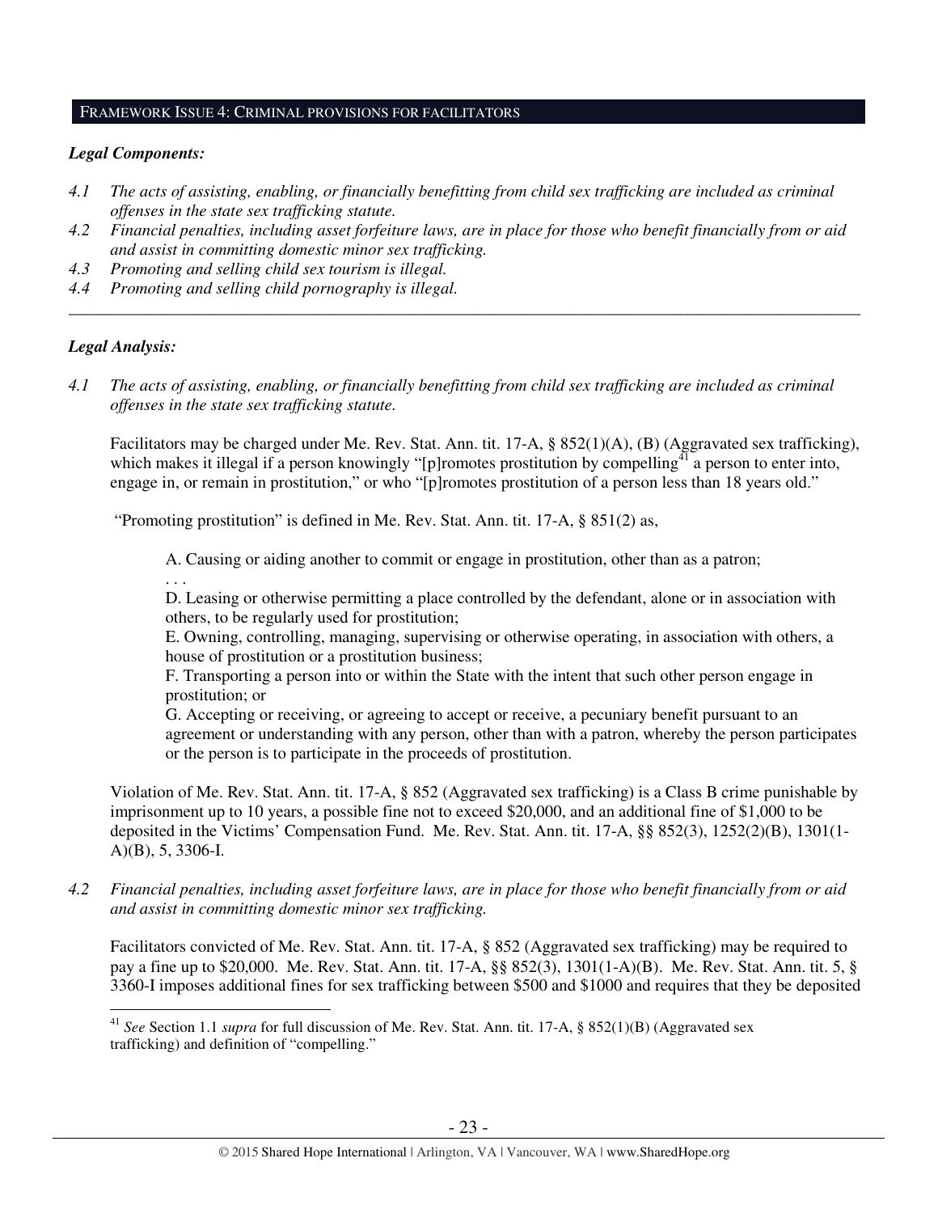## FRAMEWORK ISSUE 4: CRIMINAL PROVISIONS FOR FACILITATORS

***Legal Components:***

*4.1 The acts of assisting, enabling, or financially benefitting from child sex trafficking are included as criminal offenses in the state sex trafficking statute.*

*4.2 Financial penalties, including asset forfeiture laws, are in place for those who benefit financially from or aid and assist in committing domestic minor sex trafficking.*

*4.3 Promoting and selling child sex tourism is illegal.*

*4.4 Promoting and selling child pornography is illegal.*

---

***Legal Analysis:***

*4.1 The acts of assisting, enabling, or financially benefitting from child sex trafficking are included as criminal offenses in the state sex trafficking statute.*

Facilitators may be charged under Me. Rev. Stat. Ann. tit. 17-A, § 852(1)(A), (B) (Aggravated sex trafficking), which makes it illegal if a person knowingly "[p]romotes prostitution by compelling[41] a person to enter into, engage in, or remain in prostitution," or who "[p]romotes prostitution of a person less than 18 years old."

"Promoting prostitution" is defined in Me. Rev. Stat. Ann. tit. 17-A, § 851(2) as,

> A. Causing or aiding another to commit or engage in prostitution, other than as a patron;
> . . .
> D. Leasing or otherwise permitting a place controlled by the defendant, alone or in association with others, to be regularly used for prostitution;
> E. Owning, controlling, managing, supervising or otherwise operating, in association with others, a house of prostitution or a prostitution business;
> F. Transporting a person into or within the State with the intent that such other person engage in prostitution; or
> G. Accepting or receiving, or agreeing to accept or receive, a pecuniary benefit pursuant to an agreement or understanding with any person, other than with a patron, whereby the person participates or the person is to participate in the proceeds of prostitution.

Violation of Me. Rev. Stat. Ann. tit. 17-A, § 852 (Aggravated sex trafficking) is a Class B crime punishable by imprisonment up to 10 years, a possible fine not to exceed $20,000, and an additional fine of $1,000 to be deposited in the Victims' Compensation Fund. Me. Rev. Stat. Ann. tit. 17-A, §§ 852(3), 1252(2)(B), 1301(1-A)(B), 5, 3306-I.

*4.2 Financial penalties, including asset forfeiture laws, are in place for those who benefit financially from or aid and assist in committing domestic minor sex trafficking.*

Facilitators convicted of Me. Rev. Stat. Ann. tit. 17-A, § 852 (Aggravated sex trafficking) may be required to pay a fine up to $20,000. Me. Rev. Stat. Ann. tit. 17-A, §§ 852(3), 1301(1-A)(B). Me. Rev. Stat. Ann. tit. 5, § 3360-I imposes additional fines for sex trafficking between $500 and $1000 and requires that they be deposited

---

[41] *See* Section 1.1 *supra* for full discussion of Me. Rev. Stat. Ann. tit. 17-A, § 852(1)(B) (Aggravated sex trafficking) and definition of "compelling."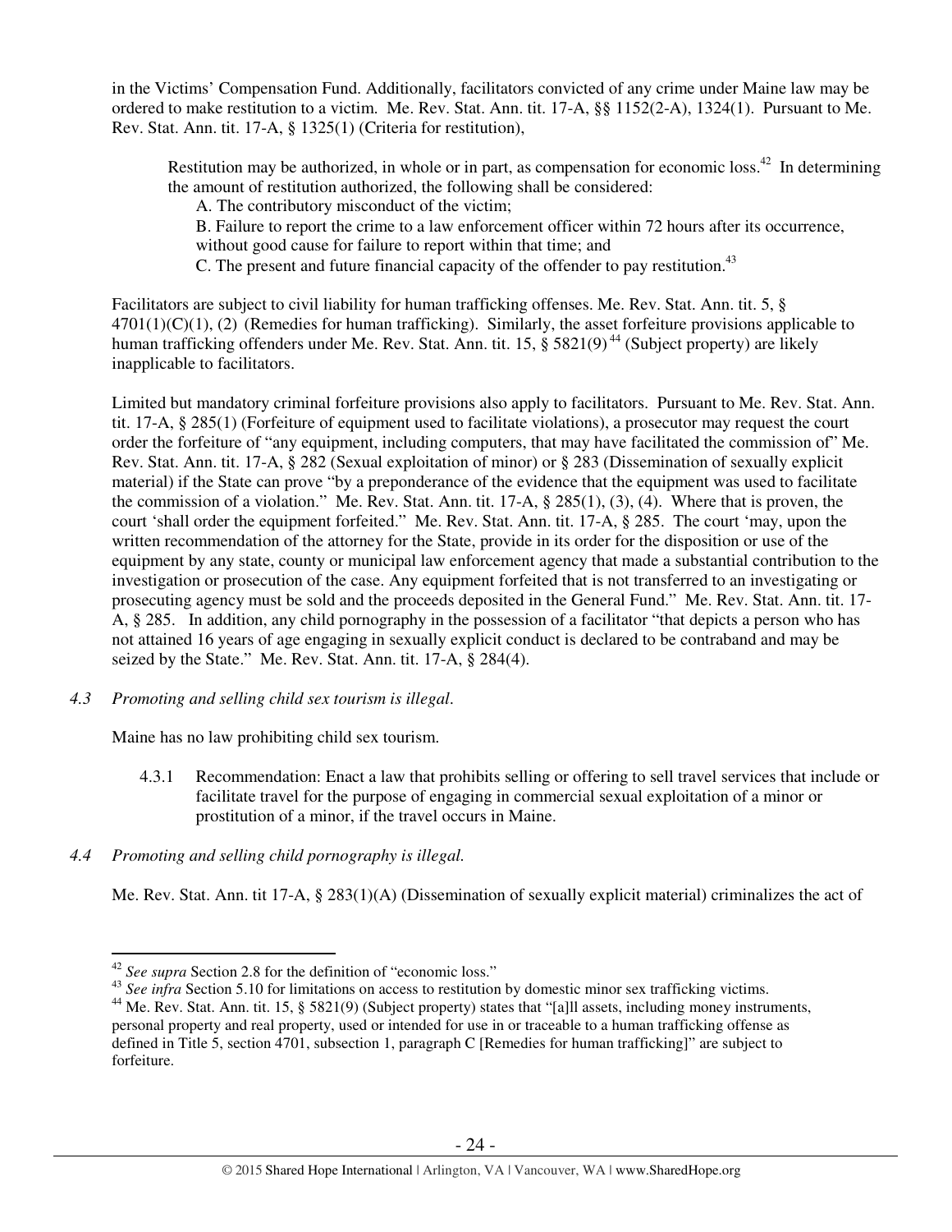in the Victims' Compensation Fund. Additionally, facilitators convicted of any crime under Maine law may be ordered to make restitution to a victim. Me. Rev. Stat. Ann. tit. 17-A, §§ 1152(2-A), 1324(1). Pursuant to Me. Rev. Stat. Ann. tit. 17-A, § 1325(1) (Criteria for restitution),

> Restitution may be authorized, in whole or in part, as compensation for economic loss.[42] In determining the amount of restitution authorized, the following shall be considered:
> A. The contributory misconduct of the victim;
> B. Failure to report the crime to a law enforcement officer within 72 hours after its occurrence, without good cause for failure to report within that time; and
> C. The present and future financial capacity of the offender to pay restitution.[43]

Facilitators are subject to civil liability for human trafficking offenses. Me. Rev. Stat. Ann. tit. 5, § 4701(1)(C)(1), (2) (Remedies for human trafficking). Similarly, the asset forfeiture provisions applicable to human trafficking offenders under Me. Rev. Stat. Ann. tit. 15, § 5821(9)[44] (Subject property) are likely inapplicable to facilitators.

Limited but mandatory criminal forfeiture provisions also apply to facilitators. Pursuant to Me. Rev. Stat. Ann. tit. 17-A, § 285(1) (Forfeiture of equipment used to facilitate violations), a prosecutor may request the court order the forfeiture of "any equipment, including computers, that may have facilitated the commission of" Me. Rev. Stat. Ann. tit. 17-A, § 282 (Sexual exploitation of minor) or § 283 (Dissemination of sexually explicit material) if the State can prove "by a preponderance of the evidence that the equipment was used to facilitate the commission of a violation." Me. Rev. Stat. Ann. tit. 17-A, § 285(1), (3), (4). Where that is proven, the court 'shall order the equipment forfeited." Me. Rev. Stat. Ann. tit. 17-A, § 285. The court 'may, upon the written recommendation of the attorney for the State, provide in its order for the disposition or use of the equipment by any state, county or municipal law enforcement agency that made a substantial contribution to the investigation or prosecution of the case. Any equipment forfeited that is not transferred to an investigating or prosecuting agency must be sold and the proceeds deposited in the General Fund." Me. Rev. Stat. Ann. tit. 17-A, § 285. In addition, any child pornography in the possession of a facilitator "that depicts a person who has not attained 16 years of age engaging in sexually explicit conduct is declared to be contraband and may be seized by the State." Me. Rev. Stat. Ann. tit. 17-A, § 284(4).

*4.3 Promoting and selling child sex tourism is illegal.*

Maine has no law prohibiting child sex tourism.

4.3.1 Recommendation: Enact a law that prohibits selling or offering to sell travel services that include or facilitate travel for the purpose of engaging in commercial sexual exploitation of a minor or prostitution of a minor, if the travel occurs in Maine.

*4.4 Promoting and selling child pornography is illegal.*

Me. Rev. Stat. Ann. tit 17-A, § 283(1)(A) (Dissemination of sexually explicit material) criminalizes the act of

---

[42] *See supra* Section 2.8 for the definition of "economic loss."

[43] *See infra* Section 5.10 for limitations on access to restitution by domestic minor sex trafficking victims.

[44] Me. Rev. Stat. Ann. tit. 15, § 5821(9) (Subject property) states that "[a]ll assets, including money instruments, personal property and real property, used or intended for use in or traceable to a human trafficking offense as defined in Title 5, section 4701, subsection 1, paragraph C [Remedies for human trafficking]" are subject to forfeiture.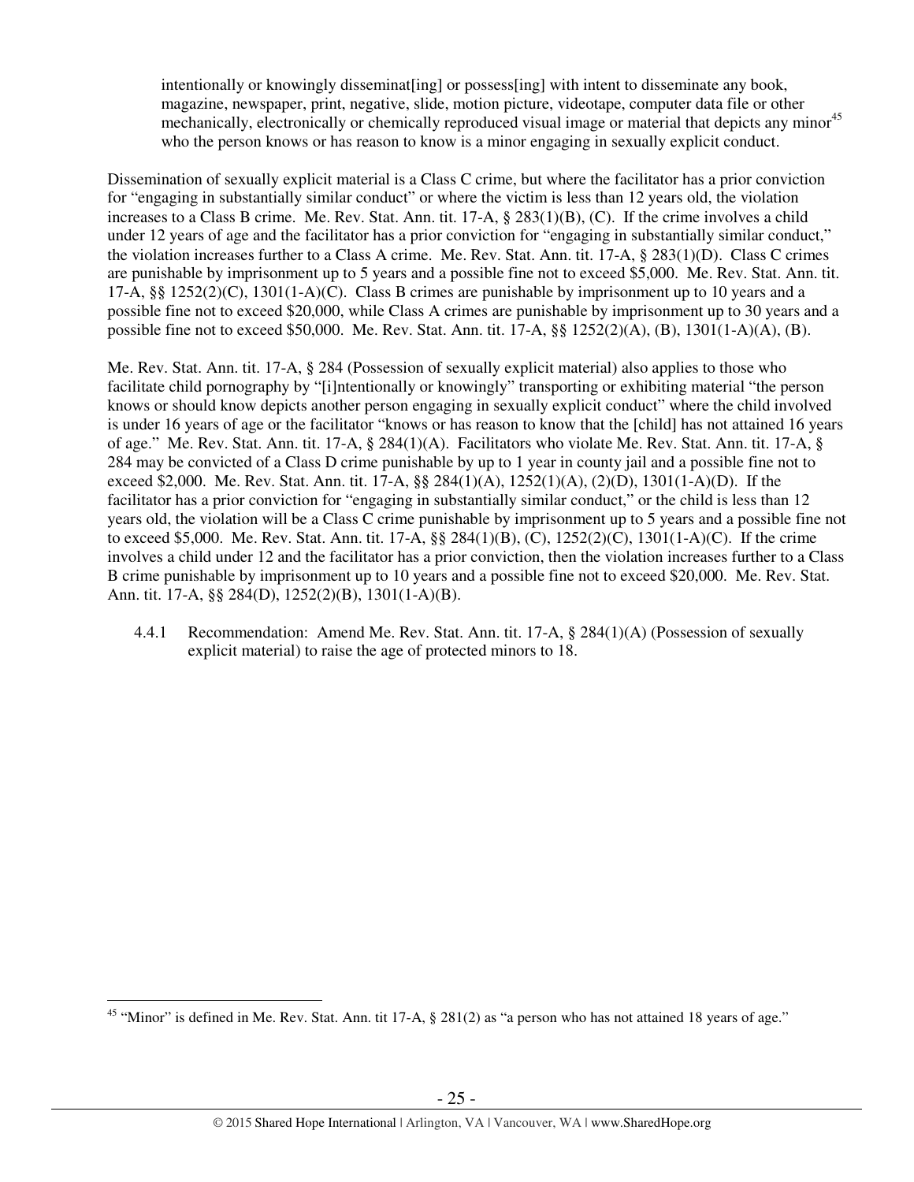> intentionally or knowingly disseminat[ing] or possess[ing] with intent to disseminate any book, magazine, newspaper, print, negative, slide, motion picture, videotape, computer data file or other mechanically, electronically or chemically reproduced visual image or material that depicts any minor[45] who the person knows or has reason to know is a minor engaging in sexually explicit conduct.

Dissemination of sexually explicit material is a Class C crime, but where the facilitator has a prior conviction for "engaging in substantially similar conduct" or where the victim is less than 12 years old, the violation increases to a Class B crime. Me. Rev. Stat. Ann. tit. 17-A, § 283(1)(B), (C). If the crime involves a child under 12 years of age and the facilitator has a prior conviction for "engaging in substantially similar conduct," the violation increases further to a Class A crime. Me. Rev. Stat. Ann. tit. 17-A, § 283(1)(D). Class C crimes are punishable by imprisonment up to 5 years and a possible fine not to exceed $5,000. Me. Rev. Stat. Ann. tit. 17-A, §§ 1252(2)(C), 1301(1-A)(C). Class B crimes are punishable by imprisonment up to 10 years and a possible fine not to exceed $20,000, while Class A crimes are punishable by imprisonment up to 30 years and a possible fine not to exceed $50,000. Me. Rev. Stat. Ann. tit. 17-A, §§ 1252(2)(A), (B), 1301(1-A)(A), (B).

Me. Rev. Stat. Ann. tit. 17-A, § 284 (Possession of sexually explicit material) also applies to those who facilitate child pornography by "[i]ntentionally or knowingly" transporting or exhibiting material "the person knows or should know depicts another person engaging in sexually explicit conduct" where the child involved is under 16 years of age or the facilitator "knows or has reason to know that the [child] has not attained 16 years of age." Me. Rev. Stat. Ann. tit. 17-A, § 284(1)(A). Facilitators who violate Me. Rev. Stat. Ann. tit. 17-A, § 284 may be convicted of a Class D crime punishable by up to 1 year in county jail and a possible fine not to exceed $2,000. Me. Rev. Stat. Ann. tit. 17-A, §§ 284(1)(A), 1252(1)(A), (2)(D), 1301(1-A)(D). If the facilitator has a prior conviction for "engaging in substantially similar conduct," or the child is less than 12 years old, the violation will be a Class C crime punishable by imprisonment up to 5 years and a possible fine not to exceed $5,000. Me. Rev. Stat. Ann. tit. 17-A, §§ 284(1)(B), (C), 1252(2)(C), 1301(1-A)(C). If the crime involves a child under 12 and the facilitator has a prior conviction, then the violation increases further to a Class B crime punishable by imprisonment up to 10 years and a possible fine not to exceed $20,000. Me. Rev. Stat. Ann. tit. 17-A, §§ 284(D), 1252(2)(B), 1301(1-A)(B).

4.4.1 Recommendation: Amend Me. Rev. Stat. Ann. tit. 17-A, § 284(1)(A) (Possession of sexually explicit material) to raise the age of protected minors to 18.

---

[45] "Minor" is defined in Me. Rev. Stat. Ann. tit 17-A, § 281(2) as "a person who has not attained 18 years of age."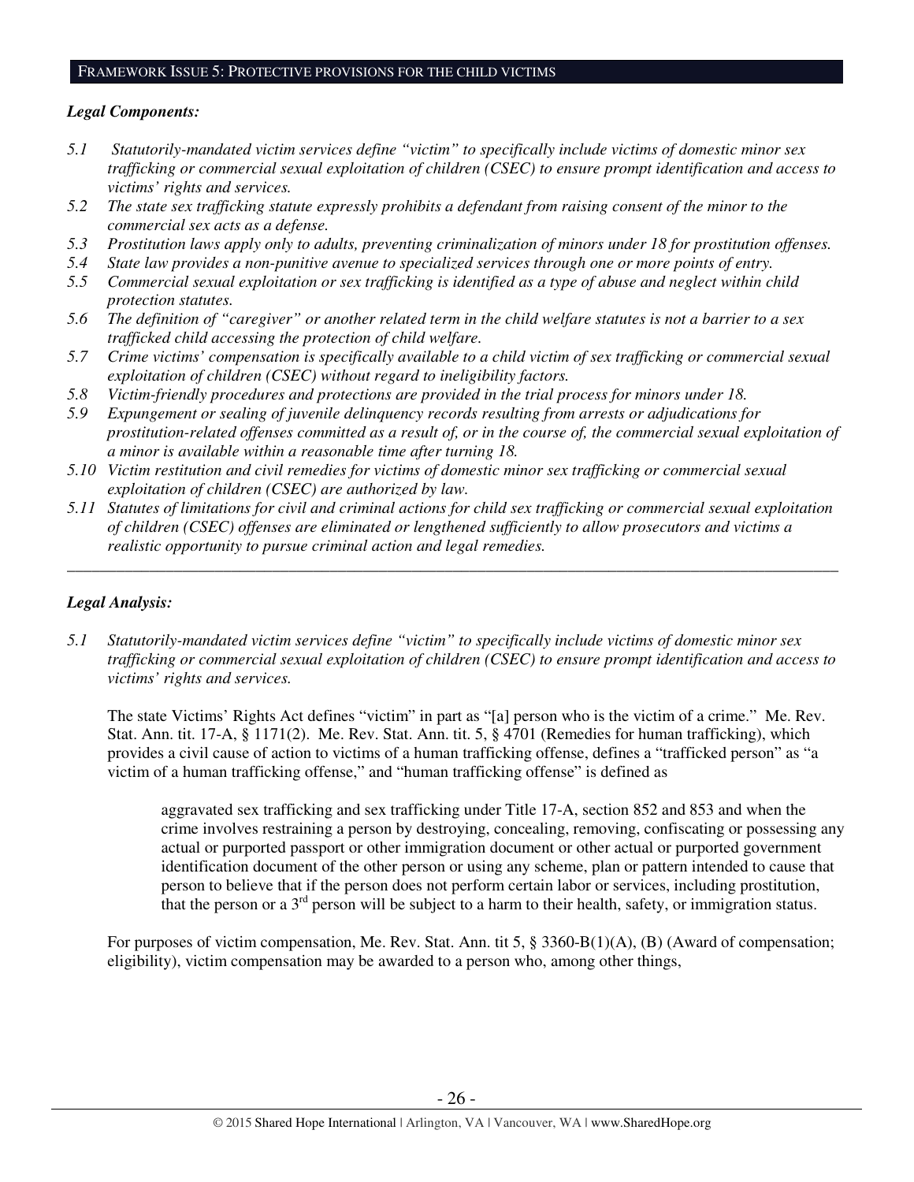## FRAMEWORK ISSUE 5: PROTECTIVE PROVISIONS FOR THE CHILD VICTIMS

***Legal Components:***

*5.1 Statutorily-mandated victim services define "victim" to specifically include victims of domestic minor sex trafficking or commercial sexual exploitation of children (CSEC) to ensure prompt identification and access to victims' rights and services.*

*5.2 The state sex trafficking statute expressly prohibits a defendant from raising consent of the minor to the commercial sex acts as a defense.*

*5.3 Prostitution laws apply only to adults, preventing criminalization of minors under 18 for prostitution offenses.*

*5.4 State law provides a non-punitive avenue to specialized services through one or more points of entry.*

*5.5 Commercial sexual exploitation or sex trafficking is identified as a type of abuse and neglect within child protection statutes.*

*5.6 The definition of "caregiver" or another related term in the child welfare statutes is not a barrier to a sex trafficked child accessing the protection of child welfare.*

*5.7 Crime victims' compensation is specifically available to a child victim of sex trafficking or commercial sexual exploitation of children (CSEC) without regard to ineligibility factors.*

*5.8 Victim-friendly procedures and protections are provided in the trial process for minors under 18.*

*5.9 Expungement or sealing of juvenile delinquency records resulting from arrests or adjudications for prostitution-related offenses committed as a result of, or in the course of, the commercial sexual exploitation of a minor is available within a reasonable time after turning 18.*

*5.10 Victim restitution and civil remedies for victims of domestic minor sex trafficking or commercial sexual exploitation of children (CSEC) are authorized by law.*

*5.11 Statutes of limitations for civil and criminal actions for child sex trafficking or commercial sexual exploitation of children (CSEC) offenses are eliminated or lengthened sufficiently to allow prosecutors and victims a realistic opportunity to pursue criminal action and legal remedies.*

---

***Legal Analysis:***

*5.1 Statutorily-mandated victim services define "victim" to specifically include victims of domestic minor sex trafficking or commercial sexual exploitation of children (CSEC) to ensure prompt identification and access to victims' rights and services.*

The state Victims' Rights Act defines "victim" in part as "[a] person who is the victim of a crime." Me. Rev. Stat. Ann. tit. 17-A, § 1171(2). Me. Rev. Stat. Ann. tit. 5, § 4701 (Remedies for human trafficking), which provides a civil cause of action to victims of a human trafficking offense, defines a "trafficked person" as "a victim of a human trafficking offense," and "human trafficking offense" is defined as

> aggravated sex trafficking and sex trafficking under Title 17-A, section 852 and 853 and when the crime involves restraining a person by destroying, concealing, removing, confiscating or possessing any actual or purported passport or other immigration document or other actual or purported government identification document of the other person or using any scheme, plan or pattern intended to cause that person to believe that if the person does not perform certain labor or services, including prostitution, that the person or a 3rd person will be subject to a harm to their health, safety, or immigration status.

For purposes of victim compensation, Me. Rev. Stat. Ann. tit 5, § 3360-B(1)(A), (B) (Award of compensation; eligibility), victim compensation may be awarded to a person who, among other things,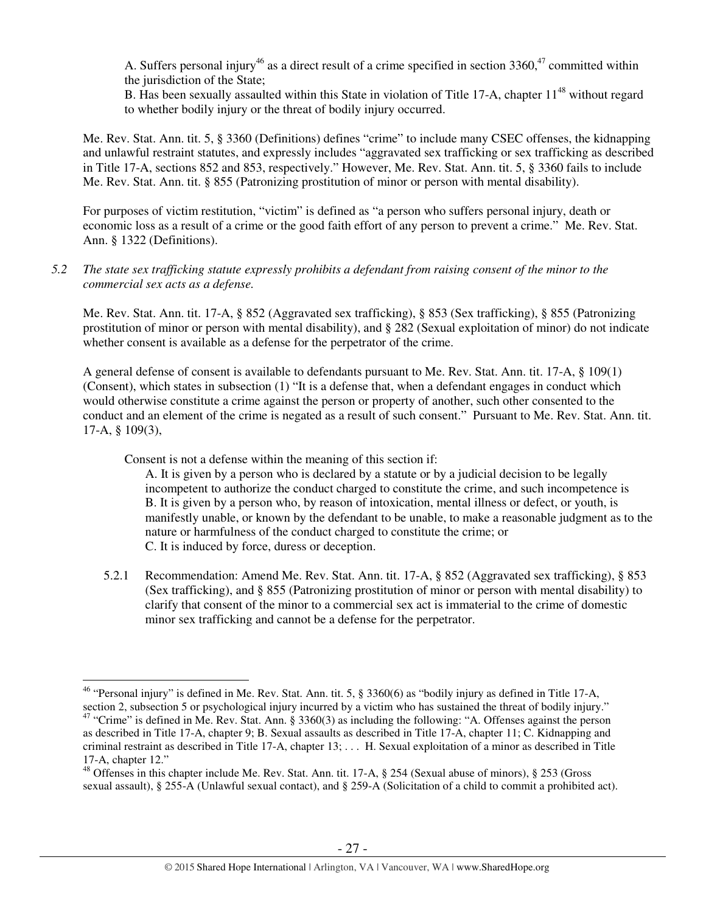A. Suffers personal injury[46] as a direct result of a crime specified in section 3360,[47] committed within the jurisdiction of the State;

B. Has been sexually assaulted within this State in violation of Title 17-A, chapter 11[48] without regard to whether bodily injury or the threat of bodily injury occurred.

Me. Rev. Stat. Ann. tit. 5, § 3360 (Definitions) defines "crime" to include many CSEC offenses, the kidnapping and unlawful restraint statutes, and expressly includes "aggravated sex trafficking or sex trafficking as described in Title 17-A, sections 852 and 853, respectively." However, Me. Rev. Stat. Ann. tit. 5, § 3360 fails to include Me. Rev. Stat. Ann. tit. § 855 (Patronizing prostitution of minor or person with mental disability).

For purposes of victim restitution, "victim" is defined as "a person who suffers personal injury, death or economic loss as a result of a crime or the good faith effort of any person to prevent a crime." Me. Rev. Stat. Ann. § 1322 (Definitions).

*5.2 The state sex trafficking statute expressly prohibits a defendant from raising consent of the minor to the commercial sex acts as a defense.*

Me. Rev. Stat. Ann. tit. 17-A, § 852 (Aggravated sex trafficking), § 853 (Sex trafficking), § 855 (Patronizing prostitution of minor or person with mental disability), and § 282 (Sexual exploitation of minor) do not indicate whether consent is available as a defense for the perpetrator of the crime.

A general defense of consent is available to defendants pursuant to Me. Rev. Stat. Ann. tit. 17-A, § 109(1) (Consent), which states in subsection (1) "It is a defense that, when a defendant engages in conduct which would otherwise constitute a crime against the person or property of another, such other consented to the conduct and an element of the crime is negated as a result of such consent." Pursuant to Me. Rev. Stat. Ann. tit. 17-A, § 109(3),

> Consent is not a defense within the meaning of this section if:
>
> A. It is given by a person who is declared by a statute or by a judicial decision to be legally incompetent to authorize the conduct charged to constitute the crime, and such incompetence is
>
> B. It is given by a person who, by reason of intoxication, mental illness or defect, or youth, is manifestly unable, or known by the defendant to be unable, to make a reasonable judgment as to the nature or harmfulness of the conduct charged to constitute the crime; or
>
> C. It is induced by force, duress or deception.

5.2.1 Recommendation: Amend Me. Rev. Stat. Ann. tit. 17-A, § 852 (Aggravated sex trafficking), § 853 (Sex trafficking), and § 855 (Patronizing prostitution of minor or person with mental disability) to clarify that consent of the minor to a commercial sex act is immaterial to the crime of domestic minor sex trafficking and cannot be a defense for the perpetrator.

---

[46] "Personal injury" is defined in Me. Rev. Stat. Ann. tit. 5, § 3360(6) as "bodily injury as defined in Title 17-A, section 2, subsection 5 or psychological injury incurred by a victim who has sustained the threat of bodily injury."

[47] "Crime" is defined in Me. Rev. Stat. Ann. § 3360(3) as including the following: "A. Offenses against the person as described in Title 17-A, chapter 9; B. Sexual assaults as described in Title 17-A, chapter 11; C. Kidnapping and criminal restraint as described in Title 17-A, chapter 13; . . . H. Sexual exploitation of a minor as described in Title 17-A, chapter 12."

[48] Offenses in this chapter include Me. Rev. Stat. Ann. tit. 17-A, § 254 (Sexual abuse of minors), § 253 (Gross sexual assault), § 255-A (Unlawful sexual contact), and § 259-A (Solicitation of a child to commit a prohibited act).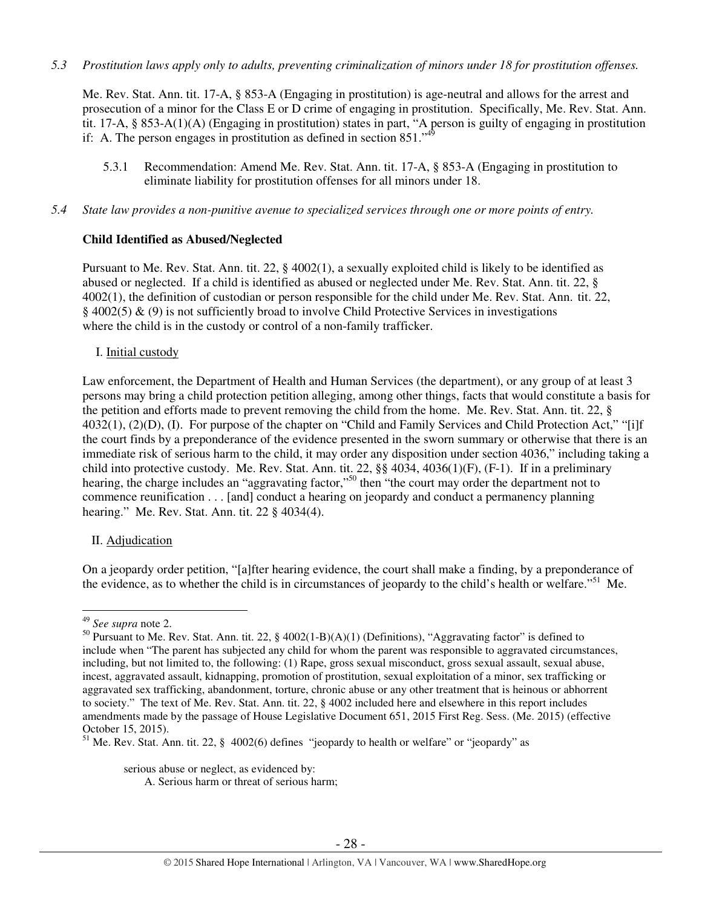*5.3 Prostitution laws apply only to adults, preventing criminalization of minors under 18 for prostitution offenses.*

Me. Rev. Stat. Ann. tit. 17-A, § 853-A (Engaging in prostitution) is age-neutral and allows for the arrest and prosecution of a minor for the Class E or D crime of engaging in prostitution. Specifically, Me. Rev. Stat. Ann. tit. 17-A, § 853-A(1)(A) (Engaging in prostitution) states in part, "A person is guilty of engaging in prostitution if: A. The person engages in prostitution as defined in section 851."[49]

> 5.3.1 Recommendation: Amend Me. Rev. Stat. Ann. tit. 17-A, § 853-A (Engaging in prostitution to eliminate liability for prostitution offenses for all minors under 18.

*5.4 State law provides a non-punitive avenue to specialized services through one or more points of entry.*

**Child Identified as Abused/Neglected**

Pursuant to Me. Rev. Stat. Ann. tit. 22, § 4002(1), a sexually exploited child is likely to be identified as abused or neglected. If a child is identified as abused or neglected under Me. Rev. Stat. Ann. tit. 22, § 4002(1), the definition of custodian or person responsible for the child under Me. Rev. Stat. Ann. tit. 22, § 4002(5) & (9) is not sufficiently broad to involve Child Protective Services in investigations where the child is in the custody or control of a non-family trafficker.

I. Initial custody

Law enforcement, the Department of Health and Human Services (the department), or any group of at least 3 persons may bring a child protection petition alleging, among other things, facts that would constitute a basis for the petition and efforts made to prevent removing the child from the home. Me. Rev. Stat. Ann. tit. 22, § 4032(1), (2)(D), (I). For purpose of the chapter on "Child and Family Services and Child Protection Act," "[i]f the court finds by a preponderance of the evidence presented in the sworn summary or otherwise that there is an immediate risk of serious harm to the child, it may order any disposition under section 4036," including taking a child into protective custody. Me. Rev. Stat. Ann. tit. 22, §§ 4034, 4036(1)(F), (F-1). If in a preliminary hearing, the charge includes an "aggravating factor,"[50] then "the court may order the department not to commence reunification . . . [and] conduct a hearing on jeopardy and conduct a permanency planning hearing." Me. Rev. Stat. Ann. tit. 22 § 4034(4).

II. Adjudication

On a jeopardy order petition, "[a]fter hearing evidence, the court shall make a finding, by a preponderance of the evidence, as to whether the child is in circumstances of jeopardy to the child's health or welfare."[51] Me.

---

[49] *See supra* note 2.

[50] Pursuant to Me. Rev. Stat. Ann. tit. 22, § 4002(1-B)(A)(1) (Definitions), "Aggravating factor" is defined to include when "The parent has subjected any child for whom the parent was responsible to aggravated circumstances, including, but not limited to, the following: (1) Rape, gross sexual misconduct, gross sexual assault, sexual abuse, incest, aggravated assault, kidnapping, promotion of prostitution, sexual exploitation of a minor, sex trafficking or aggravated sex trafficking, abandonment, torture, chronic abuse or any other treatment that is heinous or abhorrent to society." The text of Me. Rev. Stat. Ann. tit. 22, § 4002 included here and elsewhere in this report includes amendments made by the passage of House Legislative Document 651, 2015 First Reg. Sess. (Me. 2015) (effective October 15, 2015).

[51] Me. Rev. Stat. Ann. tit. 22, § 4002(6) defines "jeopardy to health or welfare" or "jeopardy" as

> serious abuse or neglect, as evidenced by:
> A. Serious harm or threat of serious harm;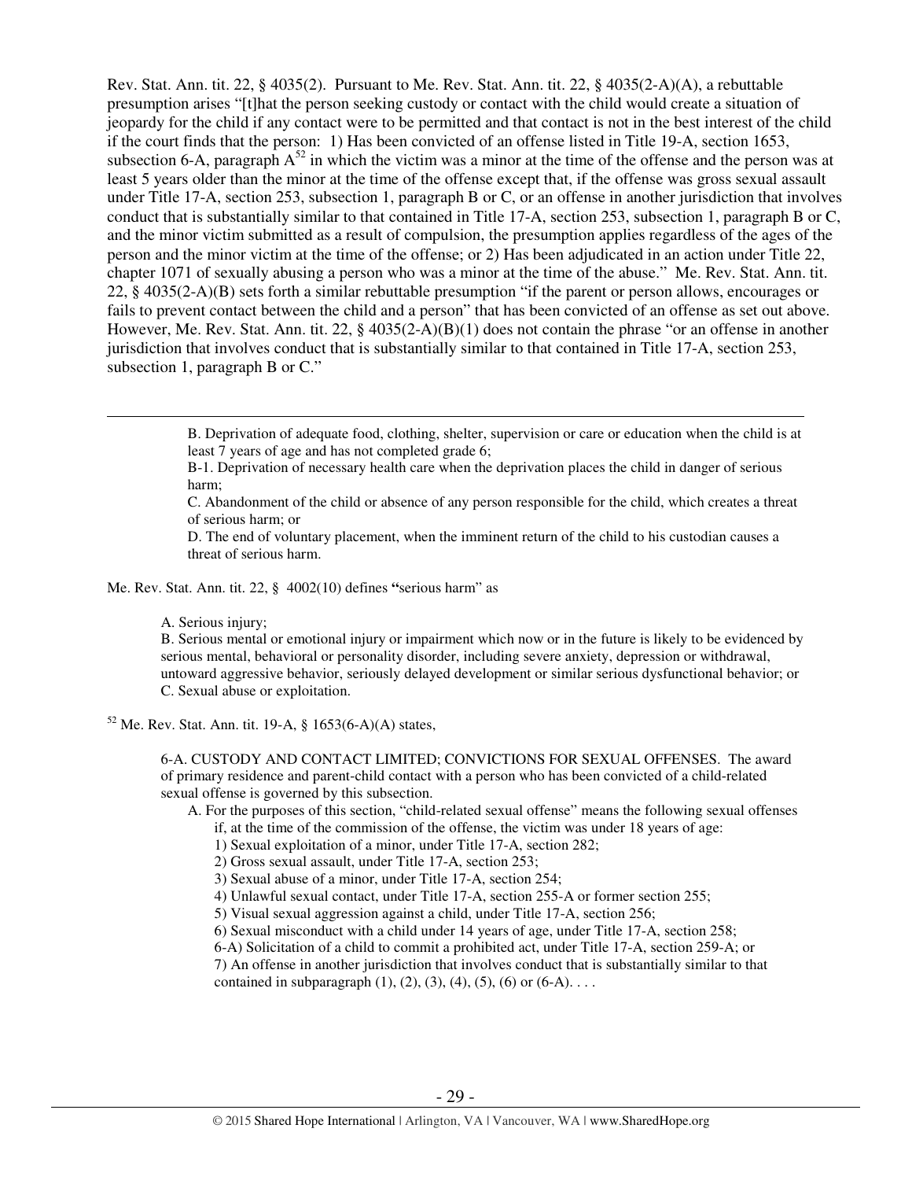Rev. Stat. Ann. tit. 22, § 4035(2). Pursuant to Me. Rev. Stat. Ann. tit. 22, § 4035(2-A)(A), a rebuttable presumption arises "[t]hat the person seeking custody or contact with the child would create a situation of jeopardy for the child if any contact were to be permitted and that contact is not in the best interest of the child if the court finds that the person: 1) Has been convicted of an offense listed in Title 19-A, section 1653, subsection 6-A, paragraph A[52] in which the victim was a minor at the time of the offense and the person was at least 5 years older than the minor at the time of the offense except that, if the offense was gross sexual assault under Title 17-A, section 253, subsection 1, paragraph B or C, or an offense in another jurisdiction that involves conduct that is substantially similar to that contained in Title 17-A, section 253, subsection 1, paragraph B or C, and the minor victim submitted as a result of compulsion, the presumption applies regardless of the ages of the person and the minor victim at the time of the offense; or 2) Has been adjudicated in an action under Title 22, chapter 1071 of sexually abusing a person who was a minor at the time of the abuse." Me. Rev. Stat. Ann. tit. 22, § 4035(2-A)(B) sets forth a similar rebuttable presumption "if the parent or person allows, encourages or fails to prevent contact between the child and a person" that has been convicted of an offense as set out above. However, Me. Rev. Stat. Ann. tit. 22, § 4035(2-A)(B)(1) does not contain the phrase "or an offense in another jurisdiction that involves conduct that is substantially similar to that contained in Title 17-A, section 253, subsection 1, paragraph B or C."

---

> B. Deprivation of adequate food, clothing, shelter, supervision or care or education when the child is at least 7 years of age and has not completed grade 6;
>
> B-1. Deprivation of necessary health care when the deprivation places the child in danger of serious harm;
>
> C. Abandonment of the child or absence of any person responsible for the child, which creates a threat of serious harm; or
>
> D. The end of voluntary placement, when the imminent return of the child to his custodian causes a threat of serious harm.

Me. Rev. Stat. Ann. tit. 22, § 4002(10) defines **"**serious harm" as

> A. Serious injury;
>
> B. Serious mental or emotional injury or impairment which now or in the future is likely to be evidenced by serious mental, behavioral or personality disorder, including severe anxiety, depression or withdrawal, untoward aggressive behavior, seriously delayed development or similar serious dysfunctional behavior; or
>
> C. Sexual abuse or exploitation.

[52] Me. Rev. Stat. Ann. tit. 19-A, § 1653(6-A)(A) states,

> 6-A. CUSTODY AND CONTACT LIMITED; CONVICTIONS FOR SEXUAL OFFENSES. The award of primary residence and parent-child contact with a person who has been convicted of a child-related sexual offense is governed by this subsection.
>
> A. For the purposes of this section, "child-related sexual offense" means the following sexual offenses if, at the time of the commission of the offense, the victim was under 18 years of age:
>
> 1) Sexual exploitation of a minor, under Title 17-A, section 282;
> 2) Gross sexual assault, under Title 17-A, section 253;
> 3) Sexual abuse of a minor, under Title 17-A, section 254;
> 4) Unlawful sexual contact, under Title 17-A, section 255-A or former section 255;
> 5) Visual sexual aggression against a child, under Title 17-A, section 256;
> 6) Sexual misconduct with a child under 14 years of age, under Title 17-A, section 258;
> 6-A) Solicitation of a child to commit a prohibited act, under Title 17-A, section 259-A; or
> 7) An offense in another jurisdiction that involves conduct that is substantially similar to that contained in subparagraph (1), (2), (3), (4), (5), (6) or (6-A). . . .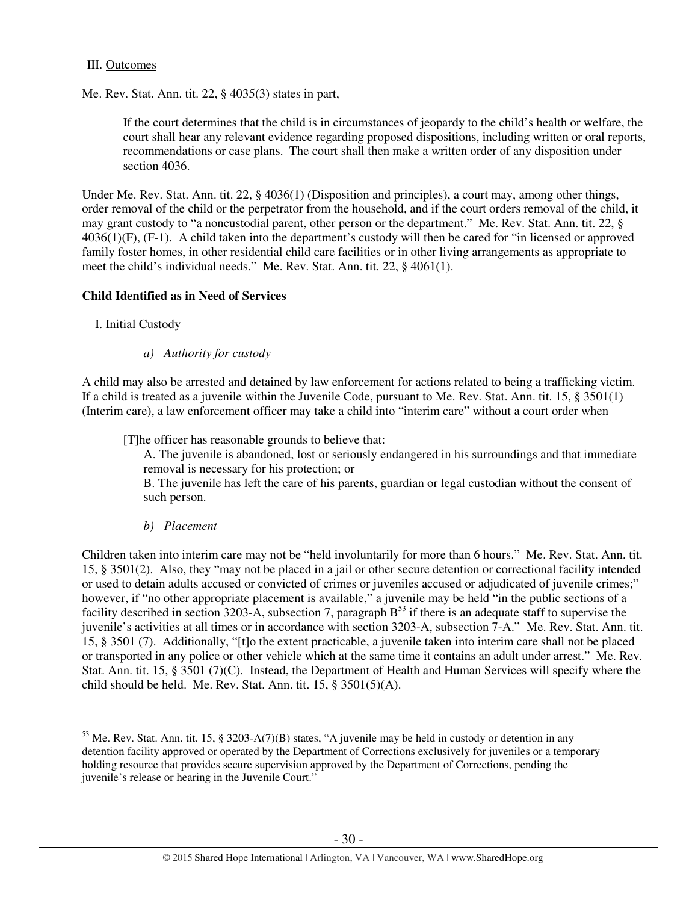III. Outcomes

Me. Rev. Stat. Ann. tit. 22, § 4035(3) states in part,

> If the court determines that the child is in circumstances of jeopardy to the child's health or welfare, the court shall hear any relevant evidence regarding proposed dispositions, including written or oral reports, recommendations or case plans. The court shall then make a written order of any disposition under section 4036.

Under Me. Rev. Stat. Ann. tit. 22, § 4036(1) (Disposition and principles), a court may, among other things, order removal of the child or the perpetrator from the household, and if the court orders removal of the child, it may grant custody to "a noncustodial parent, other person or the department." Me. Rev. Stat. Ann. tit. 22, § 4036(1)(F), (F-1). A child taken into the department's custody will then be cared for "in licensed or approved family foster homes, in other residential child care facilities or in other living arrangements as appropriate to meet the child's individual needs." Me. Rev. Stat. Ann. tit. 22, § 4061(1).

**Child Identified as in Need of Services**

I. Initial Custody

*a) Authority for custody*

A child may also be arrested and detained by law enforcement for actions related to being a trafficking victim. If a child is treated as a juvenile within the Juvenile Code, pursuant to Me. Rev. Stat. Ann. tit. 15, § 3501(1) (Interim care), a law enforcement officer may take a child into "interim care" without a court order when

> [T]he officer has reasonable grounds to believe that:
> A. The juvenile is abandoned, lost or seriously endangered in his surroundings and that immediate removal is necessary for his protection; or
> B. The juvenile has left the care of his parents, guardian or legal custodian without the consent of such person.

*b) Placement*

Children taken into interim care may not be "held involuntarily for more than 6 hours." Me. Rev. Stat. Ann. tit. 15, § 3501(2). Also, they "may not be placed in a jail or other secure detention or correctional facility intended or used to detain adults accused or convicted of crimes or juveniles accused or adjudicated of juvenile crimes;" however, if "no other appropriate placement is available," a juvenile may be held "in the public sections of a facility described in section 3203-A, subsection 7, paragraph B[53] if there is an adequate staff to supervise the juvenile's activities at all times or in accordance with section 3203-A, subsection 7-A." Me. Rev. Stat. Ann. tit. 15, § 3501 (7). Additionally, "[t]o the extent practicable, a juvenile taken into interim care shall not be placed or transported in any police or other vehicle which at the same time it contains an adult under arrest." Me. Rev. Stat. Ann. tit. 15, § 3501 (7)(C). Instead, the Department of Health and Human Services will specify where the child should be held. Me. Rev. Stat. Ann. tit. 15, § 3501(5)(A).

---

[53] Me. Rev. Stat. Ann. tit. 15, § 3203-A(7)(B) states, "A juvenile may be held in custody or detention in any detention facility approved or operated by the Department of Corrections exclusively for juveniles or a temporary holding resource that provides secure supervision approved by the Department of Corrections, pending the juvenile's release or hearing in the Juvenile Court."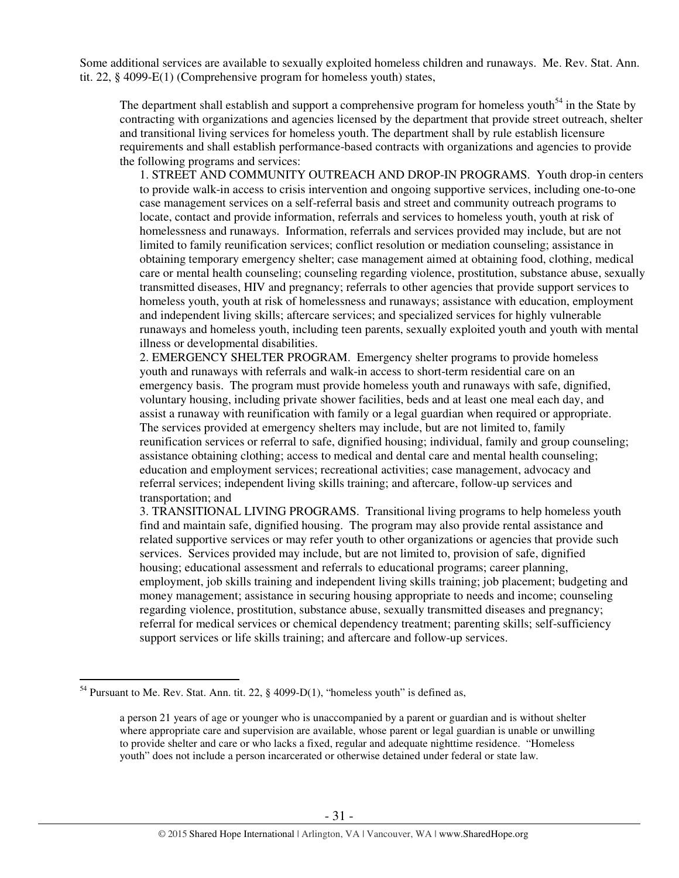Some additional services are available to sexually exploited homeless children and runaways. Me. Rev. Stat. Ann. tit. 22, § 4099-E(1) (Comprehensive program for homeless youth) states,

> The department shall establish and support a comprehensive program for homeless youth[54] in the State by contracting with organizations and agencies licensed by the department that provide street outreach, shelter and transitional living services for homeless youth. The department shall by rule establish licensure requirements and shall establish performance-based contracts with organizations and agencies to provide the following programs and services:
>
> 1. STREET AND COMMUNITY OUTREACH AND DROP-IN PROGRAMS. Youth drop-in centers to provide walk-in access to crisis intervention and ongoing supportive services, including one-to-one case management services on a self-referral basis and street and community outreach programs to locate, contact and provide information, referrals and services to homeless youth, youth at risk of homelessness and runaways. Information, referrals and services provided may include, but are not limited to family reunification services; conflict resolution or mediation counseling; assistance in obtaining temporary emergency shelter; case management aimed at obtaining food, clothing, medical care or mental health counseling; counseling regarding violence, prostitution, substance abuse, sexually transmitted diseases, HIV and pregnancy; referrals to other agencies that provide support services to homeless youth, youth at risk of homelessness and runaways; assistance with education, employment and independent living skills; aftercare services; and specialized services for highly vulnerable runaways and homeless youth, including teen parents, sexually exploited youth and youth with mental illness or developmental disabilities.
> 2. EMERGENCY SHELTER PROGRAM. Emergency shelter programs to provide homeless youth and runaways with referrals and walk-in access to short-term residential care on an emergency basis. The program must provide homeless youth and runaways with safe, dignified, voluntary housing, including private shower facilities, beds and at least one meal each day, and assist a runaway with reunification with family or a legal guardian when required or appropriate. The services provided at emergency shelters may include, but are not limited to, family reunification services or referral to safe, dignified housing; individual, family and group counseling; assistance obtaining clothing; access to medical and dental care and mental health counseling; education and employment services; recreational activities; case management, advocacy and referral services; independent living skills training; and aftercare, follow-up services and transportation; and
> 3. TRANSITIONAL LIVING PROGRAMS. Transitional living programs to help homeless youth find and maintain safe, dignified housing. The program may also provide rental assistance and related supportive services or may refer youth to other organizations or agencies that provide such services. Services provided may include, but are not limited to, provision of safe, dignified housing; educational assessment and referrals to educational programs; career planning, employment, job skills training and independent living skills training; job placement; budgeting and money management; assistance in securing housing appropriate to needs and income; counseling regarding violence, prostitution, substance abuse, sexually transmitted diseases and pregnancy; referral for medical services or chemical dependency treatment; parenting skills; self-sufficiency support services or life skills training; and aftercare and follow-up services.

---

[54] Pursuant to Me. Rev. Stat. Ann. tit. 22, § 4099-D(1), "homeless youth" is defined as,

> a person 21 years of age or younger who is unaccompanied by a parent or guardian and is without shelter where appropriate care and supervision are available, whose parent or legal guardian is unable or unwilling to provide shelter and care or who lacks a fixed, regular and adequate nighttime residence. "Homeless youth" does not include a person incarcerated or otherwise detained under federal or state law.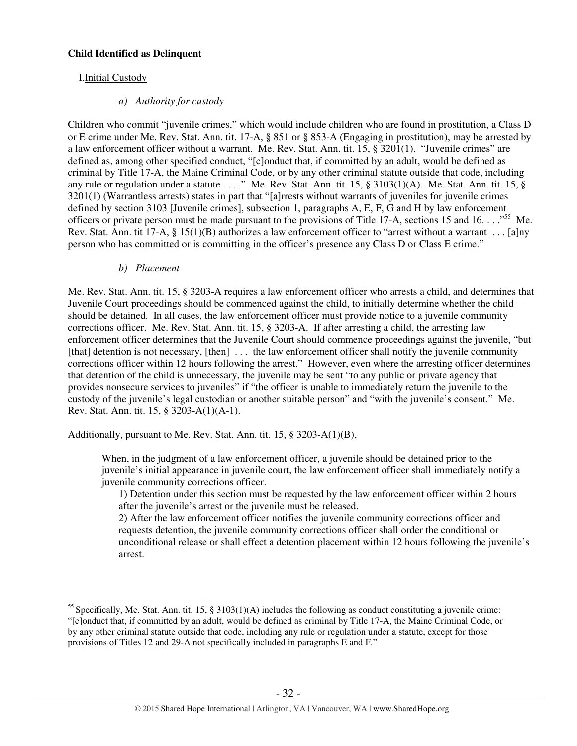**Child Identified as Delinquent**

I. Initial Custody

*a) Authority for custody*

Children who commit "juvenile crimes," which would include children who are found in prostitution, a Class D or E crime under Me. Rev. Stat. Ann. tit. 17-A, § 851 or § 853-A (Engaging in prostitution), may be arrested by a law enforcement officer without a warrant. Me. Rev. Stat. Ann. tit. 15, § 3201(1). "Juvenile crimes" are defined as, among other specified conduct, "[c]onduct that, if committed by an adult, would be defined as criminal by Title 17-A, the Maine Criminal Code, or by any other criminal statute outside that code, including any rule or regulation under a statute . . . ." Me. Rev. Stat. Ann. tit. 15, § 3103(1)(A). Me. Stat. Ann. tit. 15, § 3201(1) (Warrantless arrests) states in part that "[a]rrests without warrants of juveniles for juvenile crimes defined by section 3103 [Juvenile crimes], subsection 1, paragraphs A, E, F, G and H by law enforcement officers or private person must be made pursuant to the provisions of Title 17-A, sections 15 and 16. . . ."[55] Me. Rev. Stat. Ann. tit 17-A, § 15(1)(B) authorizes a law enforcement officer to "arrest without a warrant . . . [a]ny person who has committed or is committing in the officer's presence any Class D or Class E crime."

*b) Placement*

Me. Rev. Stat. Ann. tit. 15, § 3203-A requires a law enforcement officer who arrests a child, and determines that Juvenile Court proceedings should be commenced against the child, to initially determine whether the child should be detained. In all cases, the law enforcement officer must provide notice to a juvenile community corrections officer. Me. Rev. Stat. Ann. tit. 15, § 3203-A. If after arresting a child, the arresting law enforcement officer determines that the Juvenile Court should commence proceedings against the juvenile, "but [that] detention is not necessary, [then] . . . the law enforcement officer shall notify the juvenile community corrections officer within 12 hours following the arrest." However, even where the arresting officer determines that detention of the child is unnecessary, the juvenile may be sent "to any public or private agency that provides nonsecure services to juveniles" if "the officer is unable to immediately return the juvenile to the custody of the juvenile's legal custodian or another suitable person" and "with the juvenile's consent." Me. Rev. Stat. Ann. tit. 15, § 3203-A(1)(A-1).

Additionally, pursuant to Me. Rev. Stat. Ann. tit. 15, § 3203-A(1)(B),

> When, in the judgment of a law enforcement officer, a juvenile should be detained prior to the juvenile's initial appearance in juvenile court, the law enforcement officer shall immediately notify a juvenile community corrections officer.
>
> 1) Detention under this section must be requested by the law enforcement officer within 2 hours after the juvenile's arrest or the juvenile must be released.
>
> 2) After the law enforcement officer notifies the juvenile community corrections officer and requests detention, the juvenile community corrections officer shall order the conditional or unconditional release or shall effect a detention placement within 12 hours following the juvenile's arrest.

---

[55] Specifically, Me. Stat. Ann. tit. 15, § 3103(1)(A) includes the following as conduct constituting a juvenile crime: "[c]onduct that, if committed by an adult, would be defined as criminal by Title 17-A, the Maine Criminal Code, or by any other criminal statute outside that code, including any rule or regulation under a statute, except for those provisions of Titles 12 and 29-A not specifically included in paragraphs E and F."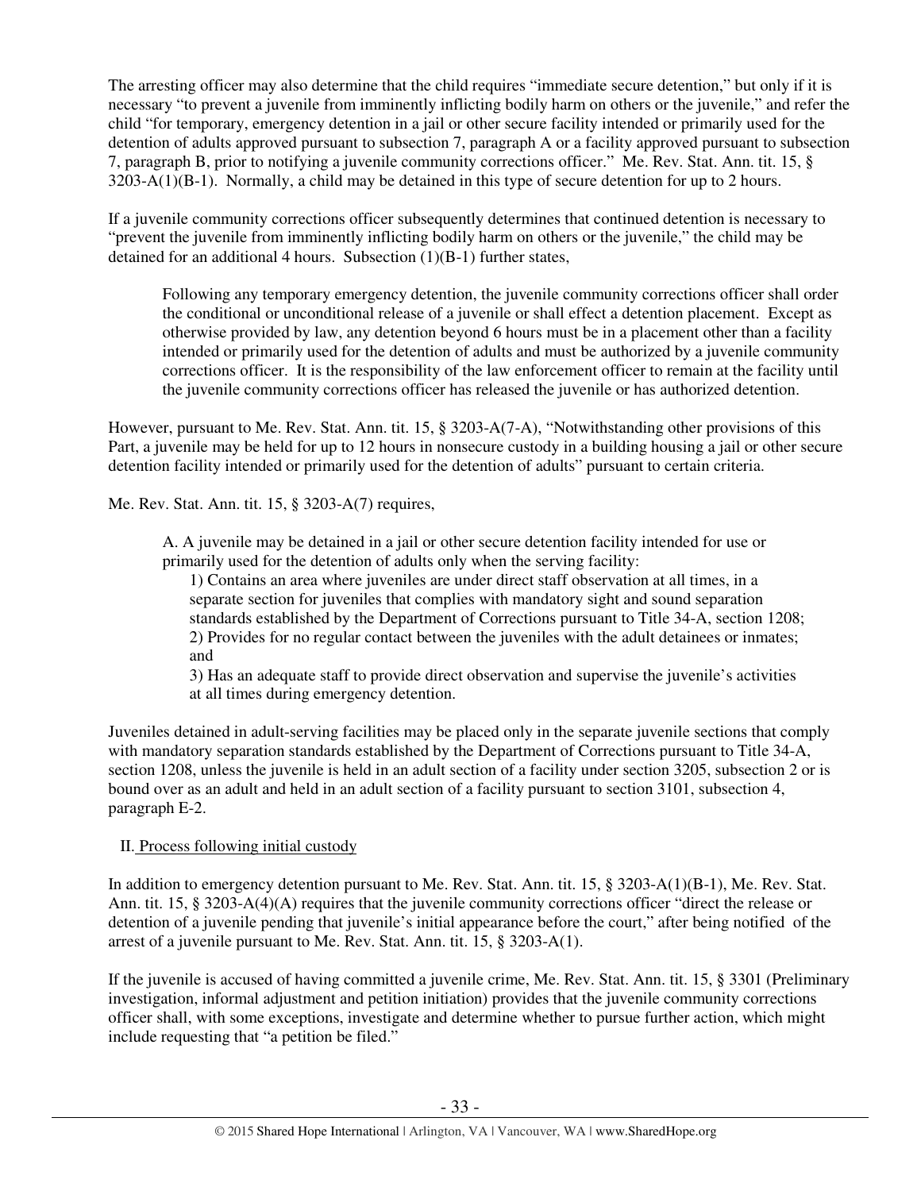The arresting officer may also determine that the child requires "immediate secure detention," but only if it is necessary "to prevent a juvenile from imminently inflicting bodily harm on others or the juvenile," and refer the child "for temporary, emergency detention in a jail or other secure facility intended or primarily used for the detention of adults approved pursuant to subsection 7, paragraph A or a facility approved pursuant to subsection 7, paragraph B, prior to notifying a juvenile community corrections officer." Me. Rev. Stat. Ann. tit. 15, § 3203-A(1)(B-1). Normally, a child may be detained in this type of secure detention for up to 2 hours.

If a juvenile community corrections officer subsequently determines that continued detention is necessary to "prevent the juvenile from imminently inflicting bodily harm on others or the juvenile," the child may be detained for an additional 4 hours. Subsection (1)(B-1) further states,

> Following any temporary emergency detention, the juvenile community corrections officer shall order the conditional or unconditional release of a juvenile or shall effect a detention placement. Except as otherwise provided by law, any detention beyond 6 hours must be in a placement other than a facility intended or primarily used for the detention of adults and must be authorized by a juvenile community corrections officer. It is the responsibility of the law enforcement officer to remain at the facility until the juvenile community corrections officer has released the juvenile or has authorized detention.

However, pursuant to Me. Rev. Stat. Ann. tit. 15, § 3203-A(7-A), "Notwithstanding other provisions of this Part, a juvenile may be held for up to 12 hours in nonsecure custody in a building housing a jail or other secure detention facility intended or primarily used for the detention of adults" pursuant to certain criteria.

Me. Rev. Stat. Ann. tit. 15, § 3203-A(7) requires,

> A. A juvenile may be detained in a jail or other secure detention facility intended for use or primarily used for the detention of adults only when the serving facility:
>
> 1) Contains an area where juveniles are under direct staff observation at all times, in a separate section for juveniles that complies with mandatory sight and sound separation standards established by the Department of Corrections pursuant to Title 34-A, section 1208;
> 2) Provides for no regular contact between the juveniles with the adult detainees or inmates; and
> 3) Has an adequate staff to provide direct observation and supervise the juvenile's activities at all times during emergency detention.

Juveniles detained in adult-serving facilities may be placed only in the separate juvenile sections that comply with mandatory separation standards established by the Department of Corrections pursuant to Title 34-A, section 1208, unless the juvenile is held in an adult section of a facility under section 3205, subsection 2 or is bound over as an adult and held in an adult section of a facility pursuant to section 3101, subsection 4, paragraph E-2.

II. Process following initial custody

In addition to emergency detention pursuant to Me. Rev. Stat. Ann. tit. 15, § 3203-A(1)(B-1), Me. Rev. Stat. Ann. tit. 15, § 3203-A(4)(A) requires that the juvenile community corrections officer "direct the release or detention of a juvenile pending that juvenile's initial appearance before the court," after being notified of the arrest of a juvenile pursuant to Me. Rev. Stat. Ann. tit. 15, § 3203-A(1).

If the juvenile is accused of having committed a juvenile crime, Me. Rev. Stat. Ann. tit. 15, § 3301 (Preliminary investigation, informal adjustment and petition initiation) provides that the juvenile community corrections officer shall, with some exceptions, investigate and determine whether to pursue further action, which might include requesting that "a petition be filed."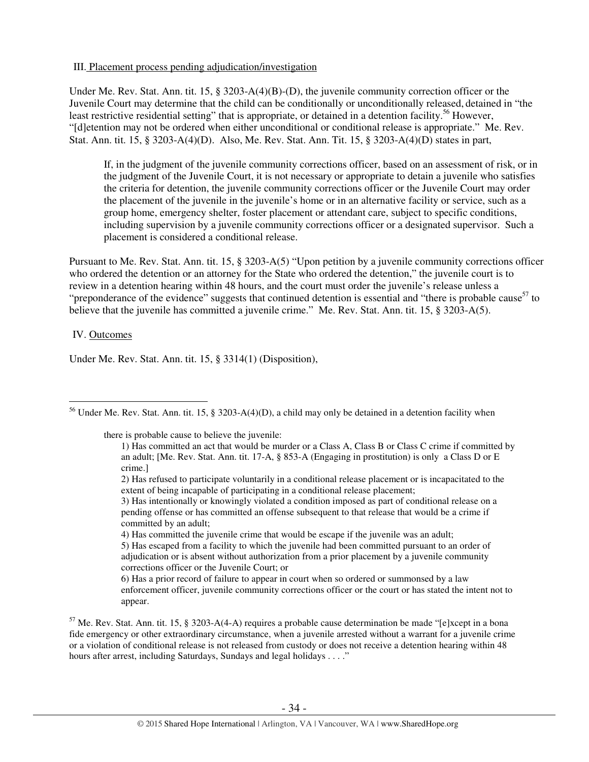III. Placement process pending adjudication/investigation

Under Me. Rev. Stat. Ann. tit. 15, § 3203-A(4)(B)-(D), the juvenile community correction officer or the Juvenile Court may determine that the child can be conditionally or unconditionally released, detained in "the least restrictive residential setting" that is appropriate, or detained in a detention facility.[56] However, "[d]etention may not be ordered when either unconditional or conditional release is appropriate." Me. Rev. Stat. Ann. tit. 15, § 3203-A(4)(D). Also, Me. Rev. Stat. Ann. Tit. 15, § 3203-A(4)(D) states in part,

> If, in the judgment of the juvenile community corrections officer, based on an assessment of risk, or in the judgment of the Juvenile Court, it is not necessary or appropriate to detain a juvenile who satisfies the criteria for detention, the juvenile community corrections officer or the Juvenile Court may order the placement of the juvenile in the juvenile's home or in an alternative facility or service, such as a group home, emergency shelter, foster placement or attendant care, subject to specific conditions, including supervision by a juvenile community corrections officer or a designated supervisor. Such a placement is considered a conditional release.

Pursuant to Me. Rev. Stat. Ann. tit. 15, § 3203-A(5) "Upon petition by a juvenile community corrections officer who ordered the detention or an attorney for the State who ordered the detention," the juvenile court is to review in a detention hearing within 48 hours, and the court must order the juvenile's release unless a "preponderance of the evidence" suggests that continued detention is essential and "there is probable cause[57] to believe that the juvenile has committed a juvenile crime." Me. Rev. Stat. Ann. tit. 15, § 3203-A(5).

IV. Outcomes

Under Me. Rev. Stat. Ann. tit. 15, § 3314(1) (Disposition),

---

[56] Under Me. Rev. Stat. Ann. tit. 15, § 3203-A(4)(D), a child may only be detained in a detention facility when

> there is probable cause to believe the juvenile:
>
> 1) Has committed an act that would be murder or a Class A, Class B or Class C crime if committed by an adult; [Me. Rev. Stat. Ann. tit. 17-A, § 853-A (Engaging in prostitution) is only a Class D or E crime.]
>
> 2) Has refused to participate voluntarily in a conditional release placement or is incapacitated to the extent of being incapable of participating in a conditional release placement;
>
> 3) Has intentionally or knowingly violated a condition imposed as part of conditional release on a pending offense or has committed an offense subsequent to that release that would be a crime if committed by an adult;
>
> 4) Has committed the juvenile crime that would be escape if the juvenile was an adult;
>
> 5) Has escaped from a facility to which the juvenile had been committed pursuant to an order of adjudication or is absent without authorization from a prior placement by a juvenile community corrections officer or the Juvenile Court; or
>
> 6) Has a prior record of failure to appear in court when so ordered or summonsed by a law enforcement officer, juvenile community corrections officer or the court or has stated the intent not to appear.

[57] Me. Rev. Stat. Ann. tit. 15, § 3203-A(4-A) requires a probable cause determination be made "[e]xcept in a bona fide emergency or other extraordinary circumstance, when a juvenile arrested without a warrant for a juvenile crime or a violation of conditional release is not released from custody or does not receive a detention hearing within 48 hours after arrest, including Saturdays, Sundays and legal holidays . . . ."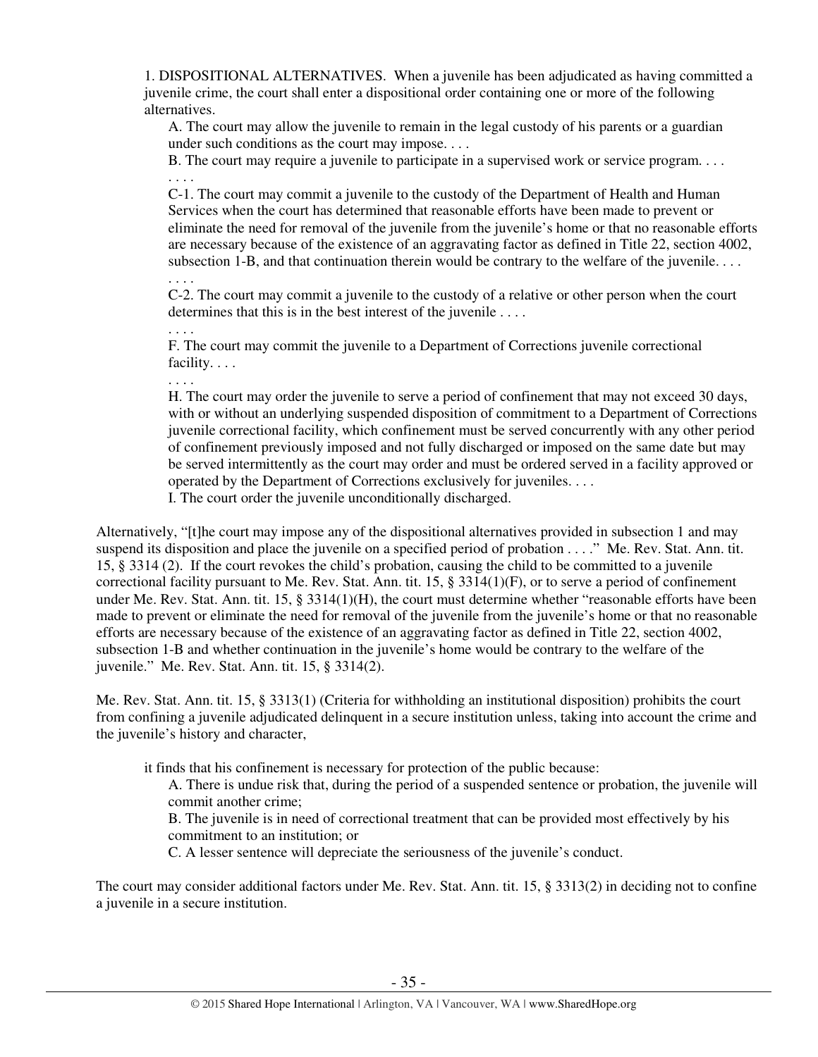1. DISPOSITIONAL ALTERNATIVES. When a juvenile has been adjudicated as having committed a juvenile crime, the court shall enter a dispositional order containing one or more of the following alternatives.

> A. The court may allow the juvenile to remain in the legal custody of his parents or a guardian under such conditions as the court may impose. . . .
>
> B. The court may require a juvenile to participate in a supervised work or service program. . . .
>
> . . . .
>
> C-1. The court may commit a juvenile to the custody of the Department of Health and Human Services when the court has determined that reasonable efforts have been made to prevent or eliminate the need for removal of the juvenile from the juvenile's home or that no reasonable efforts are necessary because of the existence of an aggravating factor as defined in Title 22, section 4002, subsection 1-B, and that continuation therein would be contrary to the welfare of the juvenile. . . .
>
> . . . .
>
> C-2. The court may commit a juvenile to the custody of a relative or other person when the court determines that this is in the best interest of the juvenile . . . .
>
> . . . .
>
> F. The court may commit the juvenile to a Department of Corrections juvenile correctional facility. . . .
>
> . . . .
>
> H. The court may order the juvenile to serve a period of confinement that may not exceed 30 days, with or without an underlying suspended disposition of commitment to a Department of Corrections juvenile correctional facility, which confinement must be served concurrently with any other period of confinement previously imposed and not fully discharged or imposed on the same date but may be served intermittently as the court may order and must be ordered served in a facility approved or operated by the Department of Corrections exclusively for juveniles. . . .
>
> I. The court order the juvenile unconditionally discharged.

Alternatively, "[t]he court may impose any of the dispositional alternatives provided in subsection 1 and may suspend its disposition and place the juvenile on a specified period of probation . . . ." Me. Rev. Stat. Ann. tit. 15, § 3314 (2). If the court revokes the child's probation, causing the child to be committed to a juvenile correctional facility pursuant to Me. Rev. Stat. Ann. tit. 15, § 3314(1)(F), or to serve a period of confinement under Me. Rev. Stat. Ann. tit. 15, § 3314(1)(H), the court must determine whether "reasonable efforts have been made to prevent or eliminate the need for removal of the juvenile from the juvenile's home or that no reasonable efforts are necessary because of the existence of an aggravating factor as defined in Title 22, section 4002, subsection 1-B and whether continuation in the juvenile's home would be contrary to the welfare of the juvenile." Me. Rev. Stat. Ann. tit. 15, § 3314(2).

Me. Rev. Stat. Ann. tit. 15, § 3313(1) (Criteria for withholding an institutional disposition) prohibits the court from confining a juvenile adjudicated delinquent in a secure institution unless, taking into account the crime and the juvenile's history and character,

> it finds that his confinement is necessary for protection of the public because:
>
> A. There is undue risk that, during the period of a suspended sentence or probation, the juvenile will commit another crime;
>
> B. The juvenile is in need of correctional treatment that can be provided most effectively by his commitment to an institution; or
>
> C. A lesser sentence will depreciate the seriousness of the juvenile's conduct.

The court may consider additional factors under Me. Rev. Stat. Ann. tit. 15, § 3313(2) in deciding not to confine a juvenile in a secure institution.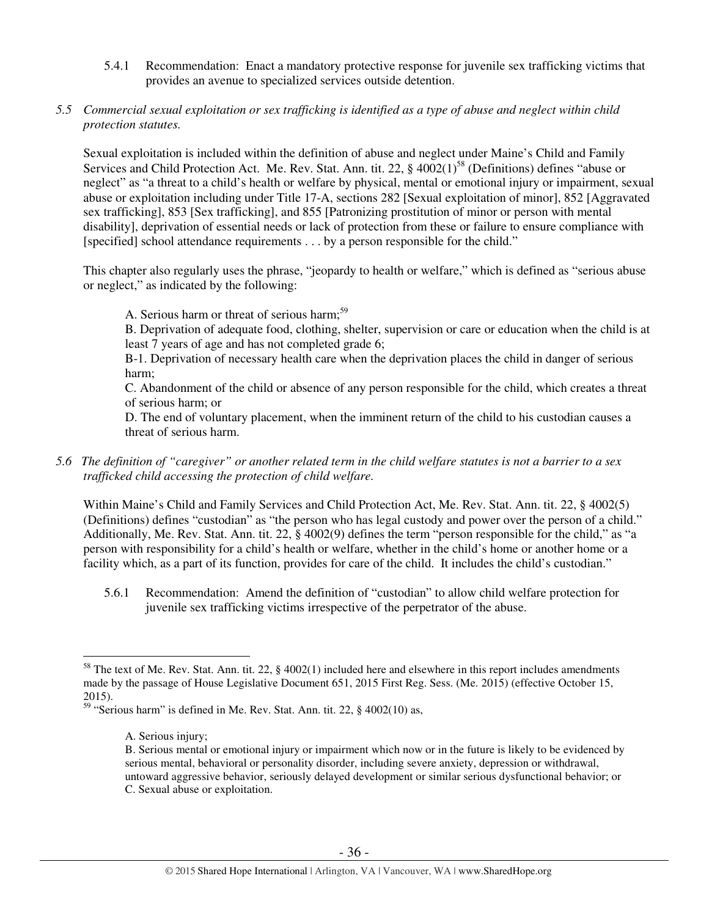5.4.1 Recommendation: Enact a mandatory protective response for juvenile sex trafficking victims that provides an avenue to specialized services outside detention.

*5.5 Commercial sexual exploitation or sex trafficking is identified as a type of abuse and neglect within child protection statutes.*

Sexual exploitation is included within the definition of abuse and neglect under Maine's Child and Family Services and Child Protection Act. Me. Rev. Stat. Ann. tit. 22, § 4002(1)[58] (Definitions) defines "abuse or neglect" as "a threat to a child's health or welfare by physical, mental or emotional injury or impairment, sexual abuse or exploitation including under Title 17-A, sections 282 [Sexual exploitation of minor], 852 [Aggravated sex trafficking], 853 [Sex trafficking], and 855 [Patronizing prostitution of minor or person with mental disability], deprivation of essential needs or lack of protection from these or failure to ensure compliance with [specified] school attendance requirements . . . by a person responsible for the child."

This chapter also regularly uses the phrase, "jeopardy to health or welfare," which is defined as "serious abuse or neglect," as indicated by the following:

> A. Serious harm or threat of serious harm;[59]
>
> B. Deprivation of adequate food, clothing, shelter, supervision or care or education when the child is at least 7 years of age and has not completed grade 6;
>
> B-1. Deprivation of necessary health care when the deprivation places the child in danger of serious harm;
>
> C. Abandonment of the child or absence of any person responsible for the child, which creates a threat of serious harm; or
>
> D. The end of voluntary placement, when the imminent return of the child to his custodian causes a threat of serious harm.

*5.6 The definition of "caregiver" or another related term in the child welfare statutes is not a barrier to a sex trafficked child accessing the protection of child welfare.*

Within Maine's Child and Family Services and Child Protection Act, Me. Rev. Stat. Ann. tit. 22, § 4002(5) (Definitions) defines "custodian" as "the person who has legal custody and power over the person of a child." Additionally, Me. Rev. Stat. Ann. tit. 22, § 4002(9) defines the term "person responsible for the child," as "a person with responsibility for a child's health or welfare, whether in the child's home or another home or a facility which, as a part of its function, provides for care of the child. It includes the child's custodian."

5.6.1 Recommendation: Amend the definition of "custodian" to allow child welfare protection for juvenile sex trafficking victims irrespective of the perpetrator of the abuse.

---

[58] The text of Me. Rev. Stat. Ann. tit. 22, § 4002(1) included here and elsewhere in this report includes amendments made by the passage of House Legislative Document 651, 2015 First Reg. Sess. (Me. 2015) (effective October 15, 2015).

[59] "Serious harm" is defined in Me. Rev. Stat. Ann. tit. 22, § 4002(10) as,

> A. Serious injury;
>
> B. Serious mental or emotional injury or impairment which now or in the future is likely to be evidenced by serious mental, behavioral or personality disorder, including severe anxiety, depression or withdrawal, untoward aggressive behavior, seriously delayed development or similar serious dysfunctional behavior; or
>
> C. Sexual abuse or exploitation.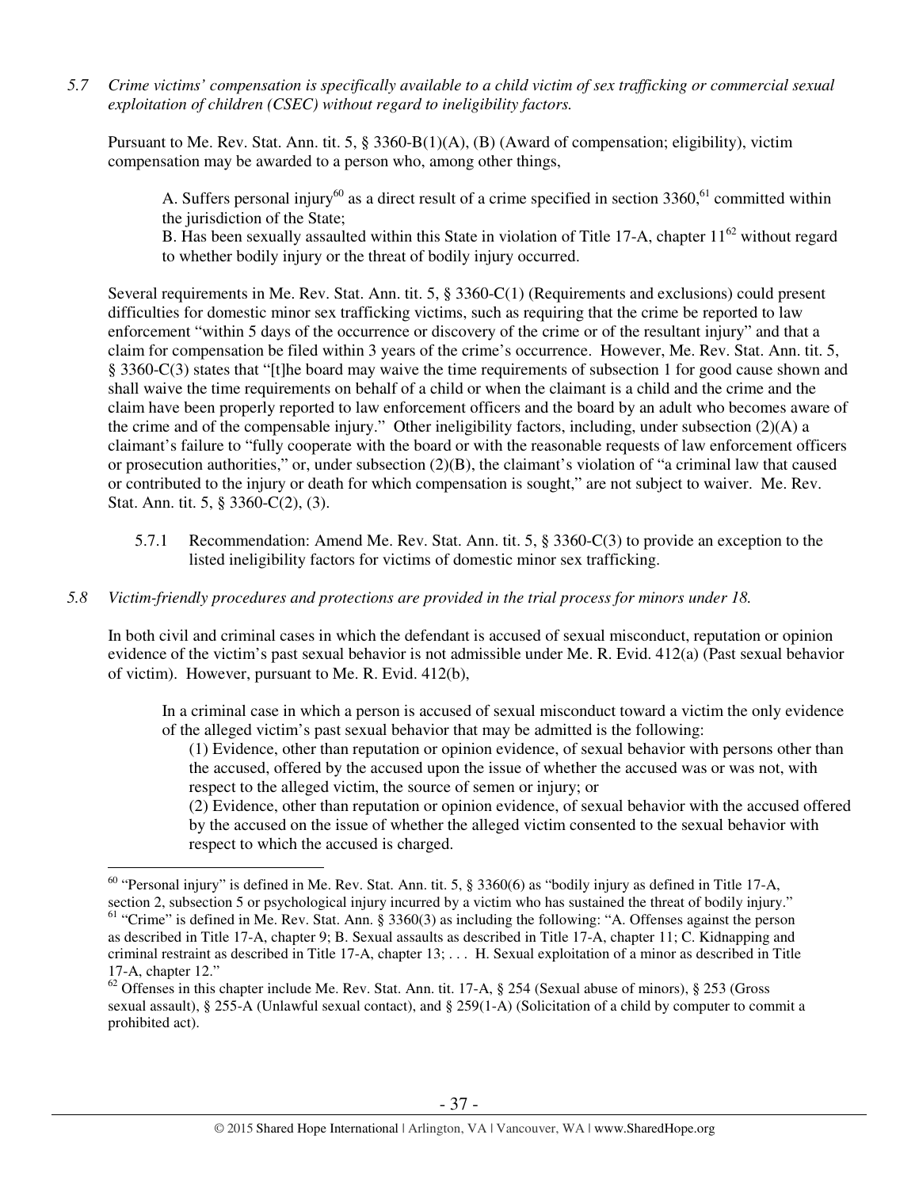*5.7 Crime victims' compensation is specifically available to a child victim of sex trafficking or commercial sexual exploitation of children (CSEC) without regard to ineligibility factors.*

Pursuant to Me. Rev. Stat. Ann. tit. 5, § 3360-B(1)(A), (B) (Award of compensation; eligibility), victim compensation may be awarded to a person who, among other things,

> A. Suffers personal injury[60] as a direct result of a crime specified in section 3360,[61] committed within the jurisdiction of the State;
> B. Has been sexually assaulted within this State in violation of Title 17-A, chapter 11[62] without regard to whether bodily injury or the threat of bodily injury occurred.

Several requirements in Me. Rev. Stat. Ann. tit. 5, § 3360-C(1) (Requirements and exclusions) could present difficulties for domestic minor sex trafficking victims, such as requiring that the crime be reported to law enforcement "within 5 days of the occurrence or discovery of the crime or of the resultant injury" and that a claim for compensation be filed within 3 years of the crime's occurrence. However, Me. Rev. Stat. Ann. tit. 5, § 3360-C(3) states that "[t]he board may waive the time requirements of subsection 1 for good cause shown and shall waive the time requirements on behalf of a child or when the claimant is a child and the crime and the claim have been properly reported to law enforcement officers and the board by an adult who becomes aware of the crime and of the compensable injury." Other ineligibility factors, including, under subsection (2)(A) a claimant's failure to "fully cooperate with the board or with the reasonable requests of law enforcement officers or prosecution authorities," or, under subsection (2)(B), the claimant's violation of "a criminal law that caused or contributed to the injury or death for which compensation is sought," are not subject to waiver. Me. Rev. Stat. Ann. tit. 5, § 3360-C(2), (3).

> 5.7.1 Recommendation: Amend Me. Rev. Stat. Ann. tit. 5, § 3360-C(3) to provide an exception to the listed ineligibility factors for victims of domestic minor sex trafficking.

*5.8 Victim-friendly procedures and protections are provided in the trial process for minors under 18.*

In both civil and criminal cases in which the defendant is accused of sexual misconduct, reputation or opinion evidence of the victim's past sexual behavior is not admissible under Me. R. Evid. 412(a) (Past sexual behavior of victim). However, pursuant to Me. R. Evid. 412(b),

> In a criminal case in which a person is accused of sexual misconduct toward a victim the only evidence of the alleged victim's past sexual behavior that may be admitted is the following:
> (1) Evidence, other than reputation or opinion evidence, of sexual behavior with persons other than the accused, offered by the accused upon the issue of whether the accused was or was not, with respect to the alleged victim, the source of semen or injury; or
> (2) Evidence, other than reputation or opinion evidence, of sexual behavior with the accused offered by the accused on the issue of whether the alleged victim consented to the sexual behavior with respect to which the accused is charged.

---

[60] "Personal injury" is defined in Me. Rev. Stat. Ann. tit. 5, § 3360(6) as "bodily injury as defined in Title 17-A, section 2, subsection 5 or psychological injury incurred by a victim who has sustained the threat of bodily injury."

[61] "Crime" is defined in Me. Rev. Stat. Ann. § 3360(3) as including the following: "A. Offenses against the person as described in Title 17-A, chapter 9; B. Sexual assaults as described in Title 17-A, chapter 11; C. Kidnapping and criminal restraint as described in Title 17-A, chapter 13; . . . H. Sexual exploitation of a minor as described in Title 17-A, chapter 12."

[62] Offenses in this chapter include Me. Rev. Stat. Ann. tit. 17-A, § 254 (Sexual abuse of minors), § 253 (Gross sexual assault), § 255-A (Unlawful sexual contact), and § 259(1-A) (Solicitation of a child by computer to commit a prohibited act).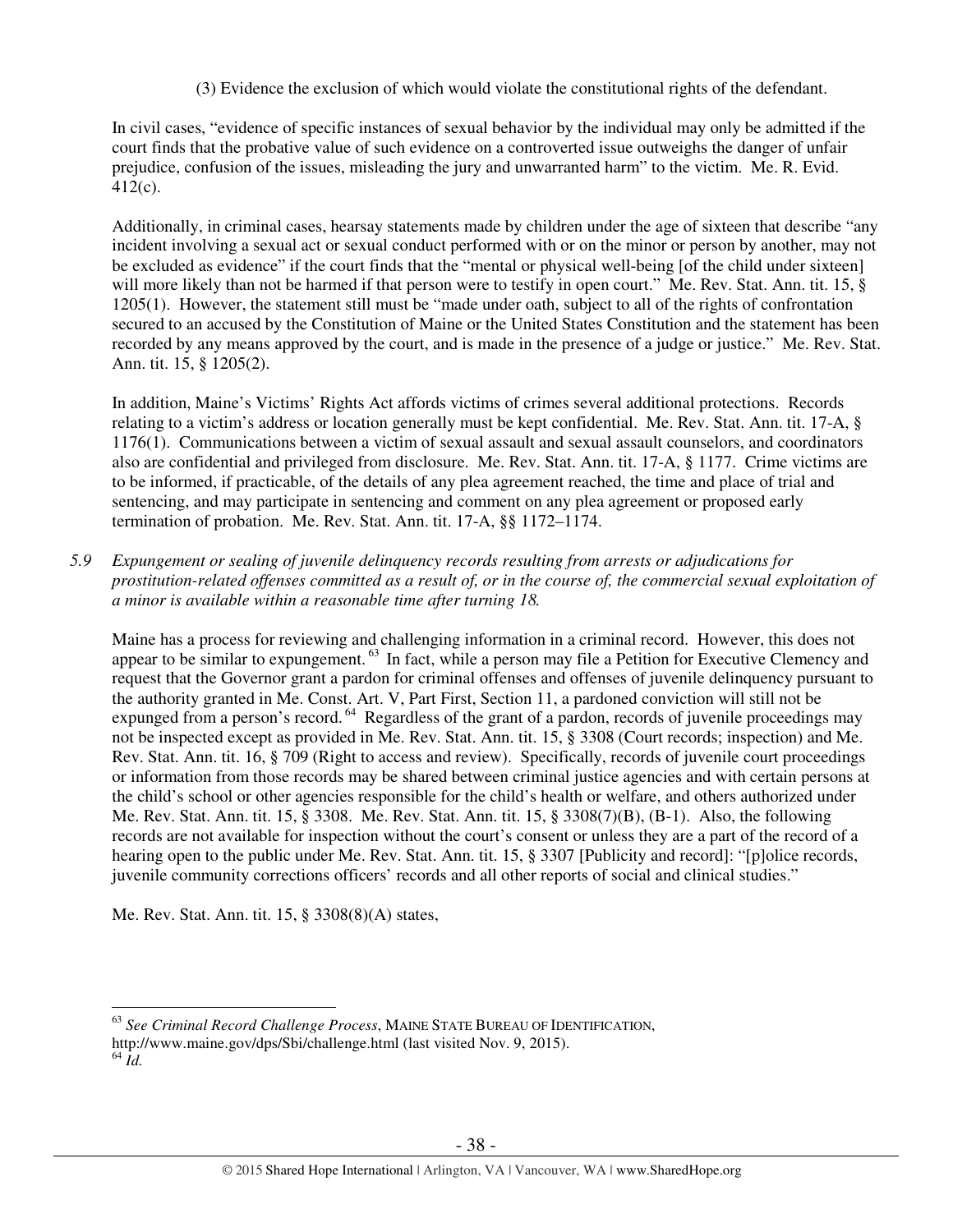(3) Evidence the exclusion of which would violate the constitutional rights of the defendant.

In civil cases, "evidence of specific instances of sexual behavior by the individual may only be admitted if the court finds that the probative value of such evidence on a controverted issue outweighs the danger of unfair prejudice, confusion of the issues, misleading the jury and unwarranted harm" to the victim. Me. R. Evid. 412(c).

Additionally, in criminal cases, hearsay statements made by children under the age of sixteen that describe "any incident involving a sexual act or sexual conduct performed with or on the minor or person by another, may not be excluded as evidence" if the court finds that the "mental or physical well-being [of the child under sixteen] will more likely than not be harmed if that person were to testify in open court." Me. Rev. Stat. Ann. tit. 15, § 1205(1). However, the statement still must be "made under oath, subject to all of the rights of confrontation secured to an accused by the Constitution of Maine or the United States Constitution and the statement has been recorded by any means approved by the court, and is made in the presence of a judge or justice." Me. Rev. Stat. Ann. tit. 15, § 1205(2).

In addition, Maine's Victims' Rights Act affords victims of crimes several additional protections. Records relating to a victim's address or location generally must be kept confidential. Me. Rev. Stat. Ann. tit. 17-A, § 1176(1). Communications between a victim of sexual assault and sexual assault counselors, and coordinators also are confidential and privileged from disclosure. Me. Rev. Stat. Ann. tit. 17-A, § 1177. Crime victims are to be informed, if practicable, of the details of any plea agreement reached, the time and place of trial and sentencing, and may participate in sentencing and comment on any plea agreement or proposed early termination of probation. Me. Rev. Stat. Ann. tit. 17-A, §§ 1172–1174.

*5.9 Expungement or sealing of juvenile delinquency records resulting from arrests or adjudications for prostitution-related offenses committed as a result of, or in the course of, the commercial sexual exploitation of a minor is available within a reasonable time after turning 18.*

Maine has a process for reviewing and challenging information in a criminal record. However, this does not appear to be similar to expungement.[63] In fact, while a person may file a Petition for Executive Clemency and request that the Governor grant a pardon for criminal offenses and offenses of juvenile delinquency pursuant to the authority granted in Me. Const. Art. V, Part First, Section 11, a pardoned conviction will still not be expunged from a person's record.[64] Regardless of the grant of a pardon, records of juvenile proceedings may not be inspected except as provided in Me. Rev. Stat. Ann. tit. 15, § 3308 (Court records; inspection) and Me. Rev. Stat. Ann. tit. 16, § 709 (Right to access and review). Specifically, records of juvenile court proceedings or information from those records may be shared between criminal justice agencies and with certain persons at the child's school or other agencies responsible for the child's health or welfare, and others authorized under Me. Rev. Stat. Ann. tit. 15, § 3308. Me. Rev. Stat. Ann. tit. 15, § 3308(7)(B), (B-1). Also, the following records are not available for inspection without the court's consent or unless they are a part of the record of a hearing open to the public under Me. Rev. Stat. Ann. tit. 15, § 3307 [Publicity and record]: "[p]olice records, juvenile community corrections officers' records and all other reports of social and clinical studies."

Me. Rev. Stat. Ann. tit. 15, § 3308(8)(A) states,

---

[63] *See Criminal Record Challenge Process*, MAINE STATE BUREAU OF IDENTIFICATION, http://www.maine.gov/dps/Sbi/challenge.html (last visited Nov. 9, 2015).

[64] *Id.*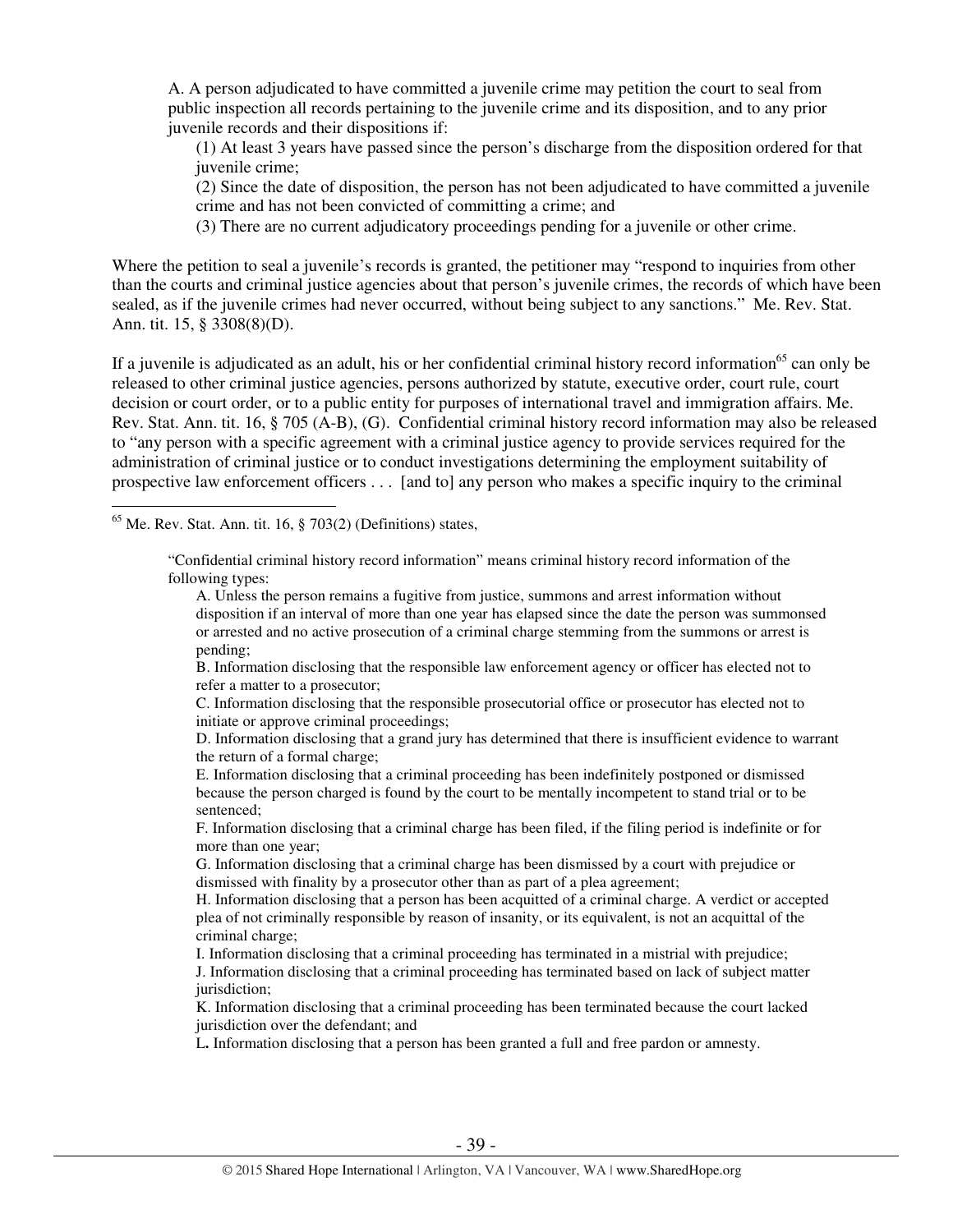A. A person adjudicated to have committed a juvenile crime may petition the court to seal from public inspection all records pertaining to the juvenile crime and its disposition, and to any prior juvenile records and their dispositions if:

(1) At least 3 years have passed since the person's discharge from the disposition ordered for that juvenile crime;

(2) Since the date of disposition, the person has not been adjudicated to have committed a juvenile crime and has not been convicted of committing a crime; and

(3) There are no current adjudicatory proceedings pending for a juvenile or other crime.

Where the petition to seal a juvenile's records is granted, the petitioner may "respond to inquiries from other than the courts and criminal justice agencies about that person's juvenile crimes, the records of which have been sealed, as if the juvenile crimes had never occurred, without being subject to any sanctions." Me. Rev. Stat. Ann. tit. 15, § 3308(8)(D).

If a juvenile is adjudicated as an adult, his or her confidential criminal history record information[65] can only be released to other criminal justice agencies, persons authorized by statute, executive order, court rule, court decision or court order, or to a public entity for purposes of international travel and immigration affairs. Me. Rev. Stat. Ann. tit. 16, § 705 (A-B), (G). Confidential criminal history record information may also be released to "any person with a specific agreement with a criminal justice agency to provide services required for the administration of criminal justice or to conduct investigations determining the employment suitability of prospective law enforcement officers . . . [and to] any person who makes a specific inquiry to the criminal

---

[65] Me. Rev. Stat. Ann. tit. 16, § 703(2) (Definitions) states,

> "Confidential criminal history record information" means criminal history record information of the following types:
>
> A. Unless the person remains a fugitive from justice, summons and arrest information without disposition if an interval of more than one year has elapsed since the date the person was summonsed or arrested and no active prosecution of a criminal charge stemming from the summons or arrest is pending;
>
> B. Information disclosing that the responsible law enforcement agency or officer has elected not to refer a matter to a prosecutor;
>
> C. Information disclosing that the responsible prosecutorial office or prosecutor has elected not to initiate or approve criminal proceedings;
>
> D. Information disclosing that a grand jury has determined that there is insufficient evidence to warrant the return of a formal charge;
>
> E. Information disclosing that a criminal proceeding has been indefinitely postponed or dismissed because the person charged is found by the court to be mentally incompetent to stand trial or to be sentenced;
>
> F. Information disclosing that a criminal charge has been filed, if the filing period is indefinite or for more than one year;
>
> G. Information disclosing that a criminal charge has been dismissed by a court with prejudice or dismissed with finality by a prosecutor other than as part of a plea agreement;
>
> H. Information disclosing that a person has been acquitted of a criminal charge. A verdict or accepted plea of not criminally responsible by reason of insanity, or its equivalent, is not an acquittal of the criminal charge;
>
> I. Information disclosing that a criminal proceeding has terminated in a mistrial with prejudice;
>
> J. Information disclosing that a criminal proceeding has terminated based on lack of subject matter jurisdiction;
>
> K. Information disclosing that a criminal proceeding has been terminated because the court lacked jurisdiction over the defendant; and
>
> L**.** Information disclosing that a person has been granted a full and free pardon or amnesty.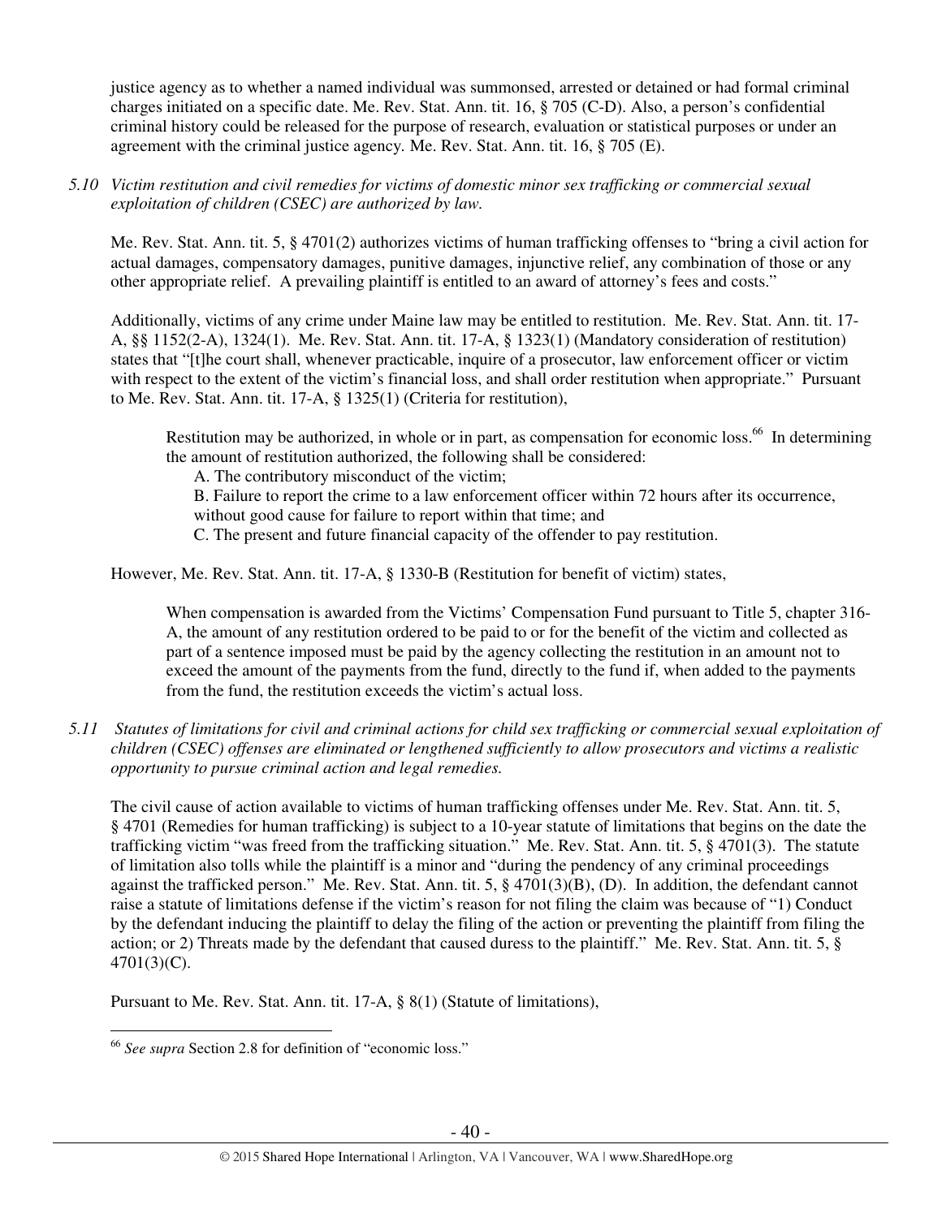justice agency as to whether a named individual was summonsed, arrested or detained or had formal criminal charges initiated on a specific date. Me. Rev. Stat. Ann. tit. 16, § 705 (C-D). Also, a person's confidential criminal history could be released for the purpose of research, evaluation or statistical purposes or under an agreement with the criminal justice agency. Me. Rev. Stat. Ann. tit. 16, § 705 (E).

*5.10 Victim restitution and civil remedies for victims of domestic minor sex trafficking or commercial sexual exploitation of children (CSEC) are authorized by law.*

Me. Rev. Stat. Ann. tit. 5, § 4701(2) authorizes victims of human trafficking offenses to "bring a civil action for actual damages, compensatory damages, punitive damages, injunctive relief, any combination of those or any other appropriate relief. A prevailing plaintiff is entitled to an award of attorney's fees and costs."

Additionally, victims of any crime under Maine law may be entitled to restitution. Me. Rev. Stat. Ann. tit. 17-A, §§ 1152(2-A), 1324(1). Me. Rev. Stat. Ann. tit. 17-A, § 1323(1) (Mandatory consideration of restitution) states that "[t]he court shall, whenever practicable, inquire of a prosecutor, law enforcement officer or victim with respect to the extent of the victim's financial loss, and shall order restitution when appropriate." Pursuant to Me. Rev. Stat. Ann. tit. 17-A, § 1325(1) (Criteria for restitution),

> Restitution may be authorized, in whole or in part, as compensation for economic loss.[66] In determining the amount of restitution authorized, the following shall be considered:
>
> A. The contributory misconduct of the victim;
>
> B. Failure to report the crime to a law enforcement officer within 72 hours after its occurrence, without good cause for failure to report within that time; and
>
> C. The present and future financial capacity of the offender to pay restitution.

However, Me. Rev. Stat. Ann. tit. 17-A, § 1330-B (Restitution for benefit of victim) states,

> When compensation is awarded from the Victims' Compensation Fund pursuant to Title 5, chapter 316-A, the amount of any restitution ordered to be paid to or for the benefit of the victim and collected as part of a sentence imposed must be paid by the agency collecting the restitution in an amount not to exceed the amount of the payments from the fund, directly to the fund if, when added to the payments from the fund, the restitution exceeds the victim's actual loss.

*5.11 Statutes of limitations for civil and criminal actions for child sex trafficking or commercial sexual exploitation of children (CSEC) offenses are eliminated or lengthened sufficiently to allow prosecutors and victims a realistic opportunity to pursue criminal action and legal remedies.*

The civil cause of action available to victims of human trafficking offenses under Me. Rev. Stat. Ann. tit. 5, § 4701 (Remedies for human trafficking) is subject to a 10-year statute of limitations that begins on the date the trafficking victim "was freed from the trafficking situation." Me. Rev. Stat. Ann. tit. 5, § 4701(3). The statute of limitation also tolls while the plaintiff is a minor and "during the pendency of any criminal proceedings against the trafficked person." Me. Rev. Stat. Ann. tit. 5, § 4701(3)(B), (D). In addition, the defendant cannot raise a statute of limitations defense if the victim's reason for not filing the claim was because of "1) Conduct by the defendant inducing the plaintiff to delay the filing of the action or preventing the plaintiff from filing the action; or 2) Threats made by the defendant that caused duress to the plaintiff." Me. Rev. Stat. Ann. tit. 5, § 4701(3)(C).

Pursuant to Me. Rev. Stat. Ann. tit. 17-A, § 8(1) (Statute of limitations),

---

[66] *See supra* Section 2.8 for definition of "economic loss."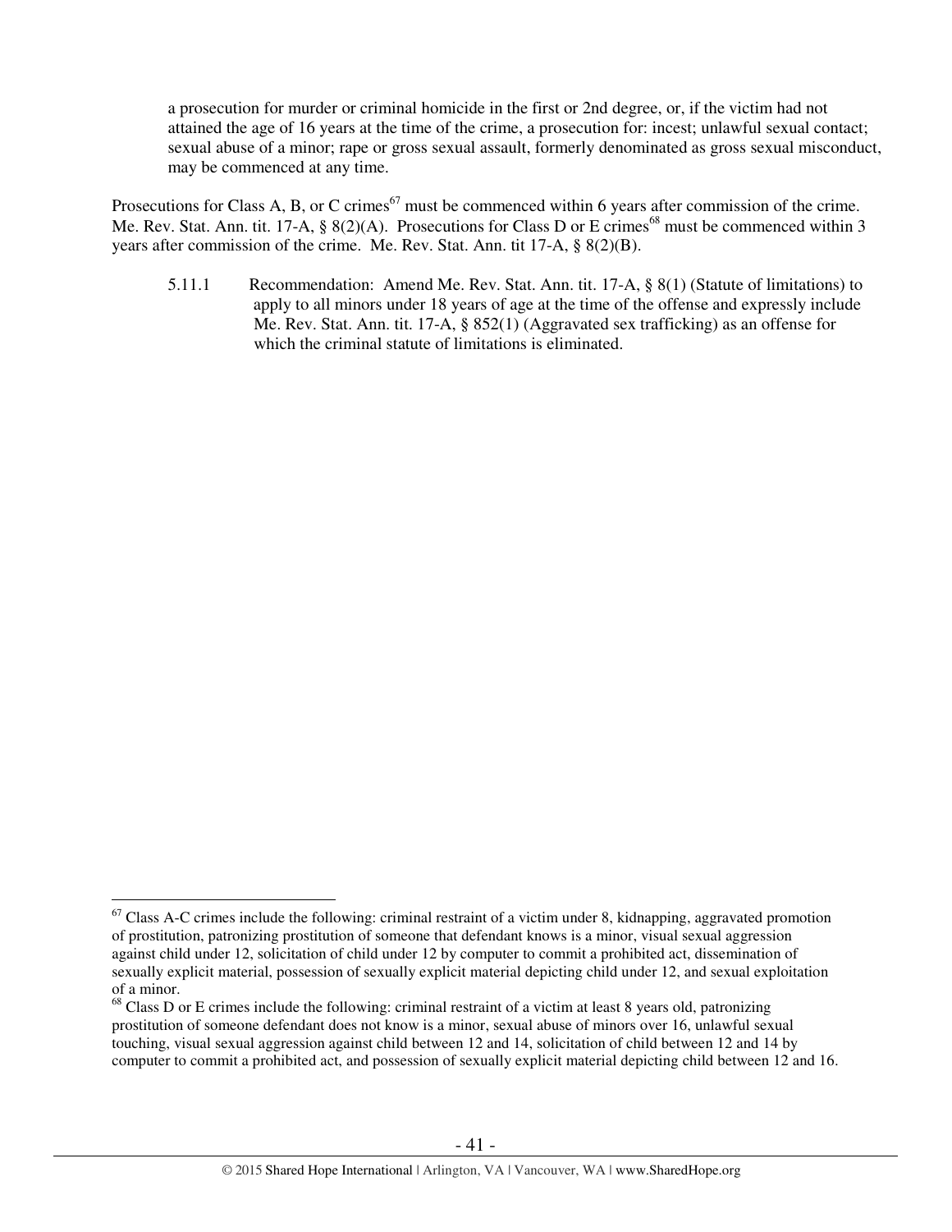> a prosecution for murder or criminal homicide in the first or 2nd degree, or, if the victim had not attained the age of 16 years at the time of the crime, a prosecution for: incest; unlawful sexual contact; sexual abuse of a minor; rape or gross sexual assault, formerly denominated as gross sexual misconduct, may be commenced at any time.

Prosecutions for Class A, B, or C crimes[67] must be commenced within 6 years after commission of the crime. Me. Rev. Stat. Ann. tit. 17-A, § 8(2)(A). Prosecutions for Class D or E crimes[68] must be commenced within 3 years after commission of the crime. Me. Rev. Stat. Ann. tit 17-A, § 8(2)(B).

5.11.1 Recommendation: Amend Me. Rev. Stat. Ann. tit. 17-A, § 8(1) (Statute of limitations) to apply to all minors under 18 years of age at the time of the offense and expressly include Me. Rev. Stat. Ann. tit. 17-A, § 852(1) (Aggravated sex trafficking) as an offense for which the criminal statute of limitations is eliminated.

---

[67] Class A-C crimes include the following: criminal restraint of a victim under 8, kidnapping, aggravated promotion of prostitution, patronizing prostitution of someone that defendant knows is a minor, visual sexual aggression against child under 12, solicitation of child under 12 by computer to commit a prohibited act, dissemination of sexually explicit material, possession of sexually explicit material depicting child under 12, and sexual exploitation of a minor.

[68] Class D or E crimes include the following: criminal restraint of a victim at least 8 years old, patronizing prostitution of someone defendant does not know is a minor, sexual abuse of minors over 16, unlawful sexual touching, visual sexual aggression against child between 12 and 14, solicitation of child between 12 and 14 by computer to commit a prohibited act, and possession of sexually explicit material depicting child between 12 and 16.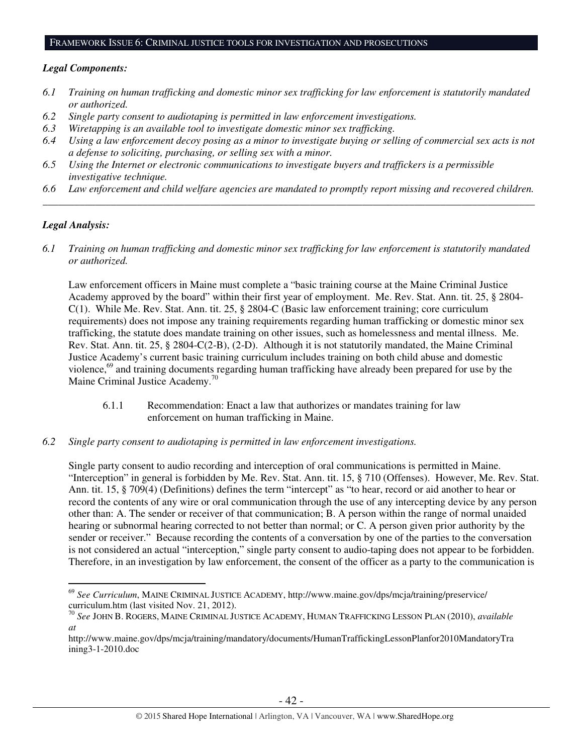## FRAMEWORK ISSUE 6: CRIMINAL JUSTICE TOOLS FOR INVESTIGATION AND PROSECUTIONS

***Legal Components:***

*6.1 Training on human trafficking and domestic minor sex trafficking for law enforcement is statutorily mandated or authorized.*
*6.2 Single party consent to audiotaping is permitted in law enforcement investigations.*
*6.3 Wiretapping is an available tool to investigate domestic minor sex trafficking.*
*6.4 Using a law enforcement decoy posing as a minor to investigate buying or selling of commercial sex acts is not a defense to soliciting, purchasing, or selling sex with a minor.*
*6.5 Using the Internet or electronic communications to investigate buyers and traffickers is a permissible investigative technique.*
*6.6 Law enforcement and child welfare agencies are mandated to promptly report missing and recovered children.*

---

***Legal Analysis:***

*6.1 Training on human trafficking and domestic minor sex trafficking for law enforcement is statutorily mandated or authorized.*

Law enforcement officers in Maine must complete a "basic training course at the Maine Criminal Justice Academy approved by the board" within their first year of employment. Me. Rev. Stat. Ann. tit. 25, § 2804-C(1). While Me. Rev. Stat. Ann. tit. 25, § 2804-C (Basic law enforcement training; core curriculum requirements) does not impose any training requirements regarding human trafficking or domestic minor sex trafficking, the statute does mandate training on other issues, such as homelessness and mental illness. Me. Rev. Stat. Ann. tit. 25, § 2804-C(2-B), (2-D). Although it is not statutorily mandated, the Maine Criminal Justice Academy's current basic training curriculum includes training on both child abuse and domestic violence,[69] and training documents regarding human trafficking have already been prepared for use by the Maine Criminal Justice Academy.[70]

> 6.1.1 Recommendation: Enact a law that authorizes or mandates training for law enforcement on human trafficking in Maine.

*6.2 Single party consent to audiotaping is permitted in law enforcement investigations.*

Single party consent to audio recording and interception of oral communications is permitted in Maine. "Interception" in general is forbidden by Me. Rev. Stat. Ann. tit. 15, § 710 (Offenses). However, Me. Rev. Stat. Ann. tit. 15, § 709(4) (Definitions) defines the term "intercept" as "to hear, record or aid another to hear or record the contents of any wire or oral communication through the use of any intercepting device by any person other than: A. The sender or receiver of that communication; B. A person within the range of normal unaided hearing or subnormal hearing corrected to not better than normal; or C. A person given prior authority by the sender or receiver." Because recording the contents of a conversation by one of the parties to the conversation is not considered an actual "interception," single party consent to audio-taping does not appear to be forbidden. Therefore, in an investigation by law enforcement, the consent of the officer as a party to the communication is

---

[69] *See Curriculum*, MAINE CRIMINAL JUSTICE ACADEMY, http://www.maine.gov/dps/mcja/training/preservice/curriculum.htm (last visited Nov. 21, 2012).

[70] *See* JOHN B. ROGERS, MAINE CRIMINAL JUSTICE ACADEMY, HUMAN TRAFFICKING LESSON PLAN (2010), *available at* http://www.maine.gov/dps/mcja/training/mandatory/documents/HumanTraffickingLessonPlanfor2010MandatoryTraining3-1-2010.doc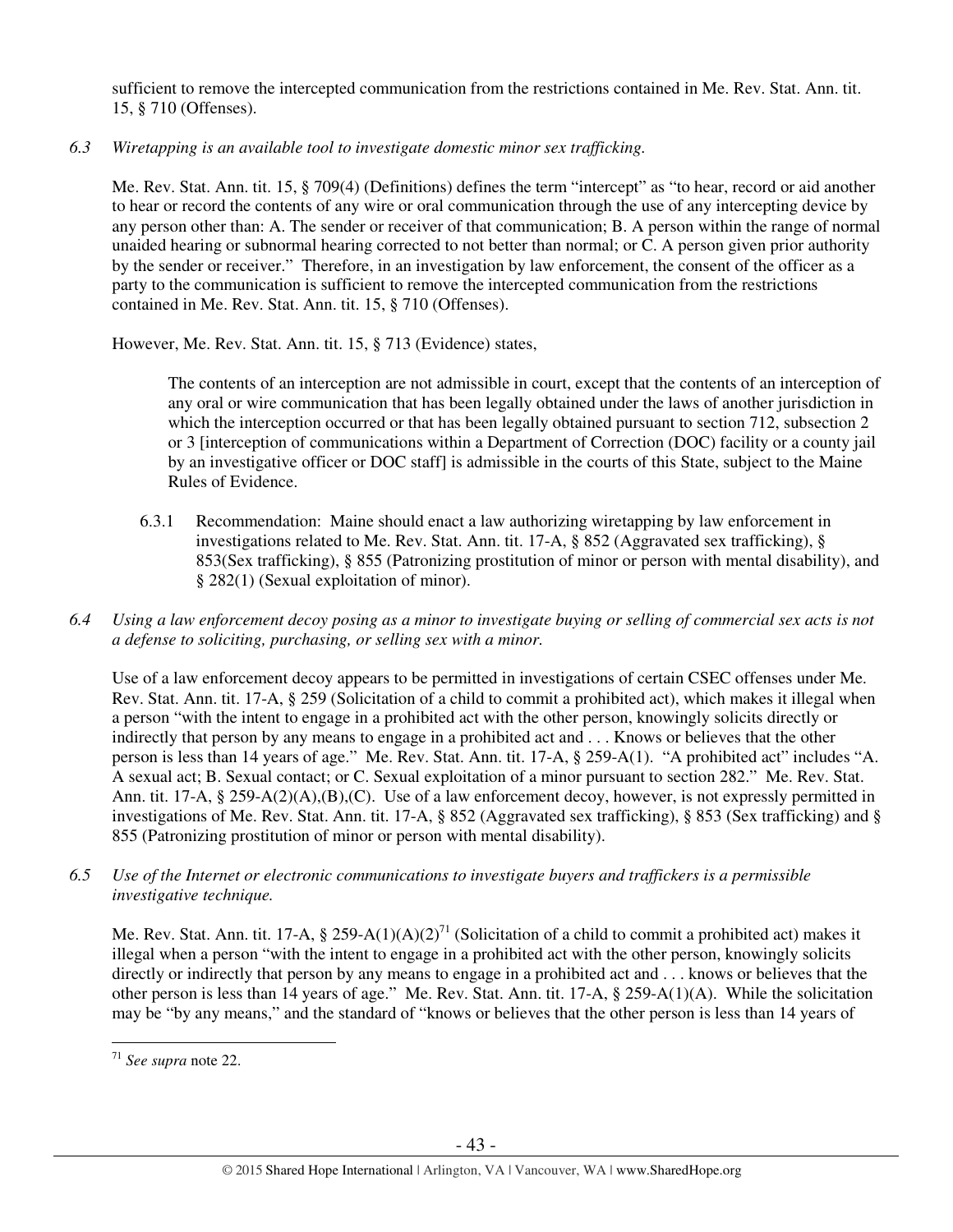sufficient to remove the intercepted communication from the restrictions contained in Me. Rev. Stat. Ann. tit. 15, § 710 (Offenses).

*6.3 Wiretapping is an available tool to investigate domestic minor sex trafficking.*

Me. Rev. Stat. Ann. tit. 15, § 709(4) (Definitions) defines the term "intercept" as "to hear, record or aid another to hear or record the contents of any wire or oral communication through the use of any intercepting device by any person other than: A. The sender or receiver of that communication; B. A person within the range of normal unaided hearing or subnormal hearing corrected to not better than normal; or C. A person given prior authority by the sender or receiver." Therefore, in an investigation by law enforcement, the consent of the officer as a party to the communication is sufficient to remove the intercepted communication from the restrictions contained in Me. Rev. Stat. Ann. tit. 15, § 710 (Offenses).

However, Me. Rev. Stat. Ann. tit. 15, § 713 (Evidence) states,

> The contents of an interception are not admissible in court, except that the contents of an interception of any oral or wire communication that has been legally obtained under the laws of another jurisdiction in which the interception occurred or that has been legally obtained pursuant to section 712, subsection 2 or 3 [interception of communications within a Department of Correction (DOC) facility or a county jail by an investigative officer or DOC staff] is admissible in the courts of this State, subject to the Maine Rules of Evidence.

6.3.1 Recommendation: Maine should enact a law authorizing wiretapping by law enforcement in investigations related to Me. Rev. Stat. Ann. tit. 17-A, § 852 (Aggravated sex trafficking), § 853(Sex trafficking), § 855 (Patronizing prostitution of minor or person with mental disability), and § 282(1) (Sexual exploitation of minor).

*6.4 Using a law enforcement decoy posing as a minor to investigate buying or selling of commercial sex acts is not a defense to soliciting, purchasing, or selling sex with a minor.*

Use of a law enforcement decoy appears to be permitted in investigations of certain CSEC offenses under Me. Rev. Stat. Ann. tit. 17-A, § 259 (Solicitation of a child to commit a prohibited act), which makes it illegal when a person "with the intent to engage in a prohibited act with the other person, knowingly solicits directly or indirectly that person by any means to engage in a prohibited act and . . . Knows or believes that the other person is less than 14 years of age." Me. Rev. Stat. Ann. tit. 17-A, § 259-A(1). "A prohibited act" includes "A. A sexual act; B. Sexual contact; or C. Sexual exploitation of a minor pursuant to section 282." Me. Rev. Stat. Ann. tit. 17-A, § 259-A(2)(A),(B),(C). Use of a law enforcement decoy, however, is not expressly permitted in investigations of Me. Rev. Stat. Ann. tit. 17-A, § 852 (Aggravated sex trafficking), § 853 (Sex trafficking) and § 855 (Patronizing prostitution of minor or person with mental disability).

*6.5 Use of the Internet or electronic communications to investigate buyers and traffickers is a permissible investigative technique.*

Me. Rev. Stat. Ann. tit. 17-A, § 259-A(1)(A)(2)[71] (Solicitation of a child to commit a prohibited act) makes it illegal when a person "with the intent to engage in a prohibited act with the other person, knowingly solicits directly or indirectly that person by any means to engage in a prohibited act and . . . knows or believes that the other person is less than 14 years of age." Me. Rev. Stat. Ann. tit. 17-A, § 259-A(1)(A). While the solicitation may be "by any means," and the standard of "knows or believes that the other person is less than 14 years of

---

[71] *See supra* note 22.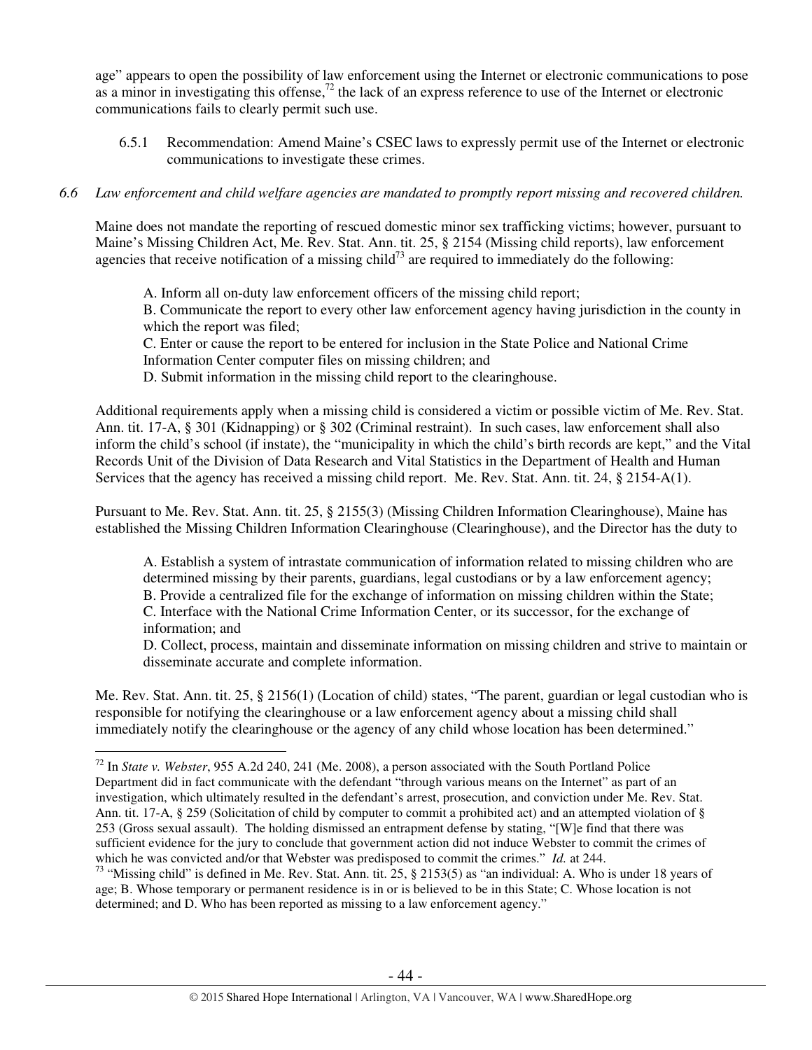age" appears to open the possibility of law enforcement using the Internet or electronic communications to pose as a minor in investigating this offense,[72] the lack of an express reference to use of the Internet or electronic communications fails to clearly permit such use.

6.5.1 Recommendation: Amend Maine's CSEC laws to expressly permit use of the Internet or electronic communications to investigate these crimes.

*6.6 Law enforcement and child welfare agencies are mandated to promptly report missing and recovered children.*

Maine does not mandate the reporting of rescued domestic minor sex trafficking victims; however, pursuant to Maine's Missing Children Act, Me. Rev. Stat. Ann. tit. 25, § 2154 (Missing child reports), law enforcement agencies that receive notification of a missing child[73] are required to immediately do the following:

> A. Inform all on-duty law enforcement officers of the missing child report;
> B. Communicate the report to every other law enforcement agency having jurisdiction in the county in which the report was filed;
> C. Enter or cause the report to be entered for inclusion in the State Police and National Crime Information Center computer files on missing children; and
> D. Submit information in the missing child report to the clearinghouse.

Additional requirements apply when a missing child is considered a victim or possible victim of Me. Rev. Stat. Ann. tit. 17-A, § 301 (Kidnapping) or § 302 (Criminal restraint). In such cases, law enforcement shall also inform the child's school (if instate), the "municipality in which the child's birth records are kept," and the Vital Records Unit of the Division of Data Research and Vital Statistics in the Department of Health and Human Services that the agency has received a missing child report. Me. Rev. Stat. Ann. tit. 24, § 2154-A(1).

Pursuant to Me. Rev. Stat. Ann. tit. 25, § 2155(3) (Missing Children Information Clearinghouse), Maine has established the Missing Children Information Clearinghouse (Clearinghouse), and the Director has the duty to

> A. Establish a system of intrastate communication of information related to missing children who are determined missing by their parents, guardians, legal custodians or by a law enforcement agency;
> B. Provide a centralized file for the exchange of information on missing children within the State;
> C. Interface with the National Crime Information Center, or its successor, for the exchange of information; and
> D. Collect, process, maintain and disseminate information on missing children and strive to maintain or disseminate accurate and complete information.

Me. Rev. Stat. Ann. tit. 25, § 2156(1) (Location of child) states, "The parent, guardian or legal custodian who is responsible for notifying the clearinghouse or a law enforcement agency about a missing child shall immediately notify the clearinghouse or the agency of any child whose location has been determined."

---

[72] In *State v. Webster*, 955 A.2d 240, 241 (Me. 2008), a person associated with the South Portland Police Department did in fact communicate with the defendant "through various means on the Internet" as part of an investigation, which ultimately resulted in the defendant's arrest, prosecution, and conviction under Me. Rev. Stat. Ann. tit. 17-A, § 259 (Solicitation of child by computer to commit a prohibited act) and an attempted violation of § 253 (Gross sexual assault). The holding dismissed an entrapment defense by stating, "[W]e find that there was sufficient evidence for the jury to conclude that government action did not induce Webster to commit the crimes of which he was convicted and/or that Webster was predisposed to commit the crimes." *Id.* at 244.

[73] "Missing child" is defined in Me. Rev. Stat. Ann. tit. 25, § 2153(5) as "an individual: A. Who is under 18 years of age; B. Whose temporary or permanent residence is in or is believed to be in this State; C. Whose location is not determined; and D. Who has been reported as missing to a law enforcement agency."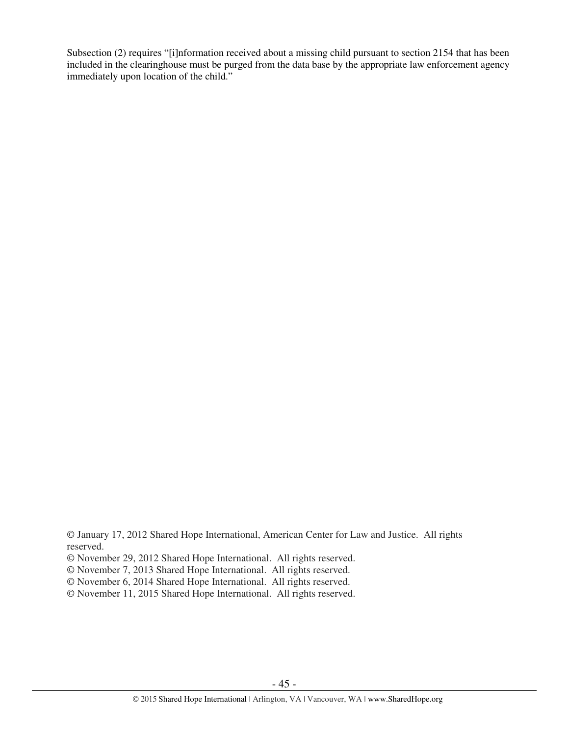Subsection (2) requires "[i]nformation received about a missing child pursuant to section 2154 that has been included in the clearinghouse must be purged from the data base by the appropriate law enforcement agency immediately upon location of the child."

© January 17, 2012 Shared Hope International, American Center for Law and Justice. All rights reserved.
© November 29, 2012 Shared Hope International. All rights reserved.
© November 7, 2013 Shared Hope International. All rights reserved.
© November 6, 2014 Shared Hope International. All rights reserved.
© November 11, 2015 Shared Hope International. All rights reserved.